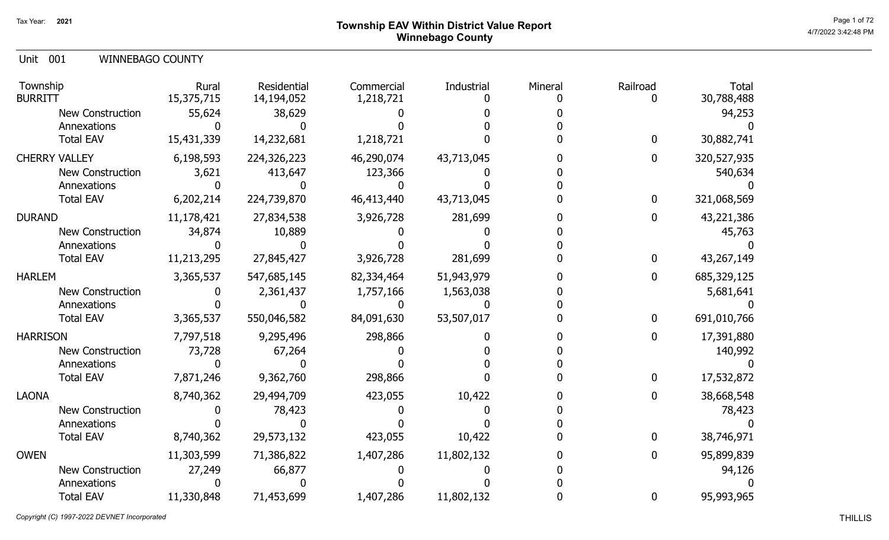Tax Year: 2021

# Township EAV Within District Value Report
## Winnebago County

4/7/2022 3:42:48 PM

Unit 001 WINNEBAGO COUNTY

| Township | Rural | Residential | Commercial | Industrial | Mineral | Railroad | Total |
|---|---|---|---|---|---|---|---|
| BURRITT | 15,375,715 | 14,194,052 | 1,218,721 | 0 | 0 | 0 | 30,788,488 |
| New Construction | 55,624 | 38,629 | 0 | 0 | 0 | | 94,253 |
| Annexations | 0 | 0 | 0 | 0 | 0 | | 0 |
| Total EAV | 15,431,339 | 14,232,681 | 1,218,721 | 0 | 0 | 0 | 30,882,741 |
| CHERRY VALLEY | 6,198,593 | 224,326,223 | 46,290,074 | 43,713,045 | 0 | 0 | 320,527,935 |
| New Construction | 3,621 | 413,647 | 123,366 | 0 | 0 | | 540,634 |
| Annexations | 0 | 0 | 0 | 0 | 0 | | 0 |
| Total EAV | 6,202,214 | 224,739,870 | 46,413,440 | 43,713,045 | 0 | 0 | 321,068,569 |
| DURAND | 11,178,421 | 27,834,538 | 3,926,728 | 281,699 | 0 | 0 | 43,221,386 |
| New Construction | 34,874 | 10,889 | 0 | 0 | 0 | | 45,763 |
| Annexations | 0 | 0 | 0 | 0 | 0 | | 0 |
| Total EAV | 11,213,295 | 27,845,427 | 3,926,728 | 281,699 | 0 | 0 | 43,267,149 |
| HARLEM | 3,365,537 | 547,685,145 | 82,334,464 | 51,943,979 | 0 | 0 | 685,329,125 |
| New Construction | 0 | 2,361,437 | 1,757,166 | 1,563,038 | 0 | | 5,681,641 |
| Annexations | 0 | 0 | 0 | 0 | 0 | | 0 |
| Total EAV | 3,365,537 | 550,046,582 | 84,091,630 | 53,507,017 | 0 | 0 | 691,010,766 |
| HARRISON | 7,797,518 | 9,295,496 | 298,866 | 0 | 0 | 0 | 17,391,880 |
| New Construction | 73,728 | 67,264 | 0 | 0 | 0 | | 140,992 |
| Annexations | 0 | 0 | 0 | 0 | 0 | | 0 |
| Total EAV | 7,871,246 | 9,362,760 | 298,866 | 0 | 0 | 0 | 17,532,872 |
| LAONA | 8,740,362 | 29,494,709 | 423,055 | 10,422 | 0 | 0 | 38,668,548 |
| New Construction | 0 | 78,423 | 0 | 0 | 0 | | 78,423 |
| Annexations | 0 | 0 | 0 | 0 | 0 | | 0 |
| Total EAV | 8,740,362 | 29,573,132 | 423,055 | 10,422 | 0 | 0 | 38,746,971 |
| OWEN | 11,303,599 | 71,386,822 | 1,407,286 | 11,802,132 | 0 | 0 | 95,899,839 |
| New Construction | 27,249 | 66,877 | 0 | 0 | 0 | | 94,126 |
| Annexations | 0 | 0 | 0 | 0 | 0 | | 0 |
| Total EAV | 11,330,848 | 71,453,699 | 1,407,286 | 11,802,132 | 0 | 0 | 95,993,965 |

*Copyright (C) 1997-2022 DEVNET Incorporated*

THILLIS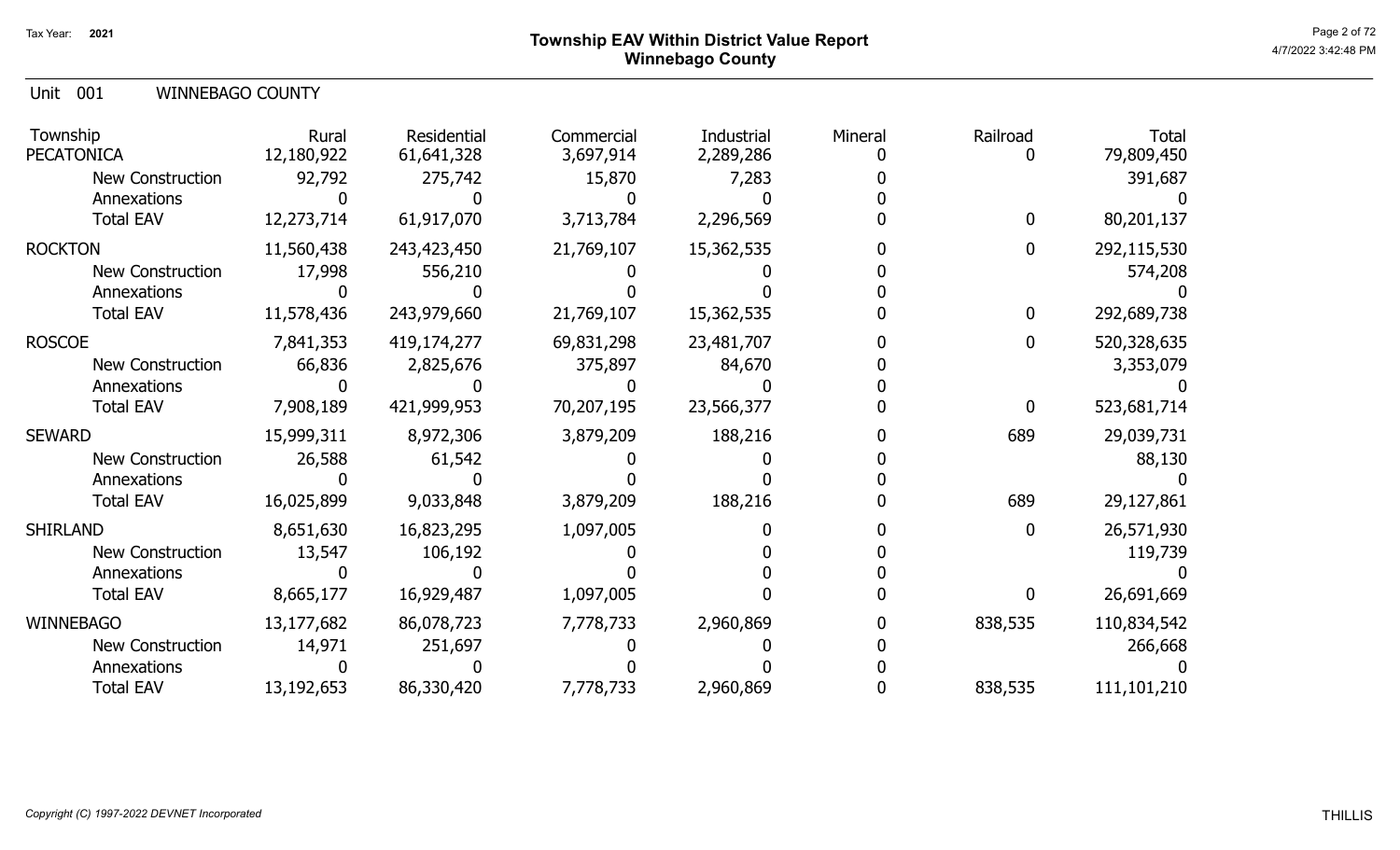# Township EAV Within District Value Report
## Winnebago County

Tax Year: 2021

Unit 001 WINNEBAGO COUNTY

| Township | Rural | Residential | Commercial | Industrial | Mineral | Railroad | Total |
|---|---|---|---|---|---|---|---|
| PECATONICA | 12,180,922 | 61,641,328 | 3,697,914 | 2,289,286 | 0 | 0 | 79,809,450 |
| New Construction | 92,792 | 275,742 | 15,870 | 7,283 | 0 | | 391,687 |
| Annexations | 0 | 0 | 0 | 0 | 0 | | 0 |
| Total EAV | 12,273,714 | 61,917,070 | 3,713,784 | 2,296,569 | 0 | 0 | 80,201,137 |
| ROCKTON | 11,560,438 | 243,423,450 | 21,769,107 | 15,362,535 | 0 | 0 | 292,115,530 |
| New Construction | 17,998 | 556,210 | 0 | 0 | 0 | | 574,208 |
| Annexations | 0 | 0 | 0 | 0 | 0 | | 0 |
| Total EAV | 11,578,436 | 243,979,660 | 21,769,107 | 15,362,535 | 0 | 0 | 292,689,738 |
| ROSCOE | 7,841,353 | 419,174,277 | 69,831,298 | 23,481,707 | 0 | 0 | 520,328,635 |
| New Construction | 66,836 | 2,825,676 | 375,897 | 84,670 | 0 | | 3,353,079 |
| Annexations | 0 | 0 | 0 | 0 | 0 | | 0 |
| Total EAV | 7,908,189 | 421,999,953 | 70,207,195 | 23,566,377 | 0 | 0 | 523,681,714 |
| SEWARD | 15,999,311 | 8,972,306 | 3,879,209 | 188,216 | 0 | 689 | 29,039,731 |
| New Construction | 26,588 | 61,542 | 0 | 0 | 0 | | 88,130 |
| Annexations | 0 | 0 | 0 | 0 | 0 | | 0 |
| Total EAV | 16,025,899 | 9,033,848 | 3,879,209 | 188,216 | 0 | 689 | 29,127,861 |
| SHIRLAND | 8,651,630 | 16,823,295 | 1,097,005 | 0 | 0 | 0 | 26,571,930 |
| New Construction | 13,547 | 106,192 | 0 | 0 | 0 | | 119,739 |
| Annexations | 0 | 0 | 0 | 0 | 0 | | 0 |
| Total EAV | 8,665,177 | 16,929,487 | 1,097,005 | 0 | 0 | 0 | 26,691,669 |
| WINNEBAGO | 13,177,682 | 86,078,723 | 7,778,733 | 2,960,869 | 0 | 838,535 | 110,834,542 |
| New Construction | 14,971 | 251,697 | 0 | 0 | 0 | | 266,668 |
| Annexations | 0 | 0 | 0 | 0 | 0 | | 0 |
| Total EAV | 13,192,653 | 86,330,420 | 7,778,733 | 2,960,869 | 0 | 838,535 | 111,101,210 |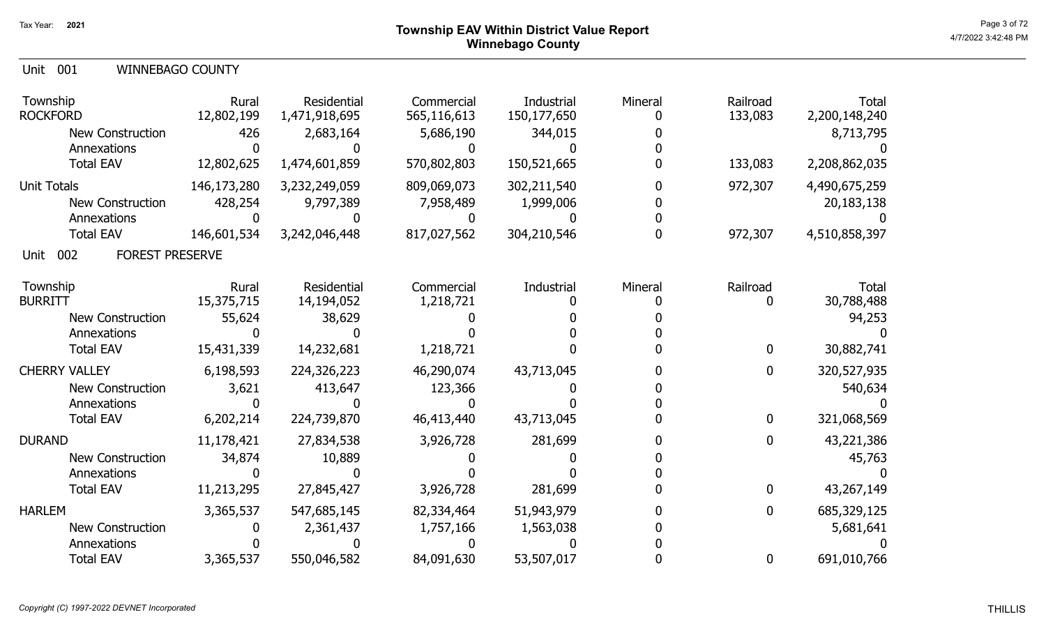# Township EAV Within District Value Report
## Winnebago County

Tax Year: 2021

Unit 001 WINNEBAGO COUNTY

| Township | Rural | Residential | Commercial | Industrial | Mineral | Railroad | Total |
|---|---|---|---|---|---|---|---|
| ROCKFORD | 12,802,199 | 1,471,918,695 | 565,116,613 | 150,177,650 | 0 | 133,083 | 2,200,148,240 |
| New Construction | 426 | 2,683,164 | 5,686,190 | 344,015 | 0 | | 8,713,795 |
| Annexations | 0 | 0 | 0 | 0 | 0 | | 0 |
| Total EAV | 12,802,625 | 1,474,601,859 | 570,802,803 | 150,521,665 | 0 | 133,083 | 2,208,862,035 |
| Unit Totals | 146,173,280 | 3,232,249,059 | 809,069,073 | 302,211,540 | 0 | 972,307 | 4,490,675,259 |
| New Construction | 428,254 | 9,797,389 | 7,958,489 | 1,999,006 | 0 | | 20,183,138 |
| Annexations | 0 | 0 | 0 | 0 | 0 | | 0 |
| Total EAV | 146,601,534 | 3,242,046,448 | 817,027,562 | 304,210,546 | 0 | 972,307 | 4,510,858,397 |

Unit 002 FOREST PRESERVE

| Township | Rural | Residential | Commercial | Industrial | Mineral | Railroad | Total |
|---|---|---|---|---|---|---|---|
| BURRITT | 15,375,715 | 14,194,052 | 1,218,721 | 0 | 0 | 0 | 30,788,488 |
| New Construction | 55,624 | 38,629 | 0 | 0 | 0 | | 94,253 |
| Annexations | 0 | 0 | 0 | 0 | 0 | | 0 |
| Total EAV | 15,431,339 | 14,232,681 | 1,218,721 | 0 | 0 | 0 | 30,882,741 |
| CHERRY VALLEY | 6,198,593 | 224,326,223 | 46,290,074 | 43,713,045 | 0 | 0 | 320,527,935 |
| New Construction | 3,621 | 413,647 | 123,366 | 0 | 0 | | 540,634 |
| Annexations | 0 | 0 | 0 | 0 | 0 | | 0 |
| Total EAV | 6,202,214 | 224,739,870 | 46,413,440 | 43,713,045 | 0 | 0 | 321,068,569 |
| DURAND | 11,178,421 | 27,834,538 | 3,926,728 | 281,699 | 0 | 0 | 43,221,386 |
| New Construction | 34,874 | 10,889 | 0 | 0 | 0 | | 45,763 |
| Annexations | 0 | 0 | 0 | 0 | 0 | | 0 |
| Total EAV | 11,213,295 | 27,845,427 | 3,926,728 | 281,699 | 0 | 0 | 43,267,149 |
| HARLEM | 3,365,537 | 547,685,145 | 82,334,464 | 51,943,979 | 0 | 0 | 685,329,125 |
| New Construction | 0 | 2,361,437 | 1,757,166 | 1,563,038 | 0 | | 5,681,641 |
| Annexations | 0 | 0 | 0 | 0 | 0 | | 0 |
| Total EAV | 3,365,537 | 550,046,582 | 84,091,630 | 53,507,017 | 0 | 0 | 691,010,766 |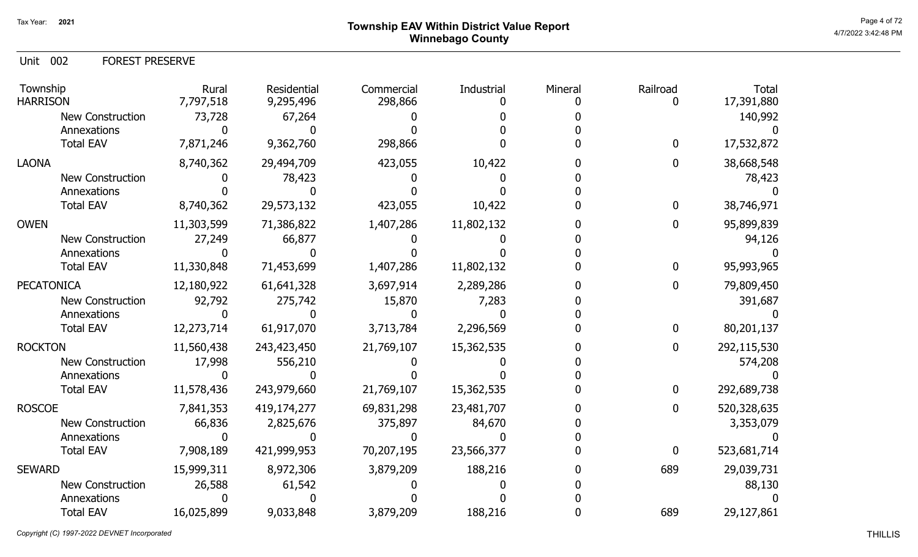# Township EAV Within District Value Report
## Winnebago County

Tax Year: 2021

Unit 002 FOREST PRESERVE

| Township | Rural | Residential | Commercial | Industrial | Mineral | Railroad | Total |
|---|---|---|---|---|---|---|---|
| HARRISON | 7,797,518 | 9,295,496 | 298,866 | 0 | 0 | 0 | 17,391,880 |
| New Construction | 73,728 | 67,264 | 0 | 0 | 0 | | 140,992 |
| Annexations | 0 | 0 | 0 | 0 | 0 | | 0 |
| Total EAV | 7,871,246 | 9,362,760 | 298,866 | 0 | 0 | 0 | 17,532,872 |
| LAONA | 8,740,362 | 29,494,709 | 423,055 | 10,422 | 0 | 0 | 38,668,548 |
| New Construction | 0 | 78,423 | 0 | 0 | 0 | | 78,423 |
| Annexations | 0 | 0 | 0 | 0 | 0 | | 0 |
| Total EAV | 8,740,362 | 29,573,132 | 423,055 | 10,422 | 0 | 0 | 38,746,971 |
| OWEN | 11,303,599 | 71,386,822 | 1,407,286 | 11,802,132 | 0 | 0 | 95,899,839 |
| New Construction | 27,249 | 66,877 | 0 | 0 | 0 | | 94,126 |
| Annexations | 0 | 0 | 0 | 0 | 0 | | 0 |
| Total EAV | 11,330,848 | 71,453,699 | 1,407,286 | 11,802,132 | 0 | 0 | 95,993,965 |
| PECATONICA | 12,180,922 | 61,641,328 | 3,697,914 | 2,289,286 | 0 | 0 | 79,809,450 |
| New Construction | 92,792 | 275,742 | 15,870 | 7,283 | 0 | | 391,687 |
| Annexations | 0 | 0 | 0 | 0 | 0 | | 0 |
| Total EAV | 12,273,714 | 61,917,070 | 3,713,784 | 2,296,569 | 0 | 0 | 80,201,137 |
| ROCKTON | 11,560,438 | 243,423,450 | 21,769,107 | 15,362,535 | 0 | 0 | 292,115,530 |
| New Construction | 17,998 | 556,210 | 0 | 0 | 0 | | 574,208 |
| Annexations | 0 | 0 | 0 | 0 | 0 | | 0 |
| Total EAV | 11,578,436 | 243,979,660 | 21,769,107 | 15,362,535 | 0 | 0 | 292,689,738 |
| ROSCOE | 7,841,353 | 419,174,277 | 69,831,298 | 23,481,707 | 0 | 0 | 520,328,635 |
| New Construction | 66,836 | 2,825,676 | 375,897 | 84,670 | 0 | | 3,353,079 |
| Annexations | 0 | 0 | 0 | 0 | 0 | | 0 |
| Total EAV | 7,908,189 | 421,999,953 | 70,207,195 | 23,566,377 | 0 | 0 | 523,681,714 |
| SEWARD | 15,999,311 | 8,972,306 | 3,879,209 | 188,216 | 0 | 689 | 29,039,731 |
| New Construction | 26,588 | 61,542 | 0 | 0 | 0 | | 88,130 |
| Annexations | 0 | 0 | 0 | 0 | 0 | | 0 |
| Total EAV | 16,025,899 | 9,033,848 | 3,879,209 | 188,216 | 0 | 689 | 29,127,861 |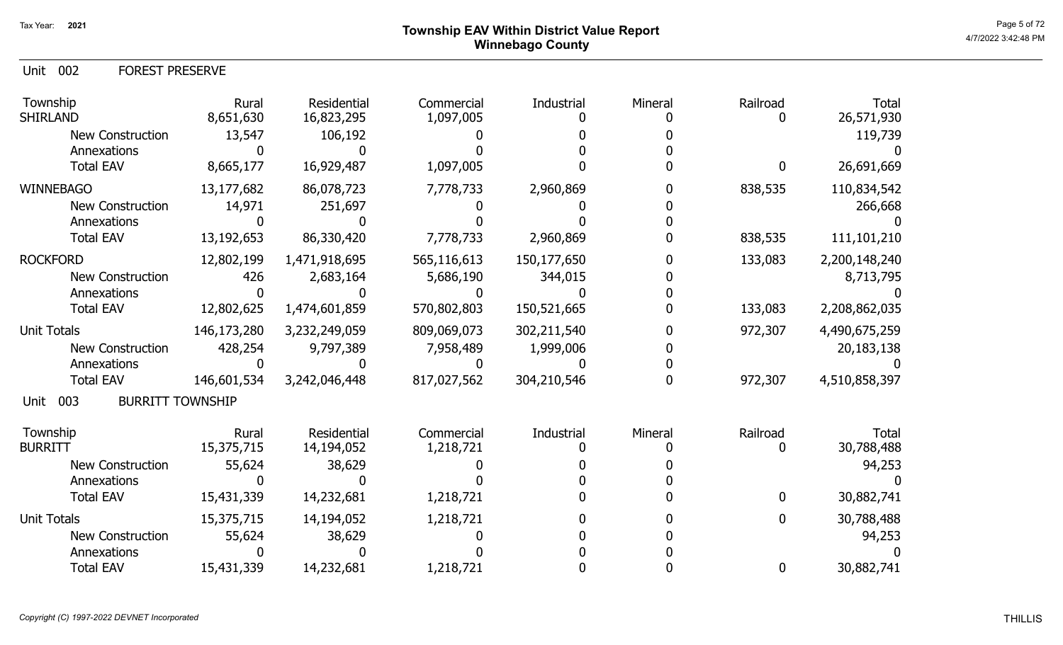## Township EAV Within District Value Report
## Winnebago County

Tax Year: 2021

### Unit 002 FOREST PRESERVE

| Township | Rural | Residential | Commercial | Industrial | Mineral | Railroad | Total |
|---|---|---|---|---|---|---|---|
| SHIRLAND | 8,651,630 | 16,823,295 | 1,097,005 | 0 | 0 | 0 | 26,571,930 |
| New Construction | 13,547 | 106,192 | 0 | 0 | 0 | | 119,739 |
| Annexations | 0 | 0 | 0 | 0 | 0 | | 0 |
| Total EAV | 8,665,177 | 16,929,487 | 1,097,005 | 0 | 0 | 0 | 26,691,669 |
| WINNEBAGO | 13,177,682 | 86,078,723 | 7,778,733 | 2,960,869 | 0 | 838,535 | 110,834,542 |
| New Construction | 14,971 | 251,697 | 0 | 0 | 0 | | 266,668 |
| Annexations | 0 | 0 | 0 | 0 | 0 | | 0 |
| Total EAV | 13,192,653 | 86,330,420 | 7,778,733 | 2,960,869 | 0 | 838,535 | 111,101,210 |
| ROCKFORD | 12,802,199 | 1,471,918,695 | 565,116,613 | 150,177,650 | 0 | 133,083 | 2,200,148,240 |
| New Construction | 426 | 2,683,164 | 5,686,190 | 344,015 | 0 | | 8,713,795 |
| Annexations | 0 | 0 | 0 | 0 | 0 | | 0 |
| Total EAV | 12,802,625 | 1,474,601,859 | 570,802,803 | 150,521,665 | 0 | 133,083 | 2,208,862,035 |
| Unit Totals | 146,173,280 | 3,232,249,059 | 809,069,073 | 302,211,540 | 0 | 972,307 | 4,490,675,259 |
| New Construction | 428,254 | 9,797,389 | 7,958,489 | 1,999,006 | 0 | | 20,183,138 |
| Annexations | 0 | 0 | 0 | 0 | 0 | | 0 |
| Total EAV | 146,601,534 | 3,242,046,448 | 817,027,562 | 304,210,546 | 0 | 972,307 | 4,510,858,397 |

### Unit 003 BURRITT TOWNSHIP

| Township | Rural | Residential | Commercial | Industrial | Mineral | Railroad | Total |
|---|---|---|---|---|---|---|---|
| BURRITT | 15,375,715 | 14,194,052 | 1,218,721 | 0 | 0 | 0 | 30,788,488 |
| New Construction | 55,624 | 38,629 | 0 | 0 | 0 | | 94,253 |
| Annexations | 0 | 0 | 0 | 0 | 0 | | 0 |
| Total EAV | 15,431,339 | 14,232,681 | 1,218,721 | 0 | 0 | 0 | 30,882,741 |
| Unit Totals | 15,375,715 | 14,194,052 | 1,218,721 | 0 | 0 | 0 | 30,788,488 |
| New Construction | 55,624 | 38,629 | 0 | 0 | 0 | | 94,253 |
| Annexations | 0 | 0 | 0 | 0 | 0 | | 0 |
| Total EAV | 15,431,339 | 14,232,681 | 1,218,721 | 0 | 0 | 0 | 30,882,741 |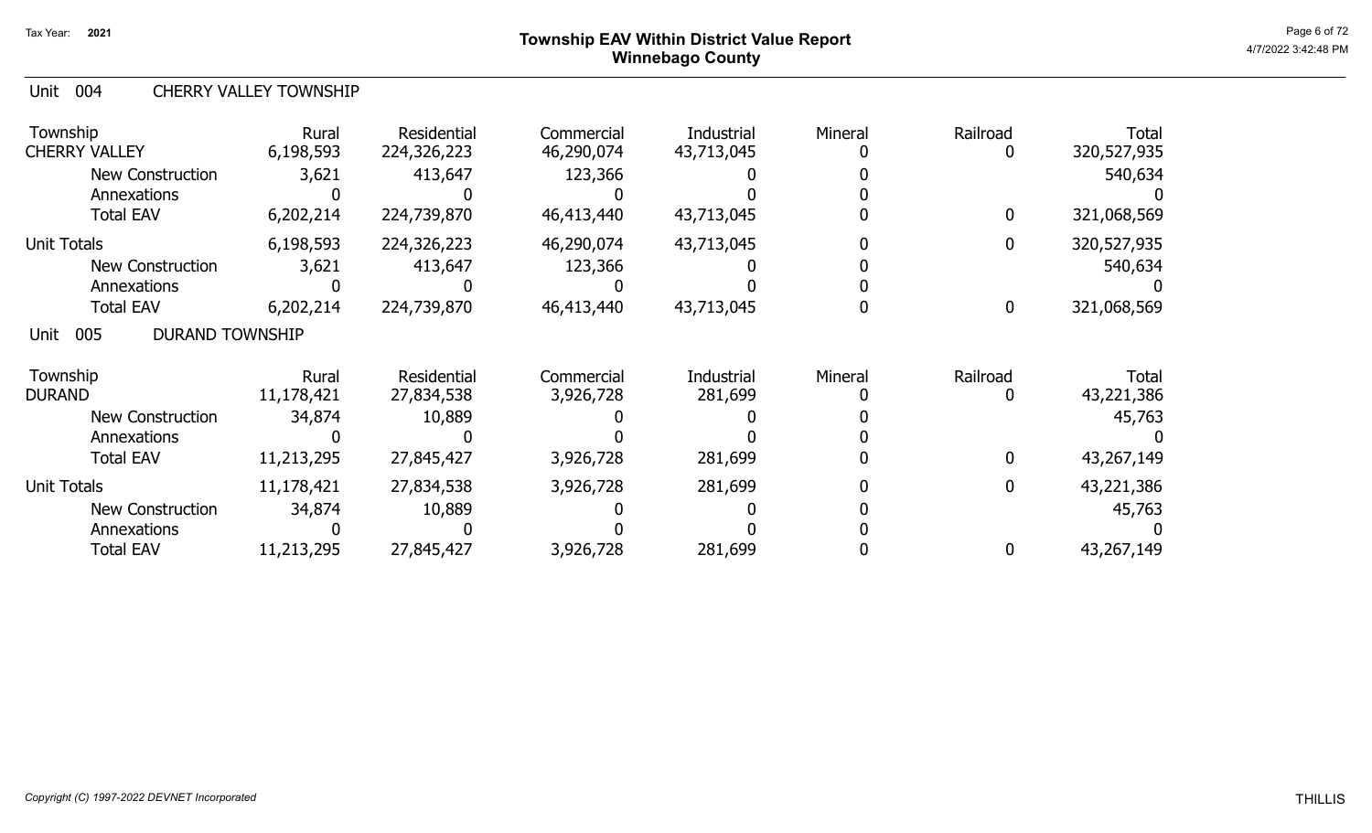# Township EAV Within District Value Report
## Winnebago County

Tax Year: 2021

### Unit 004 CHERRY VALLEY TOWNSHIP

| Township | Rural | Residential | Commercial | Industrial | Mineral | Railroad | Total |
|---|---|---|---|---|---|---|---|
| CHERRY VALLEY | 6,198,593 | 224,326,223 | 46,290,074 | 43,713,045 | 0 | 0 | 320,527,935 |
| New Construction | 3,621 | 413,647 | 123,366 | 0 | 0 | | 540,634 |
| Annexations | 0 | 0 | 0 | 0 | 0 | | 0 |
| Total EAV | 6,202,214 | 224,739,870 | 46,413,440 | 43,713,045 | 0 | 0 | 321,068,569 |
| Unit Totals | 6,198,593 | 224,326,223 | 46,290,074 | 43,713,045 | 0 | 0 | 320,527,935 |
| New Construction | 3,621 | 413,647 | 123,366 | 0 | 0 | | 540,634 |
| Annexations | 0 | 0 | 0 | 0 | 0 | | 0 |
| Total EAV | 6,202,214 | 224,739,870 | 46,413,440 | 43,713,045 | 0 | 0 | 321,068,569 |

### Unit 005 DURAND TOWNSHIP

| Township | Rural | Residential | Commercial | Industrial | Mineral | Railroad | Total |
|---|---|---|---|---|---|---|---|
| DURAND | 11,178,421 | 27,834,538 | 3,926,728 | 281,699 | 0 | 0 | 43,221,386 |
| New Construction | 34,874 | 10,889 | 0 | 0 | 0 | | 45,763 |
| Annexations | 0 | 0 | 0 | 0 | 0 | | 0 |
| Total EAV | 11,213,295 | 27,845,427 | 3,926,728 | 281,699 | 0 | 0 | 43,267,149 |
| Unit Totals | 11,178,421 | 27,834,538 | 3,926,728 | 281,699 | 0 | 0 | 43,221,386 |
| New Construction | 34,874 | 10,889 | 0 | 0 | 0 | | 45,763 |
| Annexations | 0 | 0 | 0 | 0 | 0 | | 0 |
| Total EAV | 11,213,295 | 27,845,427 | 3,926,728 | 281,699 | 0 | 0 | 43,267,149 |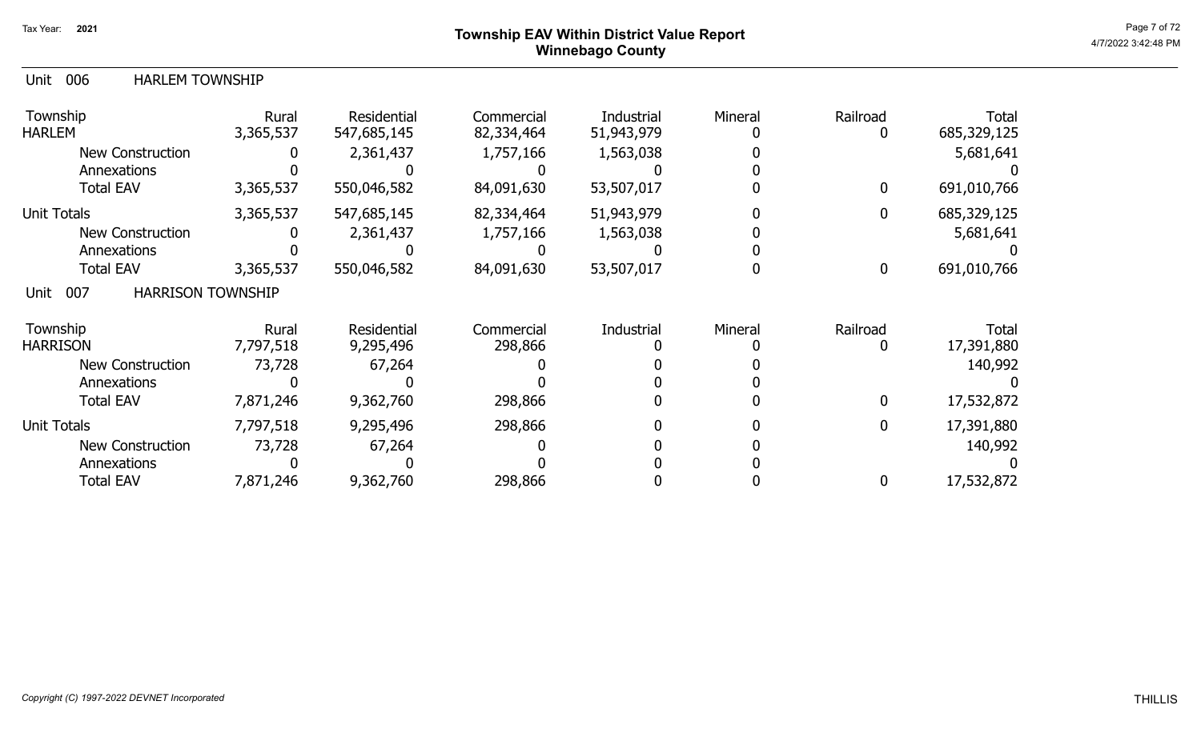## Unit 006 HARLEM TOWNSHIP

| Township | Rural | Residential | Commercial | Industrial | Mineral | Railroad | Total |
|---|---|---|---|---|---|---|---|
| HARLEM | 3,365,537 | 547,685,145 | 82,334,464 | 51,943,979 | 0 | 0 | 685,329,125 |
| New Construction | 0 | 2,361,437 | 1,757,166 | 1,563,038 | 0 | | 5,681,641 |
| Annexations | 0 | 0 | 0 | 0 | 0 | | 0 |
| Total EAV | 3,365,537 | 550,046,582 | 84,091,630 | 53,507,017 | 0 | 0 | 691,010,766 |
| Unit Totals | 3,365,537 | 547,685,145 | 82,334,464 | 51,943,979 | 0 | 0 | 685,329,125 |
| New Construction | 0 | 2,361,437 | 1,757,166 | 1,563,038 | 0 | | 5,681,641 |
| Annexations | 0 | 0 | 0 | 0 | 0 | | 0 |
| Total EAV | 3,365,537 | 550,046,582 | 84,091,630 | 53,507,017 | 0 | 0 | 691,010,766 |

## Unit 007 HARRISON TOWNSHIP

| Township | Rural | Residential | Commercial | Industrial | Mineral | Railroad | Total |
|---|---|---|---|---|---|---|---|
| HARRISON | 7,797,518 | 9,295,496 | 298,866 | 0 | 0 | 0 | 17,391,880 |
| New Construction | 73,728 | 67,264 | 0 | 0 | 0 | | 140,992 |
| Annexations | 0 | 0 | 0 | 0 | 0 | | 0 |
| Total EAV | 7,871,246 | 9,362,760 | 298,866 | 0 | 0 | 0 | 17,532,872 |
| Unit Totals | 7,797,518 | 9,295,496 | 298,866 | 0 | 0 | 0 | 17,391,880 |
| New Construction | 73,728 | 67,264 | 0 | 0 | 0 | | 140,992 |
| Annexations | 0 | 0 | 0 | 0 | 0 | | 0 |
| Total EAV | 7,871,246 | 9,362,760 | 298,866 | 0 | 0 | 0 | 17,532,872 |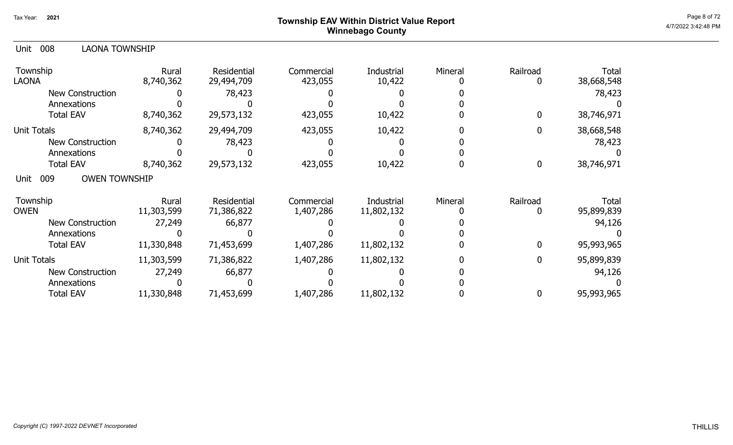# Township EAV Within District Value Report
## Winnebago County

Tax Year: 2021

### Unit 008 LAONA TOWNSHIP

| Township | Rural | Residential | Commercial | Industrial | Mineral | Railroad | Total |
|---|---|---|---|---|---|---|---|
| LAONA | 8,740,362 | 29,494,709 | 423,055 | 10,422 | 0 | 0 | 38,668,548 |
| New Construction | 0 | 78,423 | 0 | 0 | 0 | | 78,423 |
| Annexations | 0 | 0 | 0 | 0 | 0 | | 0 |
| Total EAV | 8,740,362 | 29,573,132 | 423,055 | 10,422 | 0 | 0 | 38,746,971 |
| Unit Totals | 8,740,362 | 29,494,709 | 423,055 | 10,422 | 0 | 0 | 38,668,548 |
| New Construction | 0 | 78,423 | 0 | 0 | 0 | | 78,423 |
| Annexations | 0 | 0 | 0 | 0 | 0 | | 0 |
| Total EAV | 8,740,362 | 29,573,132 | 423,055 | 10,422 | 0 | 0 | 38,746,971 |

### Unit 009 OWEN TOWNSHIP

| Township | Rural | Residential | Commercial | Industrial | Mineral | Railroad | Total |
|---|---|---|---|---|---|---|---|
| OWEN | 11,303,599 | 71,386,822 | 1,407,286 | 11,802,132 | 0 | 0 | 95,899,839 |
| New Construction | 27,249 | 66,877 | 0 | 0 | 0 | | 94,126 |
| Annexations | 0 | 0 | 0 | 0 | 0 | | 0 |
| Total EAV | 11,330,848 | 71,453,699 | 1,407,286 | 11,802,132 | 0 | 0 | 95,993,965 |
| Unit Totals | 11,303,599 | 71,386,822 | 1,407,286 | 11,802,132 | 0 | 0 | 95,899,839 |
| New Construction | 27,249 | 66,877 | 0 | 0 | 0 | | 94,126 |
| Annexations | 0 | 0 | 0 | 0 | 0 | | 0 |
| Total EAV | 11,330,848 | 71,453,699 | 1,407,286 | 11,802,132 | 0 | 0 | 95,993,965 |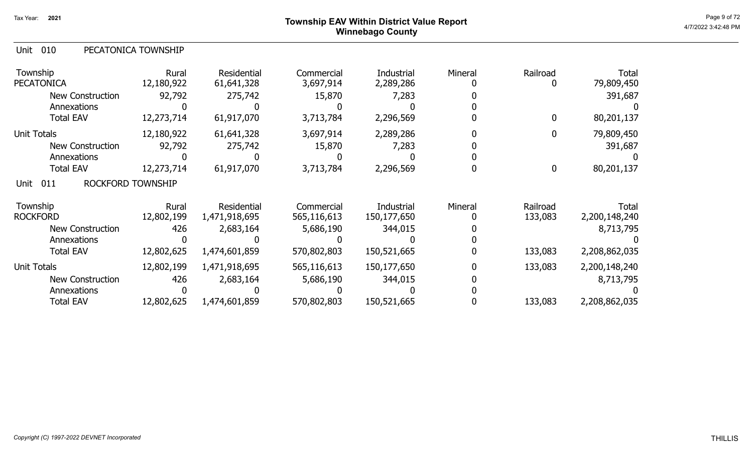# Township EAV Within District Value Report
## Winnebago County

Tax Year: 2021

4/7/2022 3:42:48 PM

### Unit 010 PECATONICA TOWNSHIP

| Township | Rural | Residential | Commercial | Industrial | Mineral | Railroad | Total |
|---|---|---|---|---|---|---|---|
| PECATONICA | 12,180,922 | 61,641,328 | 3,697,914 | 2,289,286 | 0 | 0 | 79,809,450 |
| New Construction | 92,792 | 275,742 | 15,870 | 7,283 | 0 | | 391,687 |
| Annexations | 0 | 0 | 0 | 0 | 0 | | 0 |
| Total EAV | 12,273,714 | 61,917,070 | 3,713,784 | 2,296,569 | 0 | 0 | 80,201,137 |
| Unit Totals | 12,180,922 | 61,641,328 | 3,697,914 | 2,289,286 | 0 | 0 | 79,809,450 |
| New Construction | 92,792 | 275,742 | 15,870 | 7,283 | 0 | | 391,687 |
| Annexations | 0 | 0 | 0 | 0 | 0 | | 0 |
| Total EAV | 12,273,714 | 61,917,070 | 3,713,784 | 2,296,569 | 0 | 0 | 80,201,137 |

### Unit 011 ROCKFORD TOWNSHIP

| Township | Rural | Residential | Commercial | Industrial | Mineral | Railroad | Total |
|---|---|---|---|---|---|---|---|
| ROCKFORD | 12,802,199 | 1,471,918,695 | 565,116,613 | 150,177,650 | 0 | 133,083 | 2,200,148,240 |
| New Construction | 426 | 2,683,164 | 5,686,190 | 344,015 | 0 | | 8,713,795 |
| Annexations | 0 | 0 | 0 | 0 | 0 | | 0 |
| Total EAV | 12,802,625 | 1,474,601,859 | 570,802,803 | 150,521,665 | 0 | 133,083 | 2,208,862,035 |
| Unit Totals | 12,802,199 | 1,471,918,695 | 565,116,613 | 150,177,650 | 0 | 133,083 | 2,200,148,240 |
| New Construction | 426 | 2,683,164 | 5,686,190 | 344,015 | 0 | | 8,713,795 |
| Annexations | 0 | 0 | 0 | 0 | 0 | | 0 |
| Total EAV | 12,802,625 | 1,474,601,859 | 570,802,803 | 150,521,665 | 0 | 133,083 | 2,208,862,035 |

*Copyright (C) 1997-2022 DEVNET Incorporated*

THILLIS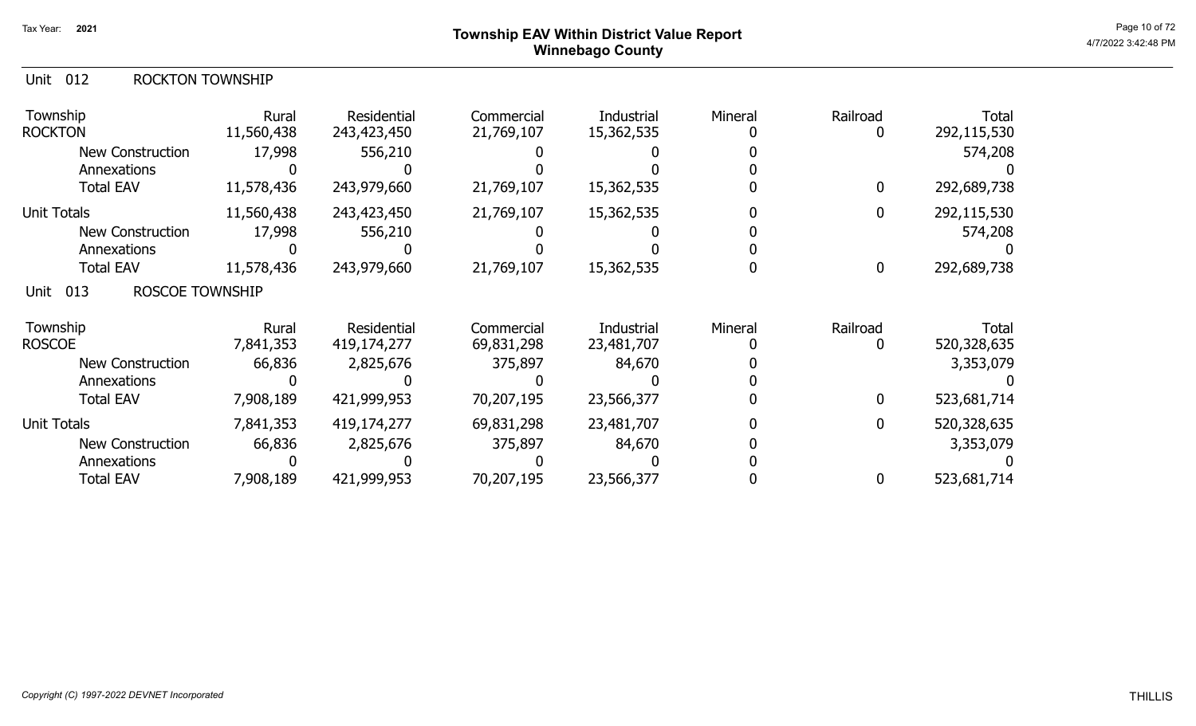# Township EAV Within District Value Report
## Winnebago County

Tax Year: 2021

### Unit 012 ROCKTON TOWNSHIP

| Township | Rural | Residential | Commercial | Industrial | Mineral | Railroad | Total |
|---|---|---|---|---|---|---|---|
| ROCKTON | 11,560,438 | 243,423,450 | 21,769,107 | 15,362,535 | 0 | 0 | 292,115,530 |
| New Construction | 17,998 | 556,210 | 0 | 0 | 0 | | 574,208 |
| Annexations | 0 | 0 | 0 | 0 | 0 | | 0 |
| Total EAV | 11,578,436 | 243,979,660 | 21,769,107 | 15,362,535 | 0 | 0 | 292,689,738 |
| Unit Totals | 11,560,438 | 243,423,450 | 21,769,107 | 15,362,535 | 0 | 0 | 292,115,530 |
| New Construction | 17,998 | 556,210 | 0 | 0 | 0 | | 574,208 |
| Annexations | 0 | 0 | 0 | 0 | 0 | | 0 |
| Total EAV | 11,578,436 | 243,979,660 | 21,769,107 | 15,362,535 | 0 | 0 | 292,689,738 |

### Unit 013 ROSCOE TOWNSHIP

| Township | Rural | Residential | Commercial | Industrial | Mineral | Railroad | Total |
|---|---|---|---|---|---|---|---|
| ROSCOE | 7,841,353 | 419,174,277 | 69,831,298 | 23,481,707 | 0 | 0 | 520,328,635 |
| New Construction | 66,836 | 2,825,676 | 375,897 | 84,670 | 0 | | 3,353,079 |
| Annexations | 0 | 0 | 0 | 0 | 0 | | 0 |
| Total EAV | 7,908,189 | 421,999,953 | 70,207,195 | 23,566,377 | 0 | 0 | 523,681,714 |
| Unit Totals | 7,841,353 | 419,174,277 | 69,831,298 | 23,481,707 | 0 | 0 | 520,328,635 |
| New Construction | 66,836 | 2,825,676 | 375,897 | 84,670 | 0 | | 3,353,079 |
| Annexations | 0 | 0 | 0 | 0 | 0 | | 0 |
| Total EAV | 7,908,189 | 421,999,953 | 70,207,195 | 23,566,377 | 0 | 0 | 523,681,714 |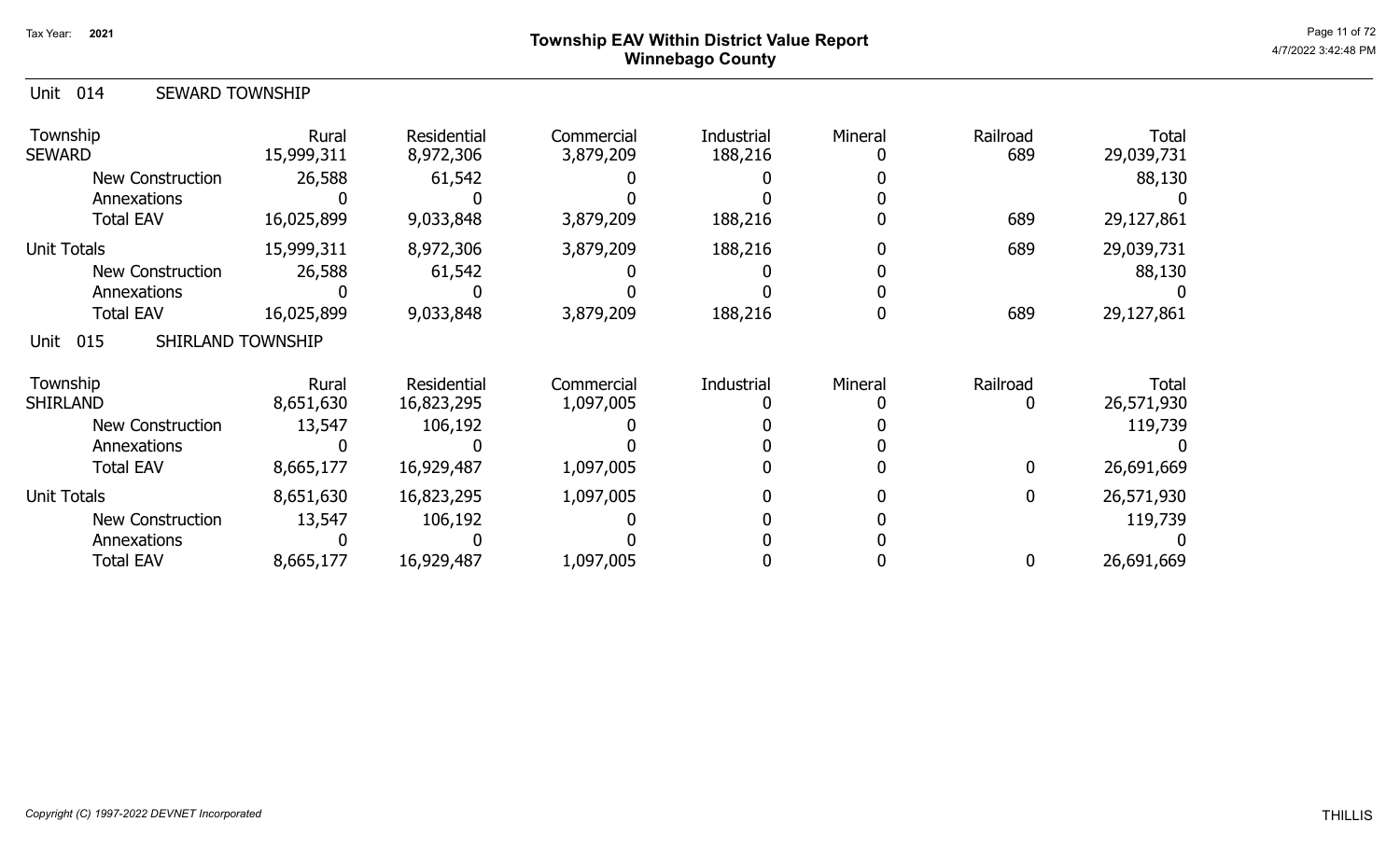# Township EAV Within District Value Report
## Winnebago County

Tax Year: 2021

### Unit 014 SEWARD TOWNSHIP

| Township | Rural | Residential | Commercial | Industrial | Mineral | Railroad | Total |
|---|---|---|---|---|---|---|---|
| SEWARD | 15,999,311 | 8,972,306 | 3,879,209 | 188,216 | 0 | 689 | 29,039,731 |
| New Construction | 26,588 | 61,542 | 0 | 0 | 0 | | 88,130 |
| Annexations | 0 | 0 | 0 | 0 | 0 | | 0 |
| Total EAV | 16,025,899 | 9,033,848 | 3,879,209 | 188,216 | 0 | 689 | 29,127,861 |
| Unit Totals | 15,999,311 | 8,972,306 | 3,879,209 | 188,216 | 0 | 689 | 29,039,731 |
| New Construction | 26,588 | 61,542 | 0 | 0 | 0 | | 88,130 |
| Annexations | 0 | 0 | 0 | 0 | 0 | | 0 |
| Total EAV | 16,025,899 | 9,033,848 | 3,879,209 | 188,216 | 0 | 689 | 29,127,861 |

### Unit 015 SHIRLAND TOWNSHIP

| Township | Rural | Residential | Commercial | Industrial | Mineral | Railroad | Total |
|---|---|---|---|---|---|---|---|
| SHIRLAND | 8,651,630 | 16,823,295 | 1,097,005 | 0 | 0 | 0 | 26,571,930 |
| New Construction | 13,547 | 106,192 | 0 | 0 | 0 | | 119,739 |
| Annexations | 0 | 0 | 0 | 0 | 0 | | 0 |
| Total EAV | 8,665,177 | 16,929,487 | 1,097,005 | 0 | 0 | 0 | 26,691,669 |
| Unit Totals | 8,651,630 | 16,823,295 | 1,097,005 | 0 | 0 | 0 | 26,571,930 |
| New Construction | 13,547 | 106,192 | 0 | 0 | 0 | | 119,739 |
| Annexations | 0 | 0 | 0 | 0 | 0 | | 0 |
| Total EAV | 8,665,177 | 16,929,487 | 1,097,005 | 0 | 0 | 0 | 26,691,669 |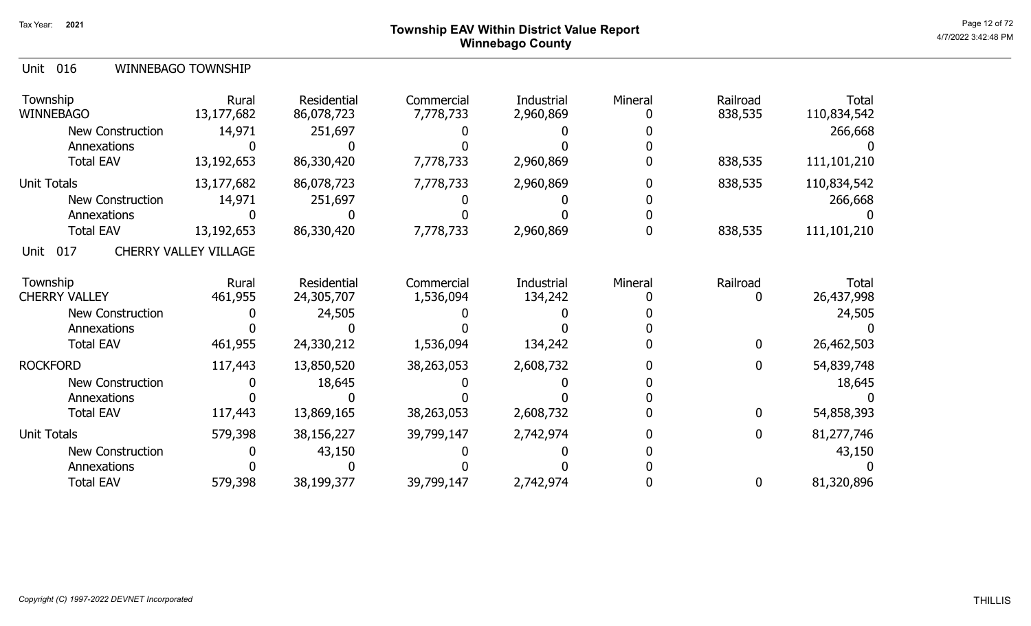# Township EAV Within District Value Report
## Winnebago County

Tax Year: 2021

Unit 016 WINNEBAGO TOWNSHIP

| Township | Rural | Residential | Commercial | Industrial | Mineral | Railroad | Total |
|---|---|---|---|---|---|---|---|
| WINNEBAGO | 13,177,682 | 86,078,723 | 7,778,733 | 2,960,869 | 0 | 838,535 | 110,834,542 |
| New Construction | 14,971 | 251,697 | 0 | 0 | 0 | | 266,668 |
| Annexations | 0 | 0 | 0 | 0 | 0 | | 0 |
| Total EAV | 13,192,653 | 86,330,420 | 7,778,733 | 2,960,869 | 0 | 838,535 | 111,101,210 |
| Unit Totals | 13,177,682 | 86,078,723 | 7,778,733 | 2,960,869 | 0 | 838,535 | 110,834,542 |
| New Construction | 14,971 | 251,697 | 0 | 0 | 0 | | 266,668 |
| Annexations | 0 | 0 | 0 | 0 | 0 | | 0 |
| Total EAV | 13,192,653 | 86,330,420 | 7,778,733 | 2,960,869 | 0 | 838,535 | 111,101,210 |

Unit 017 CHERRY VALLEY VILLAGE

| Township | Rural | Residential | Commercial | Industrial | Mineral | Railroad | Total |
|---|---|---|---|---|---|---|---|
| CHERRY VALLEY | 461,955 | 24,305,707 | 1,536,094 | 134,242 | 0 | 0 | 26,437,998 |
| New Construction | 0 | 24,505 | 0 | 0 | 0 | | 24,505 |
| Annexations | 0 | 0 | 0 | 0 | 0 | | 0 |
| Total EAV | 461,955 | 24,330,212 | 1,536,094 | 134,242 | 0 | 0 | 26,462,503 |
| ROCKFORD | 117,443 | 13,850,520 | 38,263,053 | 2,608,732 | 0 | 0 | 54,839,748 |
| New Construction | 0 | 18,645 | 0 | 0 | 0 | | 18,645 |
| Annexations | 0 | 0 | 0 | 0 | 0 | | 0 |
| Total EAV | 117,443 | 13,869,165 | 38,263,053 | 2,608,732 | 0 | 0 | 54,858,393 |
| Unit Totals | 579,398 | 38,156,227 | 39,799,147 | 2,742,974 | 0 | 0 | 81,277,746 |
| New Construction | 0 | 43,150 | 0 | 0 | 0 | | 43,150 |
| Annexations | 0 | 0 | 0 | 0 | 0 | | 0 |
| Total EAV | 579,398 | 38,199,377 | 39,799,147 | 2,742,974 | 0 | 0 | 81,320,896 |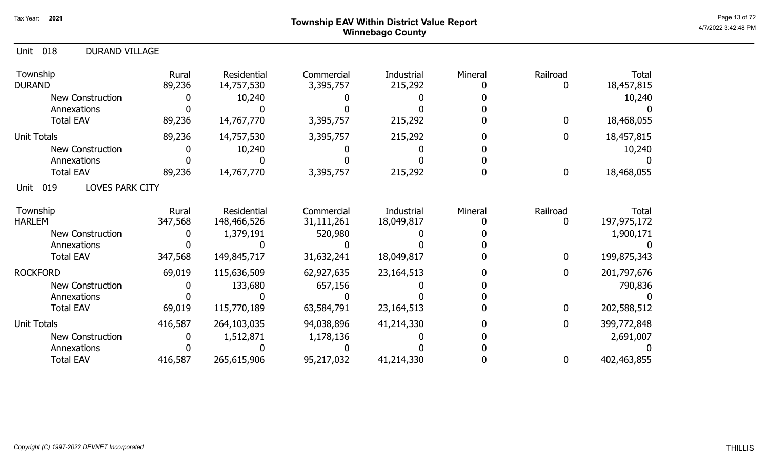# Township EAV Within District Value Report
## Winnebago County

Tax Year: 2021

### Unit 018 DURAND VILLAGE

| Township | Rural | Residential | Commercial | Industrial | Mineral | Railroad | Total |
|---|---|---|---|---|---|---|---|
| DURAND | 89,236 | 14,757,530 | 3,395,757 | 215,292 | 0 | 0 | 18,457,815 |
| New Construction | 0 | 10,240 | 0 | 0 | 0 | | 10,240 |
| Annexations | 0 | 0 | 0 | 0 | 0 | | 0 |
| Total EAV | 89,236 | 14,767,770 | 3,395,757 | 215,292 | 0 | 0 | 18,468,055 |
| Unit Totals | 89,236 | 14,757,530 | 3,395,757 | 215,292 | 0 | 0 | 18,457,815 |
| New Construction | 0 | 10,240 | 0 | 0 | 0 | | 10,240 |
| Annexations | 0 | 0 | 0 | 0 | 0 | | 0 |
| Total EAV | 89,236 | 14,767,770 | 3,395,757 | 215,292 | 0 | 0 | 18,468,055 |

### Unit 019 LOVES PARK CITY

| Township | Rural | Residential | Commercial | Industrial | Mineral | Railroad | Total |
|---|---|---|---|---|---|---|---|
| HARLEM | 347,568 | 148,466,526 | 31,111,261 | 18,049,817 | 0 | 0 | 197,975,172 |
| New Construction | 0 | 1,379,191 | 520,980 | 0 | 0 | | 1,900,171 |
| Annexations | 0 | 0 | 0 | 0 | 0 | | 0 |
| Total EAV | 347,568 | 149,845,717 | 31,632,241 | 18,049,817 | 0 | 0 | 199,875,343 |
| ROCKFORD | 69,019 | 115,636,509 | 62,927,635 | 23,164,513 | 0 | 0 | 201,797,676 |
| New Construction | 0 | 133,680 | 657,156 | 0 | 0 | | 790,836 |
| Annexations | 0 | 0 | 0 | 0 | 0 | | 0 |
| Total EAV | 69,019 | 115,770,189 | 63,584,791 | 23,164,513 | 0 | 0 | 202,588,512 |
| Unit Totals | 416,587 | 264,103,035 | 94,038,896 | 41,214,330 | 0 | 0 | 399,772,848 |
| New Construction | 0 | 1,512,871 | 1,178,136 | 0 | 0 | | 2,691,007 |
| Annexations | 0 | 0 | 0 | 0 | 0 | | 0 |
| Total EAV | 416,587 | 265,615,906 | 95,217,032 | 41,214,330 | 0 | 0 | 402,463,855 |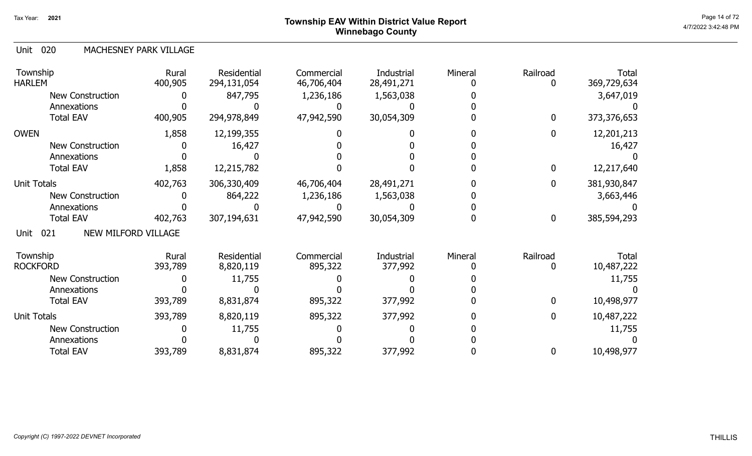Tax Year: 2021

# Township EAV Within District Value Report
## Winnebago County

Unit 020 MACHESNEY PARK VILLAGE

| Township | Rural | Residential | Commercial | Industrial | Mineral | Railroad | Total |
|---|---|---|---|---|---|---|---|
| HARLEM | 400,905 | 294,131,054 | 46,706,404 | 28,491,271 | 0 | 0 | 369,729,634 |
| New Construction | 0 | 847,795 | 1,236,186 | 1,563,038 | 0 | | 3,647,019 |
| Annexations | 0 | 0 | 0 | 0 | 0 | | 0 |
| Total EAV | 400,905 | 294,978,849 | 47,942,590 | 30,054,309 | 0 | 0 | 373,376,653 |
| OWEN | 1,858 | 12,199,355 | 0 | 0 | 0 | 0 | 12,201,213 |
| New Construction | 0 | 16,427 | 0 | 0 | 0 | | 16,427 |
| Annexations | 0 | 0 | 0 | 0 | 0 | | 0 |
| Total EAV | 1,858 | 12,215,782 | 0 | 0 | 0 | 0 | 12,217,640 |
| Unit Totals | 402,763 | 306,330,409 | 46,706,404 | 28,491,271 | 0 | 0 | 381,930,847 |
| New Construction | 0 | 864,222 | 1,236,186 | 1,563,038 | 0 | | 3,663,446 |
| Annexations | 0 | 0 | 0 | 0 | 0 | | 0 |
| Total EAV | 402,763 | 307,194,631 | 47,942,590 | 30,054,309 | 0 | 0 | 385,594,293 |

Unit 021 NEW MILFORD VILLAGE

| Township | Rural | Residential | Commercial | Industrial | Mineral | Railroad | Total |
|---|---|---|---|---|---|---|---|
| ROCKFORD | 393,789 | 8,820,119 | 895,322 | 377,992 | 0 | 0 | 10,487,222 |
| New Construction | 0 | 11,755 | 0 | 0 | 0 | | 11,755 |
| Annexations | 0 | 0 | 0 | 0 | 0 | | 0 |
| Total EAV | 393,789 | 8,831,874 | 895,322 | 377,992 | 0 | 0 | 10,498,977 |
| Unit Totals | 393,789 | 8,820,119 | 895,322 | 377,992 | 0 | 0 | 10,487,222 |
| New Construction | 0 | 11,755 | 0 | 0 | 0 | | 11,755 |
| Annexations | 0 | 0 | 0 | 0 | 0 | | 0 |
| Total EAV | 393,789 | 8,831,874 | 895,322 | 377,992 | 0 | 0 | 10,498,977 |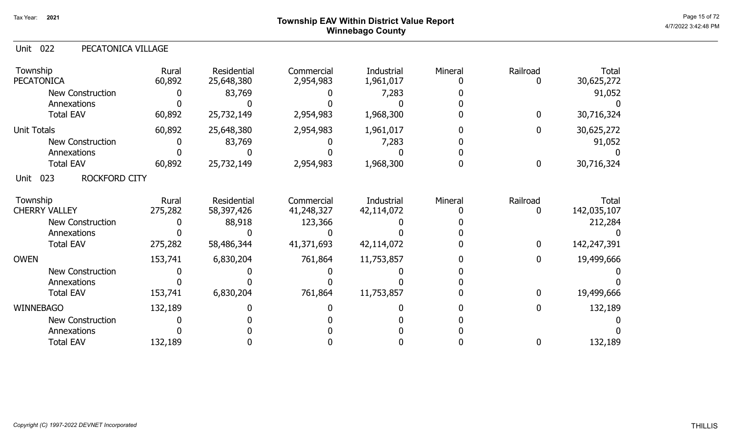# Township EAV Within District Value Report
## Winnebago County

Tax Year: 2021

### Unit 022 PECATONICA VILLAGE

| Township | Rural | Residential | Commercial | Industrial | Mineral | Railroad | Total |
|---|---|---|---|---|---|---|---|
| PECATONICA | 60,892 | 25,648,380 | 2,954,983 | 1,961,017 | 0 | 0 | 30,625,272 |
| New Construction | 0 | 83,769 | 0 | 7,283 | 0 | | 91,052 |
| Annexations | 0 | 0 | 0 | 0 | 0 | | 0 |
| Total EAV | 60,892 | 25,732,149 | 2,954,983 | 1,968,300 | 0 | 0 | 30,716,324 |
| Unit Totals | 60,892 | 25,648,380 | 2,954,983 | 1,961,017 | 0 | 0 | 30,625,272 |
| New Construction | 0 | 83,769 | 0 | 7,283 | 0 | | 91,052 |
| Annexations | 0 | 0 | 0 | 0 | 0 | | 0 |
| Total EAV | 60,892 | 25,732,149 | 2,954,983 | 1,968,300 | 0 | 0 | 30,716,324 |

### Unit 023 ROCKFORD CITY

| Township | Rural | Residential | Commercial | Industrial | Mineral | Railroad | Total |
|---|---|---|---|---|---|---|---|
| CHERRY VALLEY | 275,282 | 58,397,426 | 41,248,327 | 42,114,072 | 0 | 0 | 142,035,107 |
| New Construction | 0 | 88,918 | 123,366 | 0 | 0 | | 212,284 |
| Annexations | 0 | 0 | 0 | 0 | 0 | | 0 |
| Total EAV | 275,282 | 58,486,344 | 41,371,693 | 42,114,072 | 0 | 0 | 142,247,391 |
| OWEN | 153,741 | 6,830,204 | 761,864 | 11,753,857 | 0 | 0 | 19,499,666 |
| New Construction | 0 | 0 | 0 | 0 | 0 | | 0 |
| Annexations | 0 | 0 | 0 | 0 | 0 | | 0 |
| Total EAV | 153,741 | 6,830,204 | 761,864 | 11,753,857 | 0 | 0 | 19,499,666 |
| WINNEBAGO | 132,189 | 0 | 0 | 0 | 0 | 0 | 132,189 |
| New Construction | 0 | 0 | 0 | 0 | 0 | | 0 |
| Annexations | 0 | 0 | 0 | 0 | 0 | | 0 |
| Total EAV | 132,189 | 0 | 0 | 0 | 0 | 0 | 132,189 |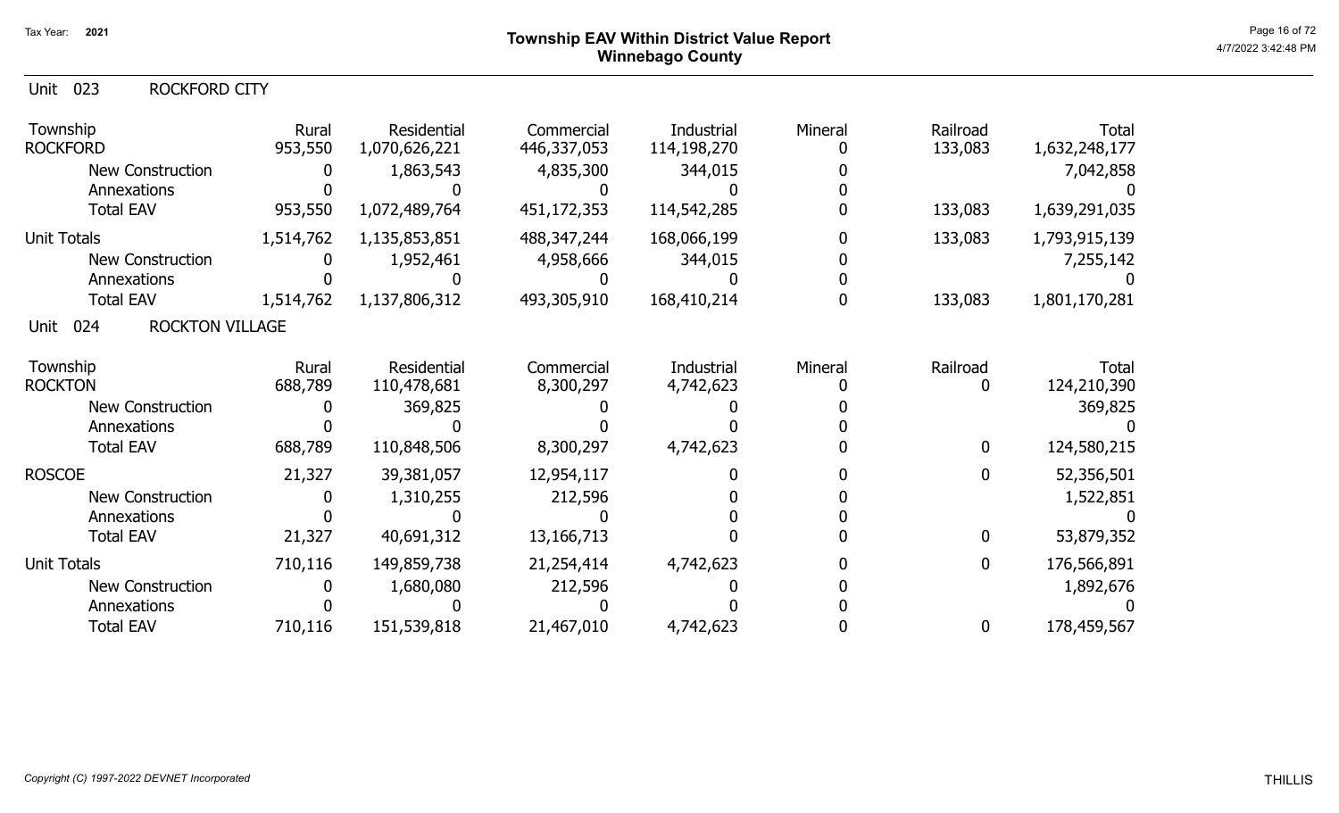Tax Year: 2021

# Township EAV Within District Value Report
## Winnebago County

Unit 023 ROCKFORD CITY

| Township | Rural | Residential | Commercial | Industrial | Mineral | Railroad | Total |
|---|---|---|---|---|---|---|---|
| ROCKFORD | 953,550 | 1,070,626,221 | 446,337,053 | 114,198,270 | 0 | 133,083 | 1,632,248,177 |
| New Construction | 0 | 1,863,543 | 4,835,300 | 344,015 | 0 | | 7,042,858 |
| Annexations | 0 | 0 | 0 | 0 | 0 | | 0 |
| Total EAV | 953,550 | 1,072,489,764 | 451,172,353 | 114,542,285 | 0 | 133,083 | 1,639,291,035 |
| Unit Totals | 1,514,762 | 1,135,853,851 | 488,347,244 | 168,066,199 | 0 | 133,083 | 1,793,915,139 |
| New Construction | 0 | 1,952,461 | 4,958,666 | 344,015 | 0 | | 7,255,142 |
| Annexations | 0 | 0 | 0 | 0 | 0 | | 0 |
| Total EAV | 1,514,762 | 1,137,806,312 | 493,305,910 | 168,410,214 | 0 | 133,083 | 1,801,170,281 |

Unit 024 ROCKTON VILLAGE

| Township | Rural | Residential | Commercial | Industrial | Mineral | Railroad | Total |
|---|---|---|---|---|---|---|---|
| ROCKTON | 688,789 | 110,478,681 | 8,300,297 | 4,742,623 | 0 | 0 | 124,210,390 |
| New Construction | 0 | 369,825 | 0 | 0 | 0 | | 369,825 |
| Annexations | 0 | 0 | 0 | 0 | 0 | | 0 |
| Total EAV | 688,789 | 110,848,506 | 8,300,297 | 4,742,623 | 0 | 0 | 124,580,215 |
| ROSCOE | 21,327 | 39,381,057 | 12,954,117 | 0 | 0 | 0 | 52,356,501 |
| New Construction | 0 | 1,310,255 | 212,596 | 0 | 0 | | 1,522,851 |
| Annexations | 0 | 0 | 0 | 0 | 0 | | 0 |
| Total EAV | 21,327 | 40,691,312 | 13,166,713 | 0 | 0 | 0 | 53,879,352 |
| Unit Totals | 710,116 | 149,859,738 | 21,254,414 | 4,742,623 | 0 | 0 | 176,566,891 |
| New Construction | 0 | 1,680,080 | 212,596 | 0 | 0 | | 1,892,676 |
| Annexations | 0 | 0 | 0 | 0 | 0 | | 0 |
| Total EAV | 710,116 | 151,539,818 | 21,467,010 | 4,742,623 | 0 | 0 | 178,459,567 |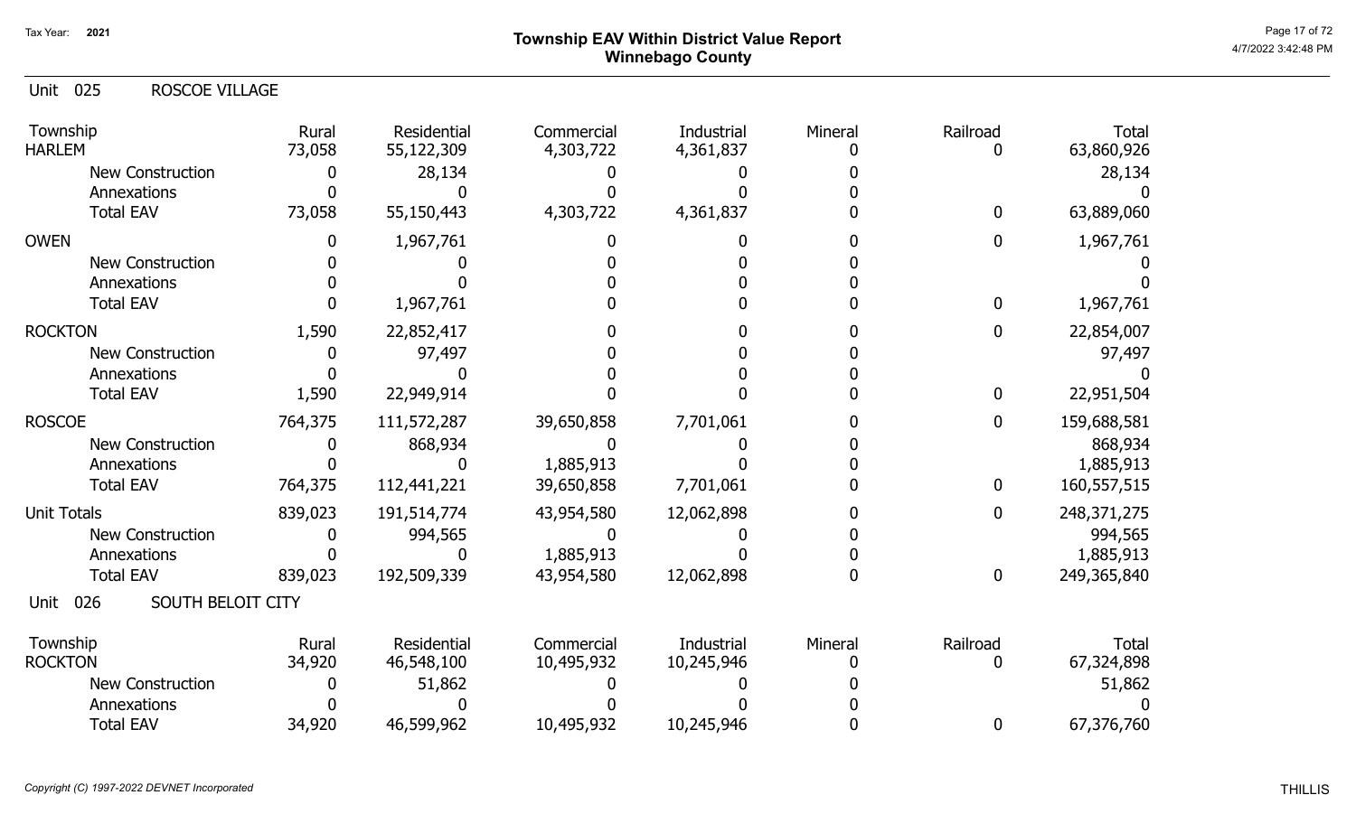# Township EAV Within District Value Report
## Winnebago County

Tax Year: 2021

### Unit 025 ROSCOE VILLAGE

| Township | Rural | Residential | Commercial | Industrial | Mineral | Railroad | Total |
|---|---|---|---|---|---|---|---|
| HARLEM | 73,058 | 55,122,309 | 4,303,722 | 4,361,837 | 0 | 0 | 63,860,926 |
| New Construction | 0 | 28,134 | 0 | 0 | 0 | | 28,134 |
| Annexations | 0 | 0 | 0 | 0 | 0 | | 0 |
| Total EAV | 73,058 | 55,150,443 | 4,303,722 | 4,361,837 | 0 | 0 | 63,889,060 |
| OWEN | 0 | 1,967,761 | 0 | 0 | 0 | 0 | 1,967,761 |
| New Construction | 0 | 0 | 0 | 0 | 0 | | 0 |
| Annexations | 0 | 0 | 0 | 0 | 0 | | 0 |
| Total EAV | 0 | 1,967,761 | 0 | 0 | 0 | 0 | 1,967,761 |
| ROCKTON | 1,590 | 22,852,417 | 0 | 0 | 0 | 0 | 22,854,007 |
| New Construction | 0 | 97,497 | 0 | 0 | 0 | | 97,497 |
| Annexations | 0 | 0 | 0 | 0 | 0 | | 0 |
| Total EAV | 1,590 | 22,949,914 | 0 | 0 | 0 | 0 | 22,951,504 |
| ROSCOE | 764,375 | 111,572,287 | 39,650,858 | 7,701,061 | 0 | 0 | 159,688,581 |
| New Construction | 0 | 868,934 | 0 | 0 | 0 | | 868,934 |
| Annexations | 0 | 0 | 1,885,913 | 0 | 0 | | 1,885,913 |
| Total EAV | 764,375 | 112,441,221 | 39,650,858 | 7,701,061 | 0 | 0 | 160,557,515 |
| Unit Totals | 839,023 | 191,514,774 | 43,954,580 | 12,062,898 | 0 | 0 | 248,371,275 |
| New Construction | 0 | 994,565 | 0 | 0 | 0 | | 994,565 |
| Annexations | 0 | 0 | 1,885,913 | 0 | 0 | | 1,885,913 |
| Total EAV | 839,023 | 192,509,339 | 43,954,580 | 12,062,898 | 0 | 0 | 249,365,840 |

### Unit 026 SOUTH BELOIT CITY

| Township | Rural | Residential | Commercial | Industrial | Mineral | Railroad | Total |
|---|---|---|---|---|---|---|---|
| ROCKTON | 34,920 | 46,548,100 | 10,495,932 | 10,245,946 | 0 | 0 | 67,324,898 |
| New Construction | 0 | 51,862 | 0 | 0 | 0 | | 51,862 |
| Annexations | 0 | 0 | 0 | 0 | 0 | | 0 |
| Total EAV | 34,920 | 46,599,962 | 10,495,932 | 10,245,946 | 0 | 0 | 67,376,760 |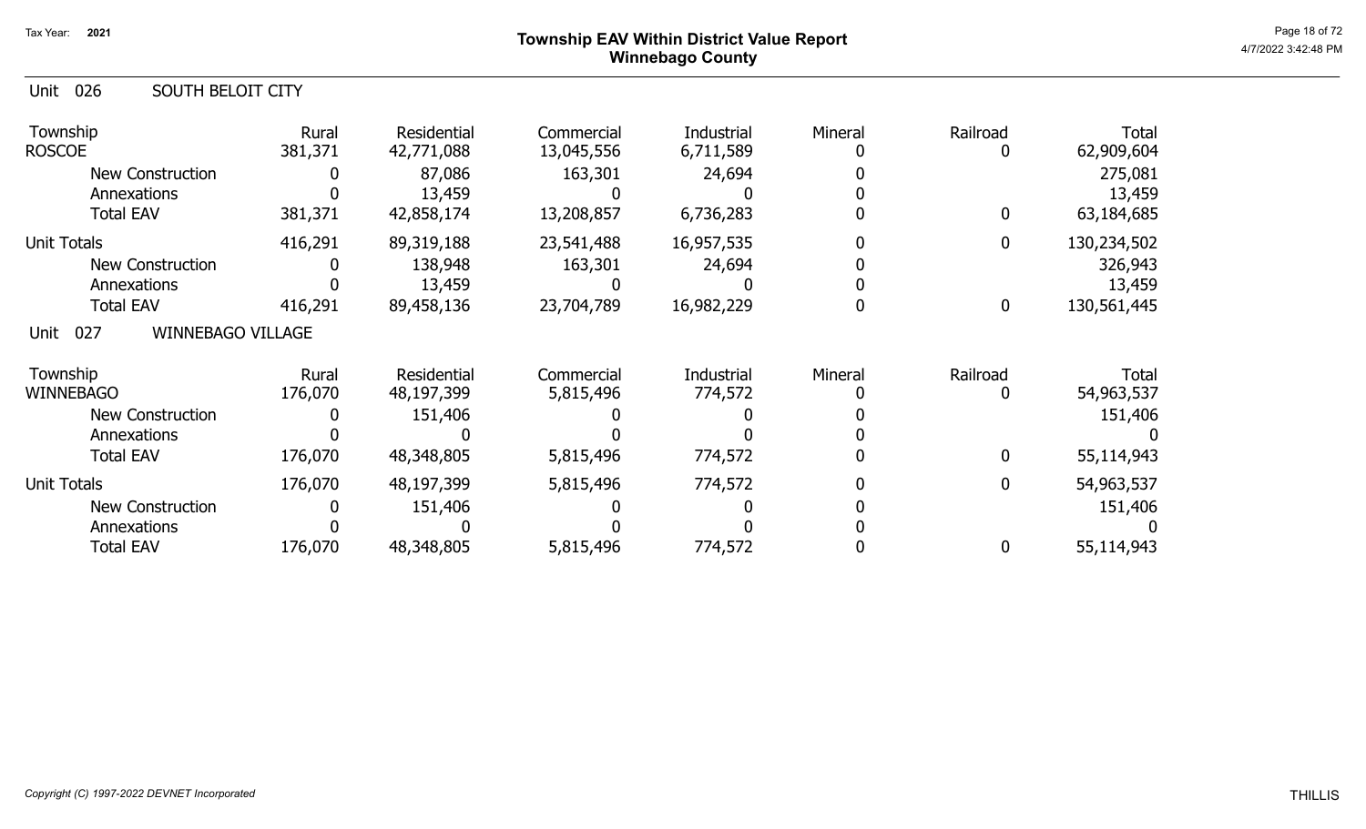# Township EAV Within District Value Report
## Winnebago County

Tax Year: 2021

### Unit 026 SOUTH BELOIT CITY

| Township | Rural | Residential | Commercial | Industrial | Mineral | Railroad | Total |
|---|---|---|---|---|---|---|---|
| ROSCOE | 381,371 | 42,771,088 | 13,045,556 | 6,711,589 | 0 | 0 | 62,909,604 |
| New Construction | 0 | 87,086 | 163,301 | 24,694 | 0 | | 275,081 |
| Annexations | 0 | 13,459 | 0 | 0 | 0 | | 13,459 |
| Total EAV | 381,371 | 42,858,174 | 13,208,857 | 6,736,283 | 0 | 0 | 63,184,685 |
| Unit Totals | 416,291 | 89,319,188 | 23,541,488 | 16,957,535 | 0 | 0 | 130,234,502 |
| New Construction | 0 | 138,948 | 163,301 | 24,694 | 0 | | 326,943 |
| Annexations | 0 | 13,459 | 0 | 0 | 0 | | 13,459 |
| Total EAV | 416,291 | 89,458,136 | 23,704,789 | 16,982,229 | 0 | 0 | 130,561,445 |

### Unit 027 WINNEBAGO VILLAGE

| Township | Rural | Residential | Commercial | Industrial | Mineral | Railroad | Total |
|---|---|---|---|---|---|---|---|
| WINNEBAGO | 176,070 | 48,197,399 | 5,815,496 | 774,572 | 0 | 0 | 54,963,537 |
| New Construction | 0 | 151,406 | 0 | 0 | 0 | | 151,406 |
| Annexations | 0 | 0 | 0 | 0 | 0 | | 0 |
| Total EAV | 176,070 | 48,348,805 | 5,815,496 | 774,572 | 0 | 0 | 55,114,943 |
| Unit Totals | 176,070 | 48,197,399 | 5,815,496 | 774,572 | 0 | 0 | 54,963,537 |
| New Construction | 0 | 151,406 | 0 | 0 | 0 | | 151,406 |
| Annexations | 0 | 0 | 0 | 0 | 0 | | 0 |
| Total EAV | 176,070 | 48,348,805 | 5,815,496 | 774,572 | 0 | 0 | 55,114,943 |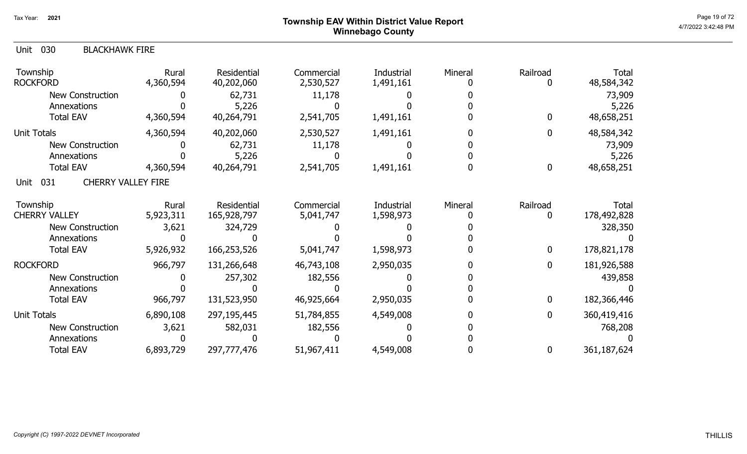# Township EAV Within District Value Report
## Winnebago County

Tax Year: 2021

4/7/2022 3:42:48 PM

### Unit 030 BLACKHAWK FIRE

| Township | Rural | Residential | Commercial | Industrial | Mineral | Railroad | Total |
|---|---|---|---|---|---|---|---|
| ROCKFORD | 4,360,594 | 40,202,060 | 2,530,527 | 1,491,161 | 0 | 0 | 48,584,342 |
| New Construction | 0 | 62,731 | 11,178 | 0 | 0 | | 73,909 |
| Annexations | 0 | 5,226 | 0 | 0 | 0 | | 5,226 |
| Total EAV | 4,360,594 | 40,264,791 | 2,541,705 | 1,491,161 | 0 | 0 | 48,658,251 |
| Unit Totals | 4,360,594 | 40,202,060 | 2,530,527 | 1,491,161 | 0 | 0 | 48,584,342 |
| New Construction | 0 | 62,731 | 11,178 | 0 | 0 | | 73,909 |
| Annexations | 0 | 5,226 | 0 | 0 | 0 | | 5,226 |
| Total EAV | 4,360,594 | 40,264,791 | 2,541,705 | 1,491,161 | 0 | 0 | 48,658,251 |

### Unit 031 CHERRY VALLEY FIRE

| Township | Rural | Residential | Commercial | Industrial | Mineral | Railroad | Total |
|---|---|---|---|---|---|---|---|
| CHERRY VALLEY | 5,923,311 | 165,928,797 | 5,041,747 | 1,598,973 | 0 | 0 | 178,492,828 |
| New Construction | 3,621 | 324,729 | 0 | 0 | 0 | | 328,350 |
| Annexations | 0 | 0 | 0 | 0 | 0 | | 0 |
| Total EAV | 5,926,932 | 166,253,526 | 5,041,747 | 1,598,973 | 0 | 0 | 178,821,178 |
| ROCKFORD | 966,797 | 131,266,648 | 46,743,108 | 2,950,035 | 0 | 0 | 181,926,588 |
| New Construction | 0 | 257,302 | 182,556 | 0 | 0 | | 439,858 |
| Annexations | 0 | 0 | 0 | 0 | 0 | | 0 |
| Total EAV | 966,797 | 131,523,950 | 46,925,664 | 2,950,035 | 0 | 0 | 182,366,446 |
| Unit Totals | 6,890,108 | 297,195,445 | 51,784,855 | 4,549,008 | 0 | 0 | 360,419,416 |
| New Construction | 3,621 | 582,031 | 182,556 | 0 | 0 | | 768,208 |
| Annexations | 0 | 0 | 0 | 0 | 0 | | 0 |
| Total EAV | 6,893,729 | 297,777,476 | 51,967,411 | 4,549,008 | 0 | 0 | 361,187,624 |

*Copyright (C) 1997-2022 DEVNET Incorporated*

THILLIS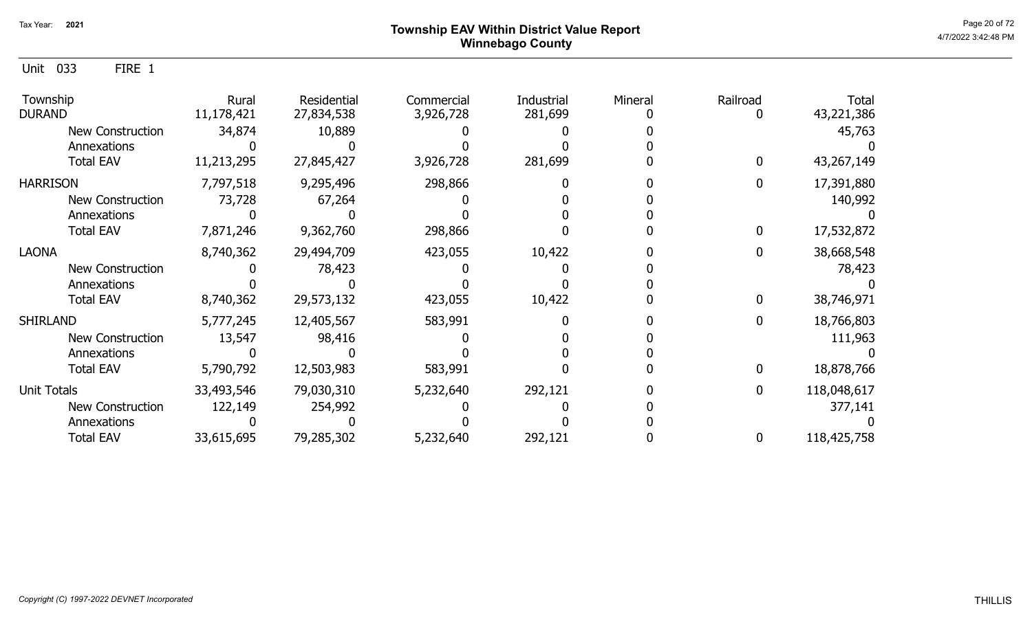# Township EAV Within District Value Report
## Winnebago County

Tax Year: 2021

Unit 033 FIRE 1

| Township | Rural | Residential | Commercial | Industrial | Mineral | Railroad | Total |
|---|---|---|---|---|---|---|---|
| DURAND | 11,178,421 | 27,834,538 | 3,926,728 | 281,699 | 0 | 0 | 43,221,386 |
| New Construction | 34,874 | 10,889 | 0 | 0 | 0 | | 45,763 |
| Annexations | 0 | 0 | 0 | 0 | 0 | | 0 |
| Total EAV | 11,213,295 | 27,845,427 | 3,926,728 | 281,699 | 0 | 0 | 43,267,149 |
| HARRISON | 7,797,518 | 9,295,496 | 298,866 | 0 | 0 | 0 | 17,391,880 |
| New Construction | 73,728 | 67,264 | 0 | 0 | 0 | | 140,992 |
| Annexations | 0 | 0 | 0 | 0 | 0 | | 0 |
| Total EAV | 7,871,246 | 9,362,760 | 298,866 | 0 | 0 | 0 | 17,532,872 |
| LAONA | 8,740,362 | 29,494,709 | 423,055 | 10,422 | 0 | 0 | 38,668,548 |
| New Construction | 0 | 78,423 | 0 | 0 | 0 | | 78,423 |
| Annexations | 0 | 0 | 0 | 0 | 0 | | 0 |
| Total EAV | 8,740,362 | 29,573,132 | 423,055 | 10,422 | 0 | 0 | 38,746,971 |
| SHIRLAND | 5,777,245 | 12,405,567 | 583,991 | 0 | 0 | 0 | 18,766,803 |
| New Construction | 13,547 | 98,416 | 0 | 0 | 0 | | 111,963 |
| Annexations | 0 | 0 | 0 | 0 | 0 | | 0 |
| Total EAV | 5,790,792 | 12,503,983 | 583,991 | 0 | 0 | 0 | 18,878,766 |
| Unit Totals | 33,493,546 | 79,030,310 | 5,232,640 | 292,121 | 0 | 0 | 118,048,617 |
| New Construction | 122,149 | 254,992 | 0 | 0 | 0 | | 377,141 |
| Annexations | 0 | 0 | 0 | 0 | 0 | | 0 |
| Total EAV | 33,615,695 | 79,285,302 | 5,232,640 | 292,121 | 0 | 0 | 118,425,758 |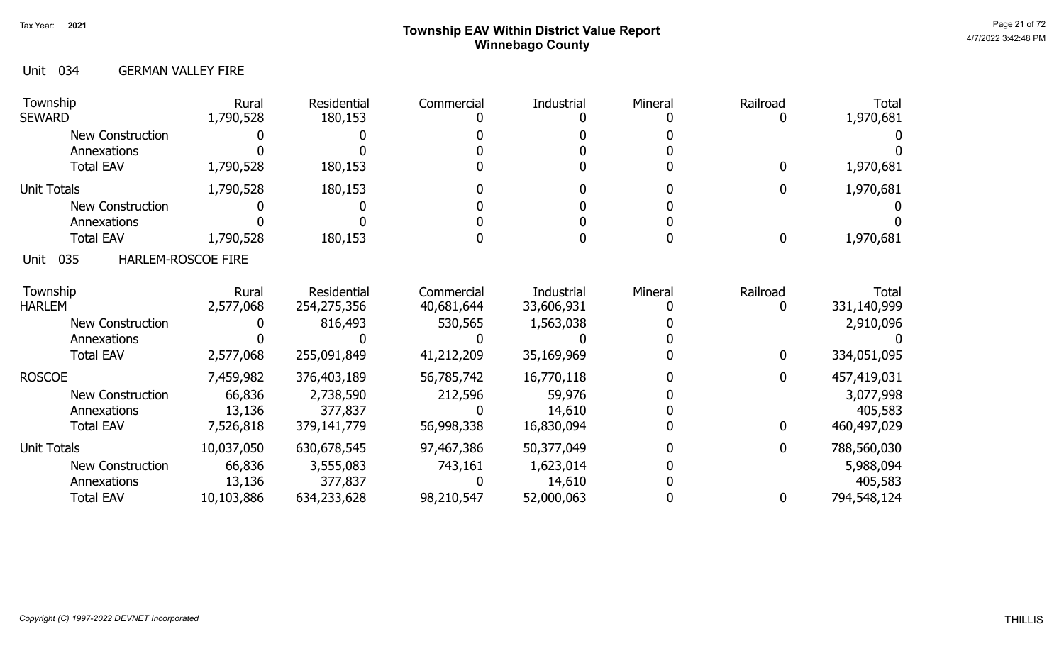Tax Year: 2021

# Township EAV Within District Value Report
## Winnebago County

### Unit 034 GERMAN VALLEY FIRE

| Township | Rural | Residential | Commercial | Industrial | Mineral | Railroad | Total |
|---|---|---|---|---|---|---|---|
| SEWARD | 1,790,528 | 180,153 | 0 | 0 | 0 | 0 | 1,970,681 |
| New Construction | 0 | 0 | 0 | 0 | 0 | | 0 |
| Annexations | 0 | 0 | 0 | 0 | 0 | | 0 |
| Total EAV | 1,790,528 | 180,153 | 0 | 0 | 0 | 0 | 1,970,681 |
| Unit Totals | 1,790,528 | 180,153 | 0 | 0 | 0 | 0 | 1,970,681 |
| New Construction | 0 | 0 | 0 | 0 | 0 | | 0 |
| Annexations | 0 | 0 | 0 | 0 | 0 | | 0 |
| Total EAV | 1,790,528 | 180,153 | 0 | 0 | 0 | 0 | 1,970,681 |

### Unit 035 HARLEM-ROSCOE FIRE

| Township | Rural | Residential | Commercial | Industrial | Mineral | Railroad | Total |
|---|---|---|---|---|---|---|---|
| HARLEM | 2,577,068 | 254,275,356 | 40,681,644 | 33,606,931 | 0 | 0 | 331,140,999 |
| New Construction | 0 | 816,493 | 530,565 | 1,563,038 | 0 | | 2,910,096 |
| Annexations | 0 | 0 | 0 | 0 | 0 | | 0 |
| Total EAV | 2,577,068 | 255,091,849 | 41,212,209 | 35,169,969 | 0 | 0 | 334,051,095 |
| ROSCOE | 7,459,982 | 376,403,189 | 56,785,742 | 16,770,118 | 0 | 0 | 457,419,031 |
| New Construction | 66,836 | 2,738,590 | 212,596 | 59,976 | 0 | | 3,077,998 |
| Annexations | 13,136 | 377,837 | 0 | 14,610 | 0 | | 405,583 |
| Total EAV | 7,526,818 | 379,141,779 | 56,998,338 | 16,830,094 | 0 | 0 | 460,497,029 |
| Unit Totals | 10,037,050 | 630,678,545 | 97,467,386 | 50,377,049 | 0 | 0 | 788,560,030 |
| New Construction | 66,836 | 3,555,083 | 743,161 | 1,623,014 | 0 | | 5,988,094 |
| Annexations | 13,136 | 377,837 | 0 | 14,610 | 0 | | 405,583 |
| Total EAV | 10,103,886 | 634,233,628 | 98,210,547 | 52,000,063 | 0 | 0 | 794,548,124 |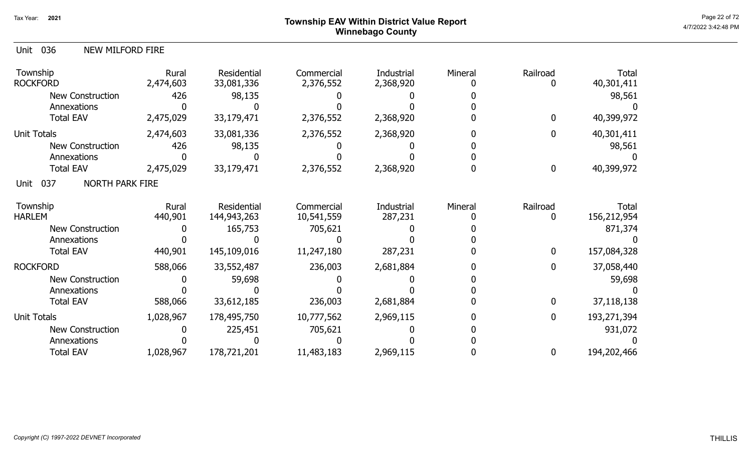# Township EAV Within District Value Report
## Winnebago County

Tax Year: 2021

4/7/2022 3:42:48 PM

### Unit 036 NEW MILFORD FIRE

| Township | Rural | Residential | Commercial | Industrial | Mineral | Railroad | Total |
|---|---|---|---|---|---|---|---|
| ROCKFORD | 2,474,603 | 33,081,336 | 2,376,552 | 2,368,920 | 0 | 0 | 40,301,411 |
| New Construction | 426 | 98,135 | 0 | 0 | 0 | | 98,561 |
| Annexations | 0 | 0 | 0 | 0 | 0 | | 0 |
| Total EAV | 2,475,029 | 33,179,471 | 2,376,552 | 2,368,920 | 0 | 0 | 40,399,972 |
| Unit Totals | 2,474,603 | 33,081,336 | 2,376,552 | 2,368,920 | 0 | 0 | 40,301,411 |
| New Construction | 426 | 98,135 | 0 | 0 | 0 | | 98,561 |
| Annexations | 0 | 0 | 0 | 0 | 0 | | 0 |
| Total EAV | 2,475,029 | 33,179,471 | 2,376,552 | 2,368,920 | 0 | 0 | 40,399,972 |

### Unit 037 NORTH PARK FIRE

| Township | Rural | Residential | Commercial | Industrial | Mineral | Railroad | Total |
|---|---|---|---|---|---|---|---|
| HARLEM | 440,901 | 144,943,263 | 10,541,559 | 287,231 | 0 | 0 | 156,212,954 |
| New Construction | 0 | 165,753 | 705,621 | 0 | 0 | | 871,374 |
| Annexations | 0 | 0 | 0 | 0 | 0 | | 0 |
| Total EAV | 440,901 | 145,109,016 | 11,247,180 | 287,231 | 0 | 0 | 157,084,328 |
| ROCKFORD | 588,066 | 33,552,487 | 236,003 | 2,681,884 | 0 | 0 | 37,058,440 |
| New Construction | 0 | 59,698 | 0 | 0 | 0 | | 59,698 |
| Annexations | 0 | 0 | 0 | 0 | 0 | | 0 |
| Total EAV | 588,066 | 33,612,185 | 236,003 | 2,681,884 | 0 | 0 | 37,118,138 |
| Unit Totals | 1,028,967 | 178,495,750 | 10,777,562 | 2,969,115 | 0 | 0 | 193,271,394 |
| New Construction | 0 | 225,451 | 705,621 | 0 | 0 | | 931,072 |
| Annexations | 0 | 0 | 0 | 0 | 0 | | 0 |
| Total EAV | 1,028,967 | 178,721,201 | 11,483,183 | 2,969,115 | 0 | 0 | 194,202,466 |

*Copyright (C) 1997-2022 DEVNET Incorporated*

THILLIS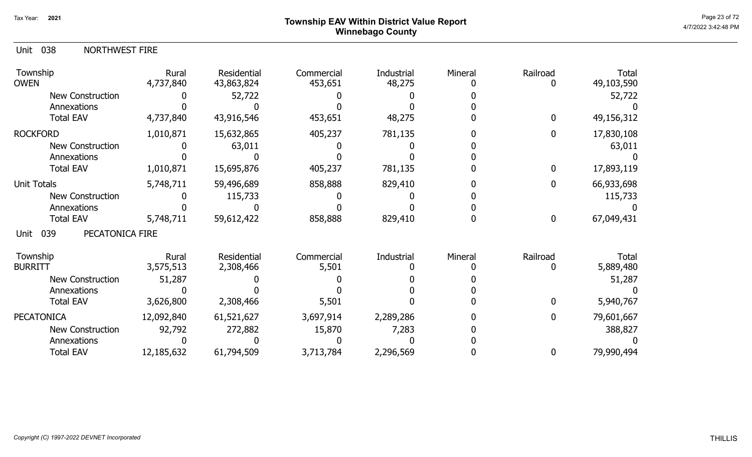Tax Year: 2021

# Township EAV Within District Value Report
## Winnebago County

Unit 038 NORTHWEST FIRE

| Township | Rural | Residential | Commercial | Industrial | Mineral | Railroad | Total |
|---|---|---|---|---|---|---|---|
| OWEN | 4,737,840 | 43,863,824 | 453,651 | 48,275 | 0 | 0 | 49,103,590 |
| New Construction | 0 | 52,722 | 0 | 0 | 0 | | 52,722 |
| Annexations | 0 | 0 | 0 | 0 | 0 | | 0 |
| Total EAV | 4,737,840 | 43,916,546 | 453,651 | 48,275 | 0 | 0 | 49,156,312 |
| ROCKFORD | 1,010,871 | 15,632,865 | 405,237 | 781,135 | 0 | 0 | 17,830,108 |
| New Construction | 0 | 63,011 | 0 | 0 | 0 | | 63,011 |
| Annexations | 0 | 0 | 0 | 0 | 0 | | 0 |
| Total EAV | 1,010,871 | 15,695,876 | 405,237 | 781,135 | 0 | 0 | 17,893,119 |
| Unit Totals | 5,748,711 | 59,496,689 | 858,888 | 829,410 | 0 | 0 | 66,933,698 |
| New Construction | 0 | 115,733 | 0 | 0 | 0 | | 115,733 |
| Annexations | 0 | 0 | 0 | 0 | 0 | | 0 |
| Total EAV | 5,748,711 | 59,612,422 | 858,888 | 829,410 | 0 | 0 | 67,049,431 |

Unit 039 PECATONICA FIRE

| Township | Rural | Residential | Commercial | Industrial | Mineral | Railroad | Total |
|---|---|---|---|---|---|---|---|
| BURRITT | 3,575,513 | 2,308,466 | 5,501 | 0 | 0 | 0 | 5,889,480 |
| New Construction | 51,287 | 0 | 0 | 0 | 0 | | 51,287 |
| Annexations | 0 | 0 | 0 | 0 | 0 | | 0 |
| Total EAV | 3,626,800 | 2,308,466 | 5,501 | 0 | 0 | 0 | 5,940,767 |
| PECATONICA | 12,092,840 | 61,521,627 | 3,697,914 | 2,289,286 | 0 | 0 | 79,601,667 |
| New Construction | 92,792 | 272,882 | 15,870 | 7,283 | 0 | | 388,827 |
| Annexations | 0 | 0 | 0 | 0 | 0 | | 0 |
| Total EAV | 12,185,632 | 61,794,509 | 3,713,784 | 2,296,569 | 0 | 0 | 79,990,494 |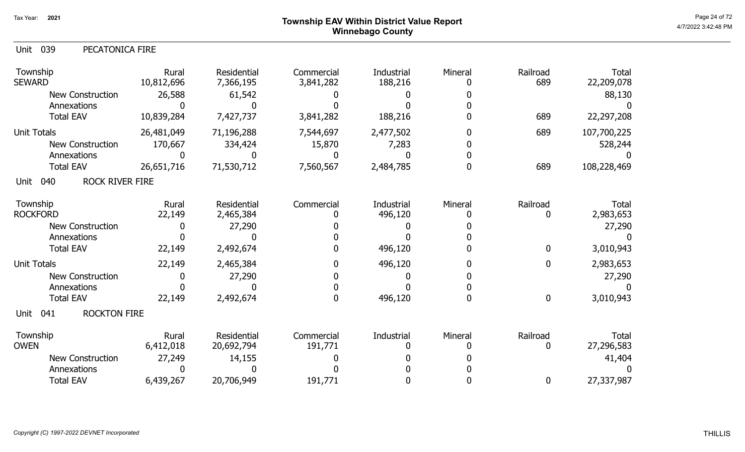# Township EAV Within District Value Report
## Winnebago County

Tax Year: 2021

### Unit 039 PECATONICA FIRE

| Township | Rural | Residential | Commercial | Industrial | Mineral | Railroad | Total |
|---|---|---|---|---|---|---|---|
| SEWARD | 10,812,696 | 7,366,195 | 3,841,282 | 188,216 | 0 | 689 | 22,209,078 |
| New Construction | 26,588 | 61,542 | 0 | 0 | 0 | | 88,130 |
| Annexations | 0 | 0 | 0 | 0 | 0 | | 0 |
| Total EAV | 10,839,284 | 7,427,737 | 3,841,282 | 188,216 | 0 | 689 | 22,297,208 |
| Unit Totals | 26,481,049 | 71,196,288 | 7,544,697 | 2,477,502 | 0 | 689 | 107,700,225 |
| New Construction | 170,667 | 334,424 | 15,870 | 7,283 | 0 | | 528,244 |
| Annexations | 0 | 0 | 0 | 0 | 0 | | 0 |
| Total EAV | 26,651,716 | 71,530,712 | 7,560,567 | 2,484,785 | 0 | 689 | 108,228,469 |

### Unit 040 ROCK RIVER FIRE

| Township | Rural | Residential | Commercial | Industrial | Mineral | Railroad | Total |
|---|---|---|---|---|---|---|---|
| ROCKFORD | 22,149 | 2,465,384 | 0 | 496,120 | 0 | 0 | 2,983,653 |
| New Construction | 0 | 27,290 | 0 | 0 | 0 | | 27,290 |
| Annexations | 0 | 0 | 0 | 0 | 0 | | 0 |
| Total EAV | 22,149 | 2,492,674 | 0 | 496,120 | 0 | 0 | 3,010,943 |
| Unit Totals | 22,149 | 2,465,384 | 0 | 496,120 | 0 | 0 | 2,983,653 |
| New Construction | 0 | 27,290 | 0 | 0 | 0 | | 27,290 |
| Annexations | 0 | 0 | 0 | 0 | 0 | | 0 |
| Total EAV | 22,149 | 2,492,674 | 0 | 496,120 | 0 | 0 | 3,010,943 |

### Unit 041 ROCKTON FIRE

| Township | Rural | Residential | Commercial | Industrial | Mineral | Railroad | Total |
|---|---|---|---|---|---|---|---|
| OWEN | 6,412,018 | 20,692,794 | 191,771 | 0 | 0 | 0 | 27,296,583 |
| New Construction | 27,249 | 14,155 | 0 | 0 | 0 | | 41,404 |
| Annexations | 0 | 0 | 0 | 0 | 0 | | 0 |
| Total EAV | 6,439,267 | 20,706,949 | 191,771 | 0 | 0 | 0 | 27,337,987 |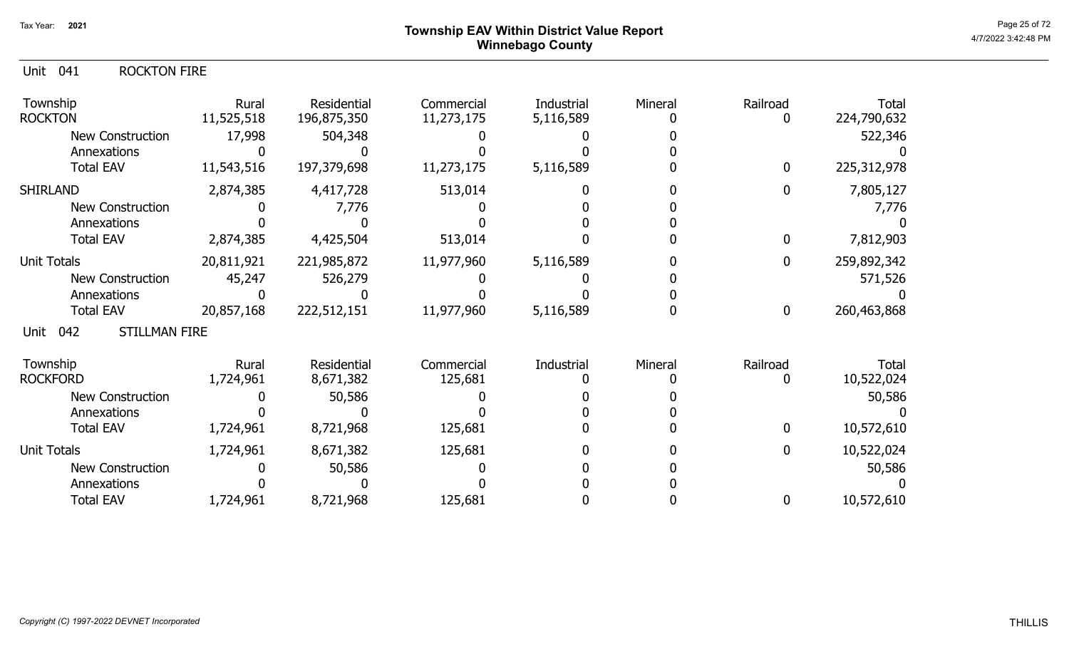# Township EAV Within District Value Report
## Winnebago County

Tax Year: 2021

Unit 041 ROCKTON FIRE

| Township | Rural | Residential | Commercial | Industrial | Mineral | Railroad | Total |
|---|---|---|---|---|---|---|---|
| ROCKTON | 11,525,518 | 196,875,350 | 11,273,175 | 5,116,589 | 0 | 0 | 224,790,632 |
| New Construction | 17,998 | 504,348 | 0 | 0 | 0 | | 522,346 |
| Annexations | 0 | 0 | 0 | 0 | 0 | | 0 |
| Total EAV | 11,543,516 | 197,379,698 | 11,273,175 | 5,116,589 | 0 | 0 | 225,312,978 |
| SHIRLAND | 2,874,385 | 4,417,728 | 513,014 | 0 | 0 | 0 | 7,805,127 |
| New Construction | 0 | 7,776 | 0 | 0 | 0 | | 7,776 |
| Annexations | 0 | 0 | 0 | 0 | 0 | | 0 |
| Total EAV | 2,874,385 | 4,425,504 | 513,014 | 0 | 0 | 0 | 7,812,903 |
| Unit Totals | 20,811,921 | 221,985,872 | 11,977,960 | 5,116,589 | 0 | 0 | 259,892,342 |
| New Construction | 45,247 | 526,279 | 0 | 0 | 0 | | 571,526 |
| Annexations | 0 | 0 | 0 | 0 | 0 | | 0 |
| Total EAV | 20,857,168 | 222,512,151 | 11,977,960 | 5,116,589 | 0 | 0 | 260,463,868 |

Unit 042 STILLMAN FIRE

| Township | Rural | Residential | Commercial | Industrial | Mineral | Railroad | Total |
|---|---|---|---|---|---|---|---|
| ROCKFORD | 1,724,961 | 8,671,382 | 125,681 | 0 | 0 | 0 | 10,522,024 |
| New Construction | 0 | 50,586 | 0 | 0 | 0 | | 50,586 |
| Annexations | 0 | 0 | 0 | 0 | 0 | | 0 |
| Total EAV | 1,724,961 | 8,721,968 | 125,681 | 0 | 0 | 0 | 10,572,610 |
| Unit Totals | 1,724,961 | 8,671,382 | 125,681 | 0 | 0 | 0 | 10,522,024 |
| New Construction | 0 | 50,586 | 0 | 0 | 0 | | 50,586 |
| Annexations | 0 | 0 | 0 | 0 | 0 | | 0 |
| Total EAV | 1,724,961 | 8,721,968 | 125,681 | 0 | 0 | 0 | 10,572,610 |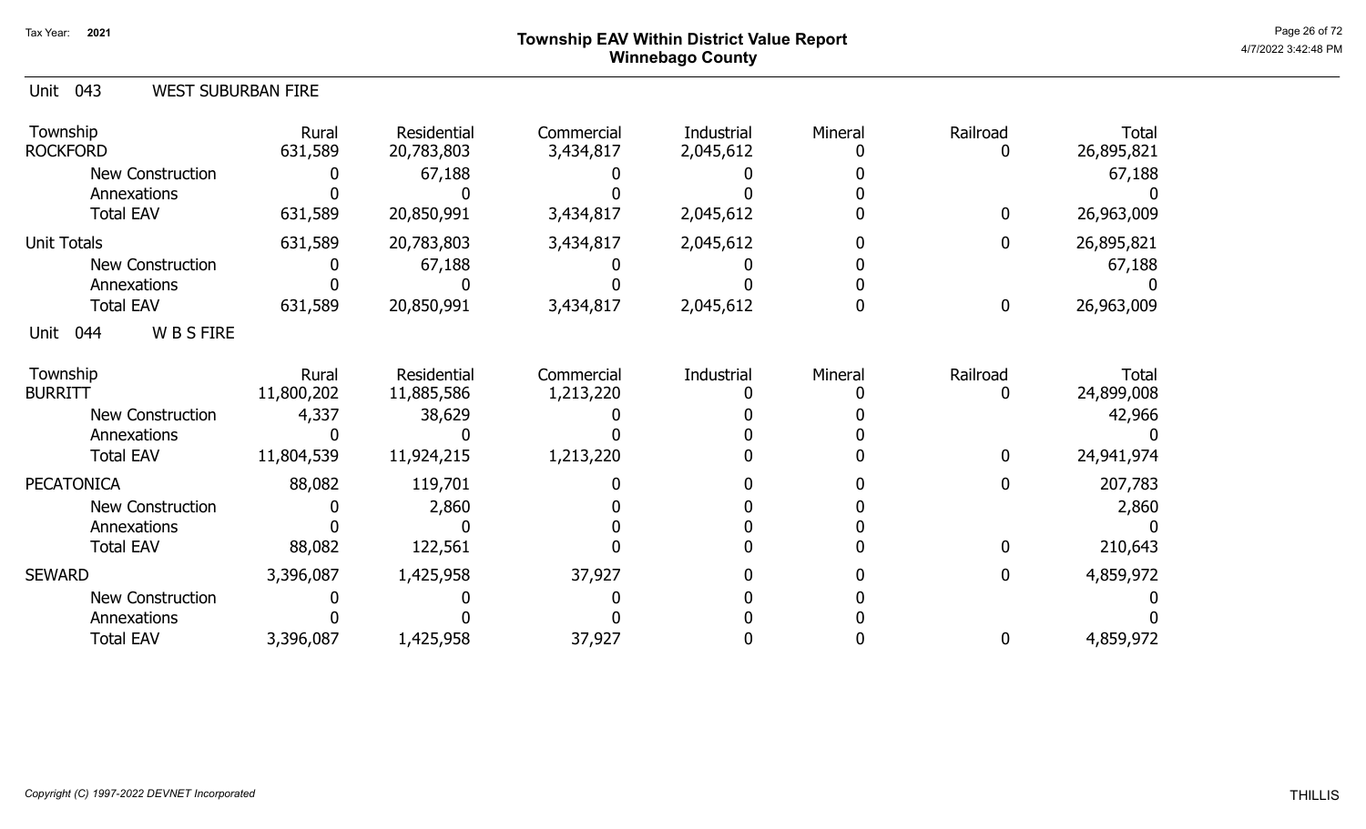## Township EAV Within District Value Report
## Winnebago County

Tax Year: 2021

### Unit 043 WEST SUBURBAN FIRE

| Township | Rural | Residential | Commercial | Industrial | Mineral | Railroad | Total |
|---|---|---|---|---|---|---|---|
| ROCKFORD | 631,589 | 20,783,803 | 3,434,817 | 2,045,612 | 0 | 0 | 26,895,821 |
| New Construction | 0 | 67,188 | 0 | 0 | 0 | | 67,188 |
| Annexations | 0 | 0 | 0 | 0 | 0 | | 0 |
| Total EAV | 631,589 | 20,850,991 | 3,434,817 | 2,045,612 | 0 | 0 | 26,963,009 |
| Unit Totals | 631,589 | 20,783,803 | 3,434,817 | 2,045,612 | 0 | 0 | 26,895,821 |
| New Construction | 0 | 67,188 | 0 | 0 | 0 | | 67,188 |
| Annexations | 0 | 0 | 0 | 0 | 0 | | 0 |
| Total EAV | 631,589 | 20,850,991 | 3,434,817 | 2,045,612 | 0 | 0 | 26,963,009 |

### Unit 044 W B S FIRE

| Township | Rural | Residential | Commercial | Industrial | Mineral | Railroad | Total |
|---|---|---|---|---|---|---|---|
| BURRITT | 11,800,202 | 11,885,586 | 1,213,220 | 0 | 0 | 0 | 24,899,008 |
| New Construction | 4,337 | 38,629 | 0 | 0 | 0 | | 42,966 |
| Annexations | 0 | 0 | 0 | 0 | 0 | | 0 |
| Total EAV | 11,804,539 | 11,924,215 | 1,213,220 | 0 | 0 | 0 | 24,941,974 |
| PECATONICA | 88,082 | 119,701 | 0 | 0 | 0 | 0 | 207,783 |
| New Construction | 0 | 2,860 | 0 | 0 | 0 | | 2,860 |
| Annexations | 0 | 0 | 0 | 0 | 0 | | 0 |
| Total EAV | 88,082 | 122,561 | 0 | 0 | 0 | 0 | 210,643 |
| SEWARD | 3,396,087 | 1,425,958 | 37,927 | 0 | 0 | 0 | 4,859,972 |
| New Construction | 0 | 0 | 0 | 0 | 0 | | 0 |
| Annexations | 0 | 0 | 0 | 0 | 0 | | 0 |
| Total EAV | 3,396,087 | 1,425,958 | 37,927 | 0 | 0 | 0 | 4,859,972 |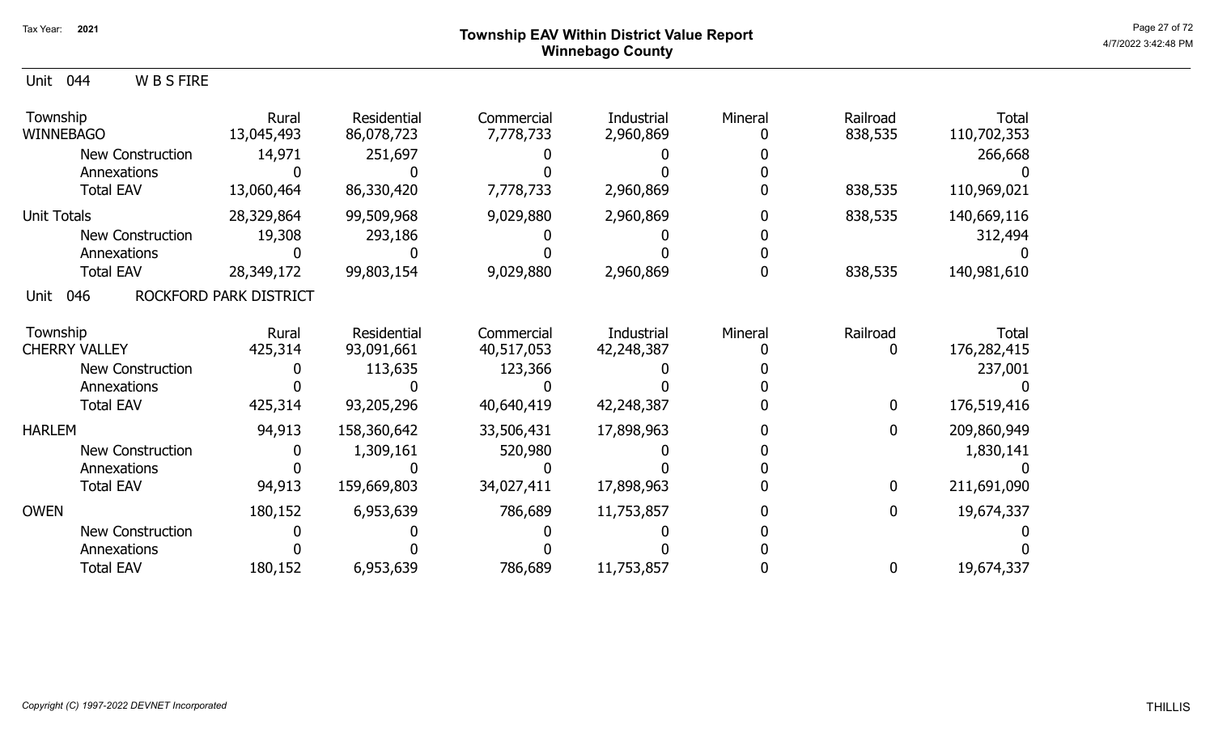# Township EAV Within District Value Report
## Winnebago County

Tax Year: 2021

Unit 044 W B S FIRE

| Township | Rural | Residential | Commercial | Industrial | Mineral | Railroad | Total |
|---|---|---|---|---|---|---|---|
| WINNEBAGO | 13,045,493 | 86,078,723 | 7,778,733 | 2,960,869 | 0 | 838,535 | 110,702,353 |
| New Construction | 14,971 | 251,697 | 0 | 0 | 0 | | 266,668 |
| Annexations | 0 | 0 | 0 | 0 | 0 | | 0 |
| Total EAV | 13,060,464 | 86,330,420 | 7,778,733 | 2,960,869 | 0 | 838,535 | 110,969,021 |
| Unit Totals | 28,329,864 | 99,509,968 | 9,029,880 | 2,960,869 | 0 | 838,535 | 140,669,116 |
| New Construction | 19,308 | 293,186 | 0 | 0 | 0 | | 312,494 |
| Annexations | 0 | 0 | 0 | 0 | 0 | | 0 |
| Total EAV | 28,349,172 | 99,803,154 | 9,029,880 | 2,960,869 | 0 | 838,535 | 140,981,610 |

Unit 046 ROCKFORD PARK DISTRICT

| Township | Rural | Residential | Commercial | Industrial | Mineral | Railroad | Total |
|---|---|---|---|---|---|---|---|
| CHERRY VALLEY | 425,314 | 93,091,661 | 40,517,053 | 42,248,387 | 0 | 0 | 176,282,415 |
| New Construction | 0 | 113,635 | 123,366 | 0 | 0 | | 237,001 |
| Annexations | 0 | 0 | 0 | 0 | 0 | | 0 |
| Total EAV | 425,314 | 93,205,296 | 40,640,419 | 42,248,387 | 0 | 0 | 176,519,416 |
| HARLEM | 94,913 | 158,360,642 | 33,506,431 | 17,898,963 | 0 | 0 | 209,860,949 |
| New Construction | 0 | 1,309,161 | 520,980 | 0 | 0 | | 1,830,141 |
| Annexations | 0 | 0 | 0 | 0 | 0 | | 0 |
| Total EAV | 94,913 | 159,669,803 | 34,027,411 | 17,898,963 | 0 | 0 | 211,691,090 |
| OWEN | 180,152 | 6,953,639 | 786,689 | 11,753,857 | 0 | 0 | 19,674,337 |
| New Construction | 0 | 0 | 0 | 0 | 0 | | 0 |
| Annexations | 0 | 0 | 0 | 0 | 0 | | 0 |
| Total EAV | 180,152 | 6,953,639 | 786,689 | 11,753,857 | 0 | 0 | 19,674,337 |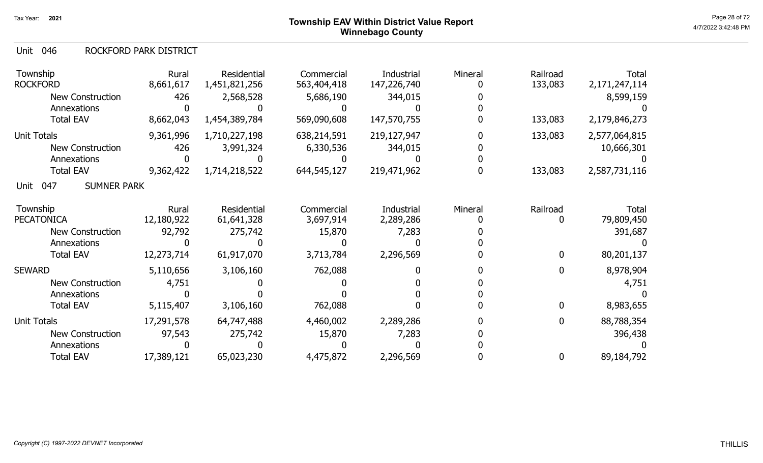# Township EAV Within District Value Report
## Winnebago County

Tax Year: 2021

### Unit 046 ROCKFORD PARK DISTRICT

| Township | Rural | Residential | Commercial | Industrial | Mineral | Railroad | Total |
|---|---|---|---|---|---|---|---|
| ROCKFORD | 8,661,617 | 1,451,821,256 | 563,404,418 | 147,226,740 | 0 | 133,083 | 2,171,247,114 |
| New Construction | 426 | 2,568,528 | 5,686,190 | 344,015 | 0 | | 8,599,159 |
| Annexations | 0 | 0 | 0 | 0 | 0 | | 0 |
| Total EAV | 8,662,043 | 1,454,389,784 | 569,090,608 | 147,570,755 | 0 | 133,083 | 2,179,846,273 |
| Unit Totals | 9,361,996 | 1,710,227,198 | 638,214,591 | 219,127,947 | 0 | 133,083 | 2,577,064,815 |
| New Construction | 426 | 3,991,324 | 6,330,536 | 344,015 | 0 | | 10,666,301 |
| Annexations | 0 | 0 | 0 | 0 | 0 | | 0 |
| Total EAV | 9,362,422 | 1,714,218,522 | 644,545,127 | 219,471,962 | 0 | 133,083 | 2,587,731,116 |

### Unit 047 SUMNER PARK

| Township | Rural | Residential | Commercial | Industrial | Mineral | Railroad | Total |
|---|---|---|---|---|---|---|---|
| PECATONICA | 12,180,922 | 61,641,328 | 3,697,914 | 2,289,286 | 0 | 0 | 79,809,450 |
| New Construction | 92,792 | 275,742 | 15,870 | 7,283 | 0 | | 391,687 |
| Annexations | 0 | 0 | 0 | 0 | 0 | | 0 |
| Total EAV | 12,273,714 | 61,917,070 | 3,713,784 | 2,296,569 | 0 | 0 | 80,201,137 |
| SEWARD | 5,110,656 | 3,106,160 | 762,088 | 0 | 0 | 0 | 8,978,904 |
| New Construction | 4,751 | 0 | 0 | 0 | 0 | | 4,751 |
| Annexations | 0 | 0 | 0 | 0 | 0 | | 0 |
| Total EAV | 5,115,407 | 3,106,160 | 762,088 | 0 | 0 | 0 | 8,983,655 |
| Unit Totals | 17,291,578 | 64,747,488 | 4,460,002 | 2,289,286 | 0 | 0 | 88,788,354 |
| New Construction | 97,543 | 275,742 | 15,870 | 7,283 | 0 | | 396,438 |
| Annexations | 0 | 0 | 0 | 0 | 0 | | 0 |
| Total EAV | 17,389,121 | 65,023,230 | 4,475,872 | 2,296,569 | 0 | 0 | 89,184,792 |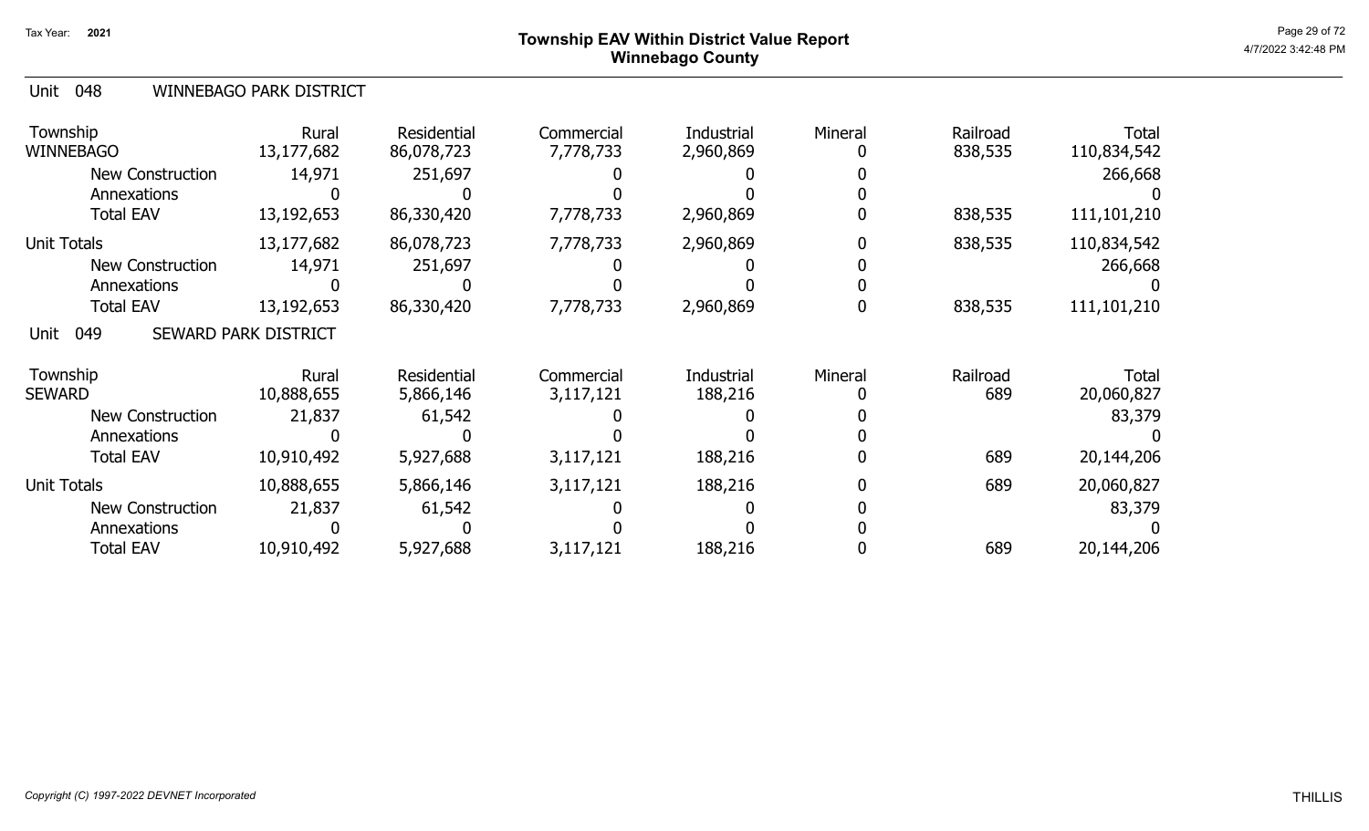# Township EAV Within District Value Report
## Winnebago County

Tax Year: 2021

### Unit 048 WINNEBAGO PARK DISTRICT

| Township | Rural | Residential | Commercial | Industrial | Mineral | Railroad | Total |
|---|---|---|---|---|---|---|---|
| WINNEBAGO | 13,177,682 | 86,078,723 | 7,778,733 | 2,960,869 | 0 | 838,535 | 110,834,542 |
| New Construction | 14,971 | 251,697 | 0 | 0 | 0 | | 266,668 |
| Annexations | 0 | 0 | 0 | 0 | 0 | | 0 |
| Total EAV | 13,192,653 | 86,330,420 | 7,778,733 | 2,960,869 | 0 | 838,535 | 111,101,210 |
| Unit Totals | 13,177,682 | 86,078,723 | 7,778,733 | 2,960,869 | 0 | 838,535 | 110,834,542 |
| New Construction | 14,971 | 251,697 | 0 | 0 | 0 | | 266,668 |
| Annexations | 0 | 0 | 0 | 0 | 0 | | 0 |
| Total EAV | 13,192,653 | 86,330,420 | 7,778,733 | 2,960,869 | 0 | 838,535 | 111,101,210 |

### Unit 049 SEWARD PARK DISTRICT

| Township | Rural | Residential | Commercial | Industrial | Mineral | Railroad | Total |
|---|---|---|---|---|---|---|---|
| SEWARD | 10,888,655 | 5,866,146 | 3,117,121 | 188,216 | 0 | 689 | 20,060,827 |
| New Construction | 21,837 | 61,542 | 0 | 0 | 0 | | 83,379 |
| Annexations | 0 | 0 | 0 | 0 | 0 | | 0 |
| Total EAV | 10,910,492 | 5,927,688 | 3,117,121 | 188,216 | 0 | 689 | 20,144,206 |
| Unit Totals | 10,888,655 | 5,866,146 | 3,117,121 | 188,216 | 0 | 689 | 20,060,827 |
| New Construction | 21,837 | 61,542 | 0 | 0 | 0 | | 83,379 |
| Annexations | 0 | 0 | 0 | 0 | 0 | | 0 |
| Total EAV | 10,910,492 | 5,927,688 | 3,117,121 | 188,216 | 0 | 689 | 20,144,206 |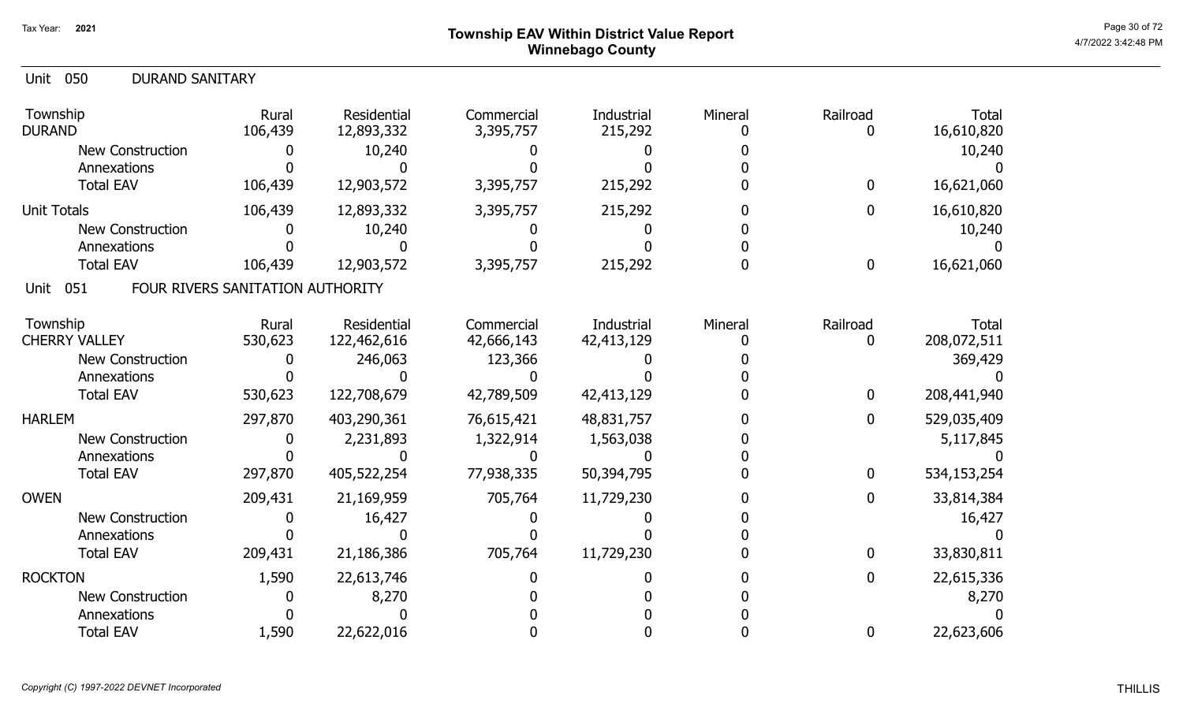# Township EAV Within District Value Report
## Winnebago County

Tax Year: 2021

### Unit 050 DURAND SANITARY

| Township | Rural | Residential | Commercial | Industrial | Mineral | Railroad | Total |
|---|---|---|---|---|---|---|---|
| DURAND | 106,439 | 12,893,332 | 3,395,757 | 215,292 | 0 | 0 | 16,610,820 |
| New Construction | 0 | 10,240 | 0 | 0 | 0 | | 10,240 |
| Annexations | 0 | 0 | 0 | 0 | 0 | | 0 |
| Total EAV | 106,439 | 12,903,572 | 3,395,757 | 215,292 | 0 | 0 | 16,621,060 |
| Unit Totals | 106,439 | 12,893,332 | 3,395,757 | 215,292 | 0 | 0 | 16,610,820 |
| New Construction | 0 | 10,240 | 0 | 0 | 0 | | 10,240 |
| Annexations | 0 | 0 | 0 | 0 | 0 | | 0 |
| Total EAV | 106,439 | 12,903,572 | 3,395,757 | 215,292 | 0 | 0 | 16,621,060 |

### Unit 051 FOUR RIVERS SANITATION AUTHORITY

| Township | Rural | Residential | Commercial | Industrial | Mineral | Railroad | Total |
|---|---|---|---|---|---|---|---|
| CHERRY VALLEY | 530,623 | 122,462,616 | 42,666,143 | 42,413,129 | 0 | 0 | 208,072,511 |
| New Construction | 0 | 246,063 | 123,366 | 0 | 0 | | 369,429 |
| Annexations | 0 | 0 | 0 | 0 | 0 | | 0 |
| Total EAV | 530,623 | 122,708,679 | 42,789,509 | 42,413,129 | 0 | 0 | 208,441,940 |
| HARLEM | 297,870 | 403,290,361 | 76,615,421 | 48,831,757 | 0 | 0 | 529,035,409 |
| New Construction | 0 | 2,231,893 | 1,322,914 | 1,563,038 | 0 | | 5,117,845 |
| Annexations | 0 | 0 | 0 | 0 | 0 | | 0 |
| Total EAV | 297,870 | 405,522,254 | 77,938,335 | 50,394,795 | 0 | 0 | 534,153,254 |
| OWEN | 209,431 | 21,169,959 | 705,764 | 11,729,230 | 0 | 0 | 33,814,384 |
| New Construction | 0 | 16,427 | 0 | 0 | 0 | | 16,427 |
| Annexations | 0 | 0 | 0 | 0 | 0 | | 0 |
| Total EAV | 209,431 | 21,186,386 | 705,764 | 11,729,230 | 0 | 0 | 33,830,811 |
| ROCKTON | 1,590 | 22,613,746 | 0 | 0 | 0 | 0 | 22,615,336 |
| New Construction | 0 | 8,270 | 0 | 0 | 0 | | 8,270 |
| Annexations | 0 | 0 | 0 | 0 | 0 | | 0 |
| Total EAV | 1,590 | 22,622,016 | 0 | 0 | 0 | 0 | 22,623,606 |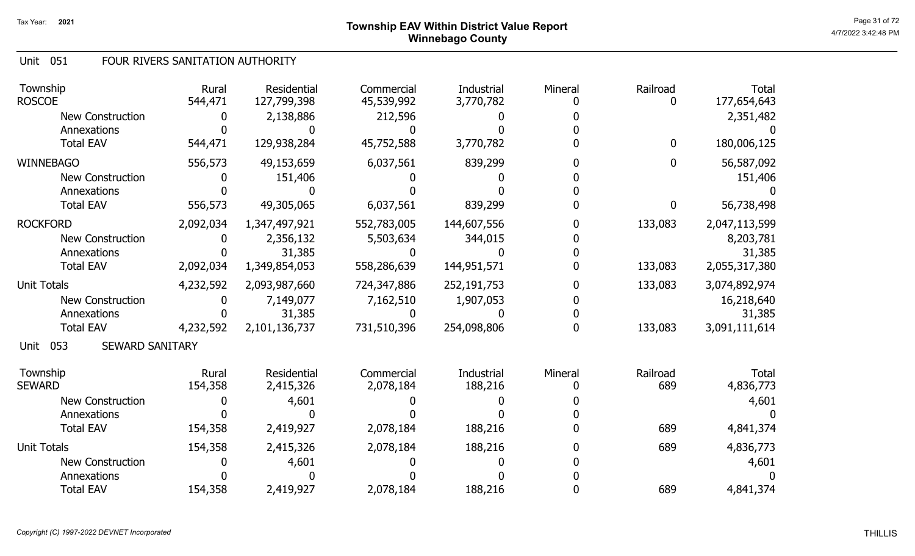Tax Year: 2021

# Township EAV Within District Value Report
## Winnebago County

4/7/2022 3:42:48 PM

### Unit 051 FOUR RIVERS SANITATION AUTHORITY

| Township | Rural | Residential | Commercial | Industrial | Mineral | Railroad | Total |
|---|---|---|---|---|---|---|---|
| ROSCOE | 544,471 | 127,799,398 | 45,539,992 | 3,770,782 | 0 | 0 | 177,654,643 |
| New Construction | 0 | 2,138,886 | 212,596 | 0 | 0 | | 2,351,482 |
| Annexations | 0 | 0 | 0 | 0 | 0 | | 0 |
| Total EAV | 544,471 | 129,938,284 | 45,752,588 | 3,770,782 | 0 | 0 | 180,006,125 |
| WINNEBAGO | 556,573 | 49,153,659 | 6,037,561 | 839,299 | 0 | 0 | 56,587,092 |
| New Construction | 0 | 151,406 | 0 | 0 | 0 | | 151,406 |
| Annexations | 0 | 0 | 0 | 0 | 0 | | 0 |
| Total EAV | 556,573 | 49,305,065 | 6,037,561 | 839,299 | 0 | 0 | 56,738,498 |
| ROCKFORD | 2,092,034 | 1,347,497,921 | 552,783,005 | 144,607,556 | 0 | 133,083 | 2,047,113,599 |
| New Construction | 0 | 2,356,132 | 5,503,634 | 344,015 | 0 | | 8,203,781 |
| Annexations | 0 | 31,385 | 0 | 0 | 0 | | 31,385 |
| Total EAV | 2,092,034 | 1,349,854,053 | 558,286,639 | 144,951,571 | 0 | 133,083 | 2,055,317,380 |
| Unit Totals | 4,232,592 | 2,093,987,660 | 724,347,886 | 252,191,753 | 0 | 133,083 | 3,074,892,974 |
| New Construction | 0 | 7,149,077 | 7,162,510 | 1,907,053 | 0 | | 16,218,640 |
| Annexations | 0 | 31,385 | 0 | 0 | 0 | | 31,385 |
| Total EAV | 4,232,592 | 2,101,136,737 | 731,510,396 | 254,098,806 | 0 | 133,083 | 3,091,111,614 |

### Unit 053 SEWARD SANITARY

| Township | Rural | Residential | Commercial | Industrial | Mineral | Railroad | Total |
|---|---|---|---|---|---|---|---|
| SEWARD | 154,358 | 2,415,326 | 2,078,184 | 188,216 | 0 | 689 | 4,836,773 |
| New Construction | 0 | 4,601 | 0 | 0 | 0 | | 4,601 |
| Annexations | 0 | 0 | 0 | 0 | 0 | | 0 |
| Total EAV | 154,358 | 2,419,927 | 2,078,184 | 188,216 | 0 | 689 | 4,841,374 |
| Unit Totals | 154,358 | 2,415,326 | 2,078,184 | 188,216 | 0 | 689 | 4,836,773 |
| New Construction | 0 | 4,601 | 0 | 0 | 0 | | 4,601 |
| Annexations | 0 | 0 | 0 | 0 | 0 | | 0 |
| Total EAV | 154,358 | 2,419,927 | 2,078,184 | 188,216 | 0 | 689 | 4,841,374 |

*Copyright (C) 1997-2022 DEVNET Incorporated* THILLIS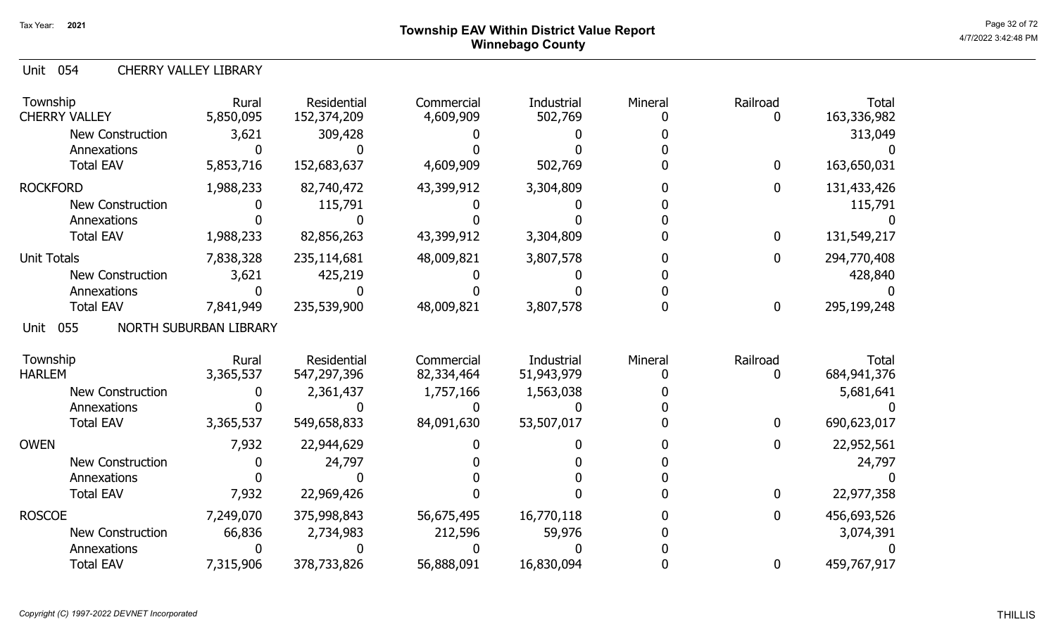Tax Year: 2021

# Township EAV Within District Value Report
## Winnebago County

Unit 054 CHERRY VALLEY LIBRARY

| Township | Rural | Residential | Commercial | Industrial | Mineral | Railroad | Total |
|---|---|---|---|---|---|---|---|
| CHERRY VALLEY | 5,850,095 | 152,374,209 | 4,609,909 | 502,769 | 0 | 0 | 163,336,982 |
| New Construction | 3,621 | 309,428 | 0 | 0 | 0 | | 313,049 |
| Annexations | 0 | 0 | 0 | 0 | 0 | | 0 |
| Total EAV | 5,853,716 | 152,683,637 | 4,609,909 | 502,769 | 0 | 0 | 163,650,031 |
| ROCKFORD | 1,988,233 | 82,740,472 | 43,399,912 | 3,304,809 | 0 | 0 | 131,433,426 |
| New Construction | 0 | 115,791 | 0 | 0 | 0 | | 115,791 |
| Annexations | 0 | 0 | 0 | 0 | 0 | | 0 |
| Total EAV | 1,988,233 | 82,856,263 | 43,399,912 | 3,304,809 | 0 | 0 | 131,549,217 |
| Unit Totals | 7,838,328 | 235,114,681 | 48,009,821 | 3,807,578 | 0 | 0 | 294,770,408 |
| New Construction | 3,621 | 425,219 | 0 | 0 | 0 | | 428,840 |
| Annexations | 0 | 0 | 0 | 0 | 0 | | 0 |
| Total EAV | 7,841,949 | 235,539,900 | 48,009,821 | 3,807,578 | 0 | 0 | 295,199,248 |

Unit 055 NORTH SUBURBAN LIBRARY

| Township | Rural | Residential | Commercial | Industrial | Mineral | Railroad | Total |
|---|---|---|---|---|---|---|---|
| HARLEM | 3,365,537 | 547,297,396 | 82,334,464 | 51,943,979 | 0 | 0 | 684,941,376 |
| New Construction | 0 | 2,361,437 | 1,757,166 | 1,563,038 | 0 | | 5,681,641 |
| Annexations | 0 | 0 | 0 | 0 | 0 | | 0 |
| Total EAV | 3,365,537 | 549,658,833 | 84,091,630 | 53,507,017 | 0 | 0 | 690,623,017 |
| OWEN | 7,932 | 22,944,629 | 0 | 0 | 0 | 0 | 22,952,561 |
| New Construction | 0 | 24,797 | 0 | 0 | 0 | | 24,797 |
| Annexations | 0 | 0 | 0 | 0 | 0 | | 0 |
| Total EAV | 7,932 | 22,969,426 | 0 | 0 | 0 | 0 | 22,977,358 |
| ROSCOE | 7,249,070 | 375,998,843 | 56,675,495 | 16,770,118 | 0 | 0 | 456,693,526 |
| New Construction | 66,836 | 2,734,983 | 212,596 | 59,976 | 0 | | 3,074,391 |
| Annexations | 0 | 0 | 0 | 0 | 0 | | 0 |
| Total EAV | 7,315,906 | 378,733,826 | 56,888,091 | 16,830,094 | 0 | 0 | 459,767,917 |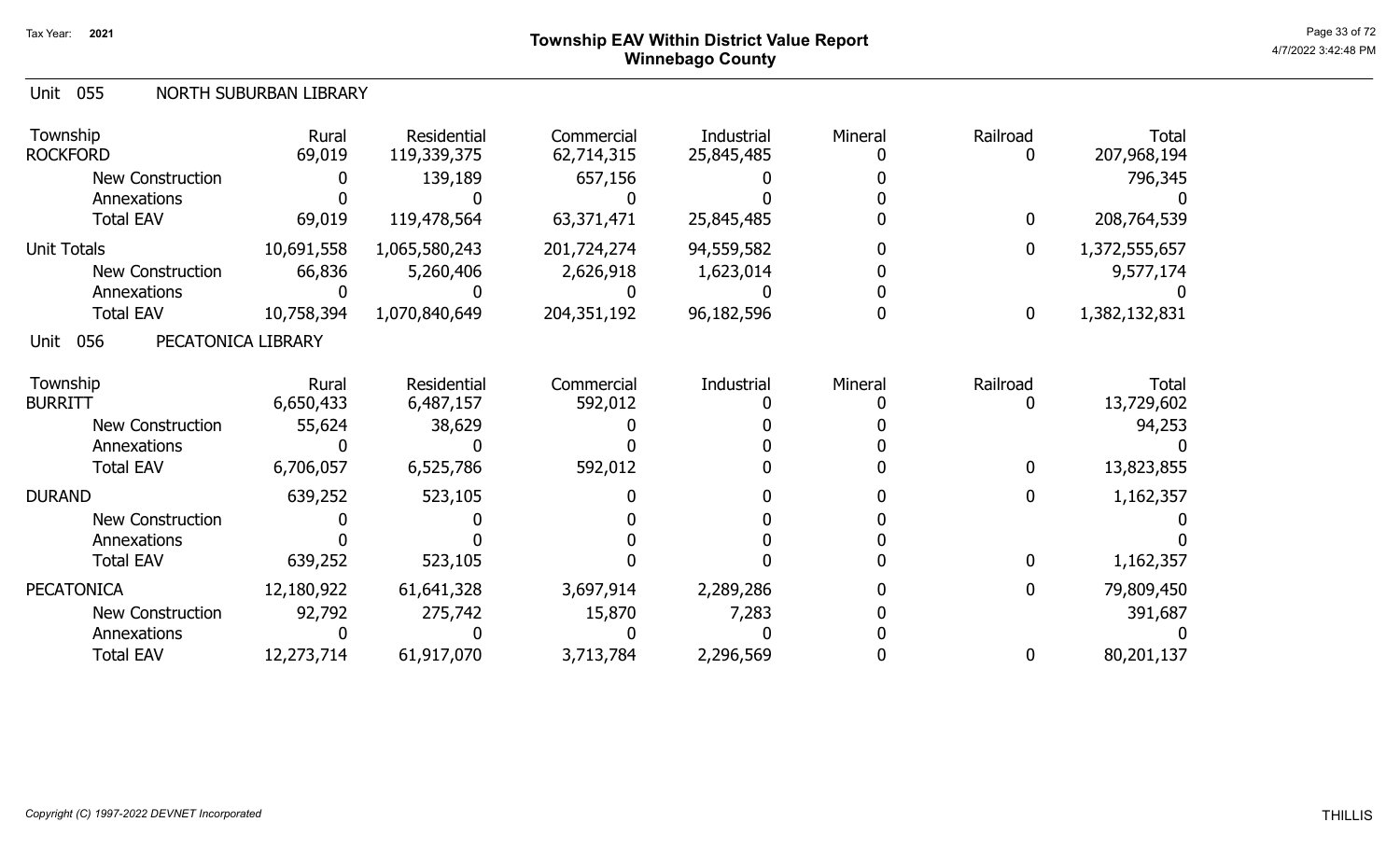# Township EAV Within District Value Report
## Winnebago County

Tax Year: 2021

### Unit 055 NORTH SUBURBAN LIBRARY

| Township | Rural | Residential | Commercial | Industrial | Mineral | Railroad | Total |
|---|---|---|---|---|---|---|---|
| ROCKFORD | 69,019 | 119,339,375 | 62,714,315 | 25,845,485 | 0 | 0 | 207,968,194 |
| New Construction | 0 | 139,189 | 657,156 | 0 | 0 | | 796,345 |
| Annexations | 0 | 0 | 0 | 0 | 0 | | 0 |
| Total EAV | 69,019 | 119,478,564 | 63,371,471 | 25,845,485 | 0 | 0 | 208,764,539 |
| Unit Totals | 10,691,558 | 1,065,580,243 | 201,724,274 | 94,559,582 | 0 | 0 | 1,372,555,657 |
| New Construction | 66,836 | 5,260,406 | 2,626,918 | 1,623,014 | 0 | | 9,577,174 |
| Annexations | 0 | 0 | 0 | 0 | 0 | | 0 |
| Total EAV | 10,758,394 | 1,070,840,649 | 204,351,192 | 96,182,596 | 0 | 0 | 1,382,132,831 |

### Unit 056 PECATONICA LIBRARY

| Township | Rural | Residential | Commercial | Industrial | Mineral | Railroad | Total |
|---|---|---|---|---|---|---|---|
| BURRITT | 6,650,433 | 6,487,157 | 592,012 | 0 | 0 | 0 | 13,729,602 |
| New Construction | 55,624 | 38,629 | 0 | 0 | 0 | | 94,253 |
| Annexations | 0 | 0 | 0 | 0 | 0 | | 0 |
| Total EAV | 6,706,057 | 6,525,786 | 592,012 | 0 | 0 | 0 | 13,823,855 |
| DURAND | 639,252 | 523,105 | 0 | 0 | 0 | 0 | 1,162,357 |
| New Construction | 0 | 0 | 0 | 0 | 0 | | 0 |
| Annexations | 0 | 0 | 0 | 0 | 0 | | 0 |
| Total EAV | 639,252 | 523,105 | 0 | 0 | 0 | 0 | 1,162,357 |
| PECATONICA | 12,180,922 | 61,641,328 | 3,697,914 | 2,289,286 | 0 | 0 | 79,809,450 |
| New Construction | 92,792 | 275,742 | 15,870 | 7,283 | 0 | | 391,687 |
| Annexations | 0 | 0 | 0 | 0 | 0 | | 0 |
| Total EAV | 12,273,714 | 61,917,070 | 3,713,784 | 2,296,569 | 0 | 0 | 80,201,137 |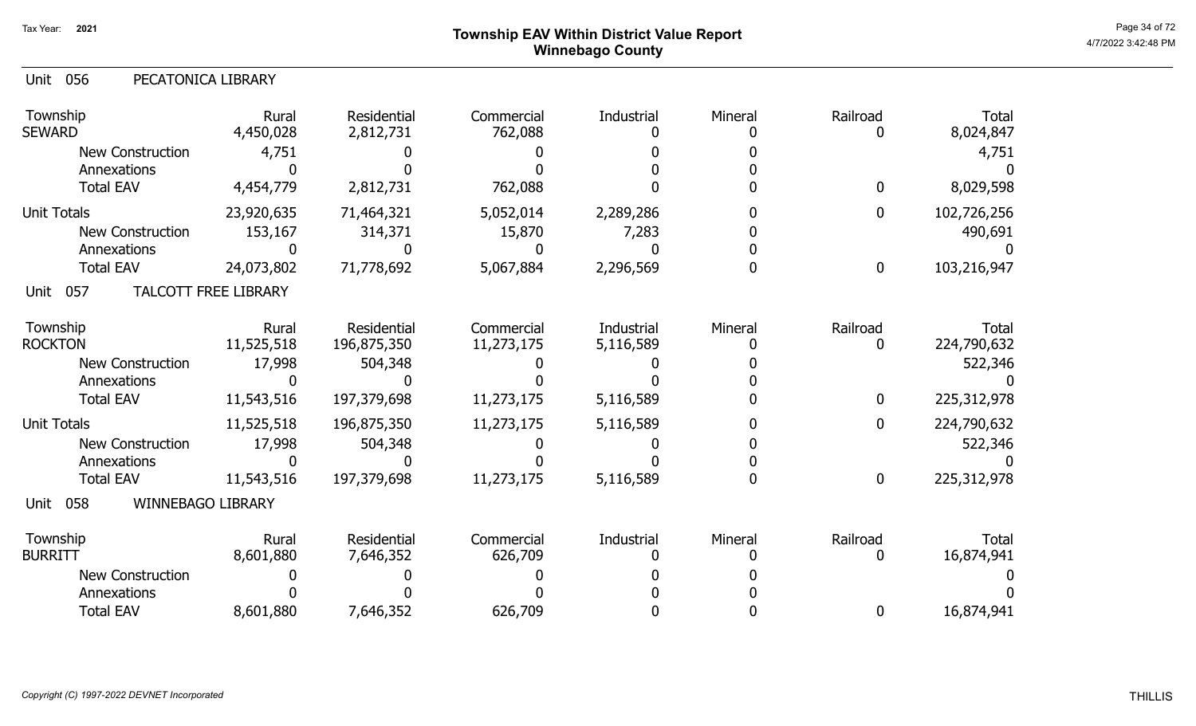# Township EAV Within District Value Report
## Winnebago County

Tax Year: 2021

### Unit 056 PECATONICA LIBRARY

| Township | Rural | Residential | Commercial | Industrial | Mineral | Railroad | Total |
|---|---|---|---|---|---|---|---|
| SEWARD | 4,450,028 | 2,812,731 | 762,088 | 0 | 0 | 0 | 8,024,847 |
| New Construction | 4,751 | 0 | 0 | 0 | 0 | | 4,751 |
| Annexations | 0 | 0 | 0 | 0 | 0 | | 0 |
| Total EAV | 4,454,779 | 2,812,731 | 762,088 | 0 | 0 | 0 | 8,029,598 |
| Unit Totals | 23,920,635 | 71,464,321 | 5,052,014 | 2,289,286 | 0 | 0 | 102,726,256 |
| New Construction | 153,167 | 314,371 | 15,870 | 7,283 | 0 | | 490,691 |
| Annexations | 0 | 0 | 0 | 0 | 0 | | 0 |
| Total EAV | 24,073,802 | 71,778,692 | 5,067,884 | 2,296,569 | 0 | 0 | 103,216,947 |

### Unit 057 TALCOTT FREE LIBRARY

| Township | Rural | Residential | Commercial | Industrial | Mineral | Railroad | Total |
|---|---|---|---|---|---|---|---|
| ROCKTON | 11,525,518 | 196,875,350 | 11,273,175 | 5,116,589 | 0 | 0 | 224,790,632 |
| New Construction | 17,998 | 504,348 | 0 | 0 | 0 | | 522,346 |
| Annexations | 0 | 0 | 0 | 0 | 0 | | 0 |
| Total EAV | 11,543,516 | 197,379,698 | 11,273,175 | 5,116,589 | 0 | 0 | 225,312,978 |
| Unit Totals | 11,525,518 | 196,875,350 | 11,273,175 | 5,116,589 | 0 | 0 | 224,790,632 |
| New Construction | 17,998 | 504,348 | 0 | 0 | 0 | | 522,346 |
| Annexations | 0 | 0 | 0 | 0 | 0 | | 0 |
| Total EAV | 11,543,516 | 197,379,698 | 11,273,175 | 5,116,589 | 0 | 0 | 225,312,978 |

### Unit 058 WINNEBAGO LIBRARY

| Township | Rural | Residential | Commercial | Industrial | Mineral | Railroad | Total |
|---|---|---|---|---|---|---|---|
| BURRITT | 8,601,880 | 7,646,352 | 626,709 | 0 | 0 | 0 | 16,874,941 |
| New Construction | 0 | 0 | 0 | 0 | 0 | | 0 |
| Annexations | 0 | 0 | 0 | 0 | 0 | | 0 |
| Total EAV | 8,601,880 | 7,646,352 | 626,709 | 0 | 0 | 0 | 16,874,941 |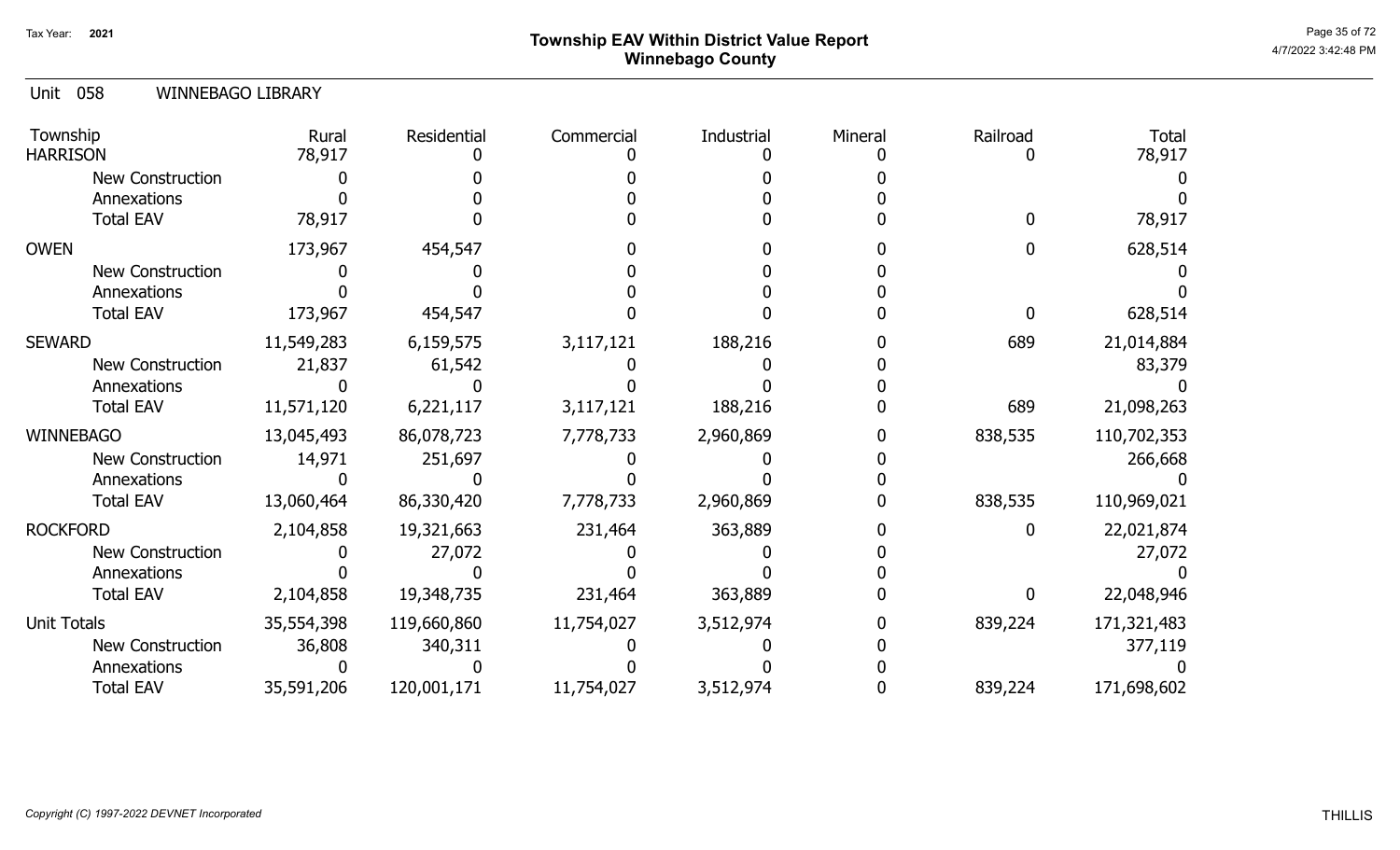Tax Year: 2021

# Township EAV Within District Value Report
## Winnebago County

Unit 058 WINNEBAGO LIBRARY

| Township | Rural | Residential | Commercial | Industrial | Mineral | Railroad | Total |
|---|---|---|---|---|---|---|---|
| HARRISON | 78,917 | 0 | 0 | 0 | 0 | 0 | 78,917 |
| New Construction | 0 | 0 | 0 | 0 | 0 | | 0 |
| Annexations | 0 | 0 | 0 | 0 | 0 | | 0 |
| Total EAV | 78,917 | 0 | 0 | 0 | 0 | 0 | 78,917 |
| OWEN | 173,967 | 454,547 | 0 | 0 | 0 | 0 | 628,514 |
| New Construction | 0 | 0 | 0 | 0 | 0 | | 0 |
| Annexations | 0 | 0 | 0 | 0 | 0 | | 0 |
| Total EAV | 173,967 | 454,547 | 0 | 0 | 0 | 0 | 628,514 |
| SEWARD | 11,549,283 | 6,159,575 | 3,117,121 | 188,216 | 0 | 689 | 21,014,884 |
| New Construction | 21,837 | 61,542 | 0 | 0 | 0 | | 83,379 |
| Annexations | 0 | 0 | 0 | 0 | 0 | | 0 |
| Total EAV | 11,571,120 | 6,221,117 | 3,117,121 | 188,216 | 0 | 689 | 21,098,263 |
| WINNEBAGO | 13,045,493 | 86,078,723 | 7,778,733 | 2,960,869 | 0 | 838,535 | 110,702,353 |
| New Construction | 14,971 | 251,697 | 0 | 0 | 0 | | 266,668 |
| Annexations | 0 | 0 | 0 | 0 | 0 | | 0 |
| Total EAV | 13,060,464 | 86,330,420 | 7,778,733 | 2,960,869 | 0 | 838,535 | 110,969,021 |
| ROCKFORD | 2,104,858 | 19,321,663 | 231,464 | 363,889 | 0 | 0 | 22,021,874 |
| New Construction | 0 | 27,072 | 0 | 0 | 0 | | 27,072 |
| Annexations | 0 | 0 | 0 | 0 | 0 | | 0 |
| Total EAV | 2,104,858 | 19,348,735 | 231,464 | 363,889 | 0 | 0 | 22,048,946 |
| Unit Totals | 35,554,398 | 119,660,860 | 11,754,027 | 3,512,974 | 0 | 839,224 | 171,321,483 |
| New Construction | 36,808 | 340,311 | 0 | 0 | 0 | | 377,119 |
| Annexations | 0 | 0 | 0 | 0 | 0 | | 0 |
| Total EAV | 35,591,206 | 120,001,171 | 11,754,027 | 3,512,974 | 0 | 839,224 | 171,698,602 |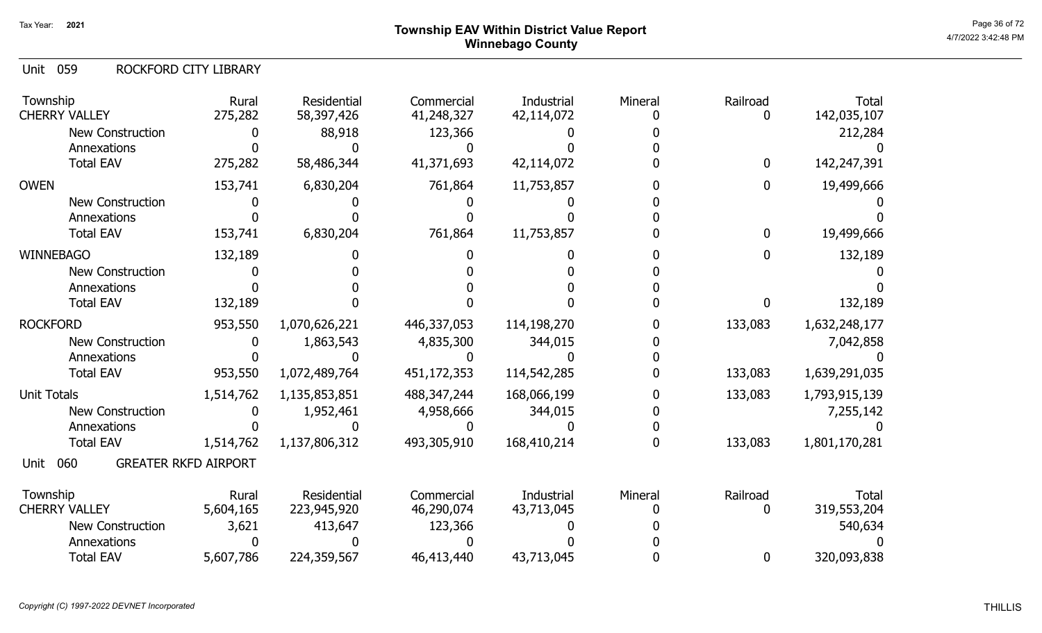# Township EAV Within District Value Report
## Winnebago County

Tax Year: 2021

4/7/2022 3:42:48 PM

### Unit 059 ROCKFORD CITY LIBRARY

| Township | Rural | Residential | Commercial | Industrial | Mineral | Railroad | Total |
|---|---|---|---|---|---|---|---|
| CHERRY VALLEY | 275,282 | 58,397,426 | 41,248,327 | 42,114,072 | 0 | 0 | 142,035,107 |
| New Construction | 0 | 88,918 | 123,366 | 0 | 0 | | 212,284 |
| Annexations | 0 | 0 | 0 | 0 | 0 | | 0 |
| Total EAV | 275,282 | 58,486,344 | 41,371,693 | 42,114,072 | 0 | 0 | 142,247,391 |
| OWEN | 153,741 | 6,830,204 | 761,864 | 11,753,857 | 0 | 0 | 19,499,666 |
| New Construction | 0 | 0 | 0 | 0 | 0 | | 0 |
| Annexations | 0 | 0 | 0 | 0 | 0 | | 0 |
| Total EAV | 153,741 | 6,830,204 | 761,864 | 11,753,857 | 0 | 0 | 19,499,666 |
| WINNEBAGO | 132,189 | 0 | 0 | 0 | 0 | 0 | 132,189 |
| New Construction | 0 | 0 | 0 | 0 | 0 | | 0 |
| Annexations | 0 | 0 | 0 | 0 | 0 | | 0 |
| Total EAV | 132,189 | 0 | 0 | 0 | 0 | 0 | 132,189 |
| ROCKFORD | 953,550 | 1,070,626,221 | 446,337,053 | 114,198,270 | 0 | 133,083 | 1,632,248,177 |
| New Construction | 0 | 1,863,543 | 4,835,300 | 344,015 | 0 | | 7,042,858 |
| Annexations | 0 | 0 | 0 | 0 | 0 | | 0 |
| Total EAV | 953,550 | 1,072,489,764 | 451,172,353 | 114,542,285 | 0 | 133,083 | 1,639,291,035 |
| Unit Totals | 1,514,762 | 1,135,853,851 | 488,347,244 | 168,066,199 | 0 | 133,083 | 1,793,915,139 |
| New Construction | 0 | 1,952,461 | 4,958,666 | 344,015 | 0 | | 7,255,142 |
| Annexations | 0 | 0 | 0 | 0 | 0 | | 0 |
| Total EAV | 1,514,762 | 1,137,806,312 | 493,305,910 | 168,410,214 | 0 | 133,083 | 1,801,170,281 |

### Unit 060 GREATER RKFD AIRPORT

| Township | Rural | Residential | Commercial | Industrial | Mineral | Railroad | Total |
|---|---|---|---|---|---|---|---|
| CHERRY VALLEY | 5,604,165 | 223,945,920 | 46,290,074 | 43,713,045 | 0 | 0 | 319,553,204 |
| New Construction | 3,621 | 413,647 | 123,366 | 0 | 0 | | 540,634 |
| Annexations | 0 | 0 | 0 | 0 | 0 | | 0 |
| Total EAV | 5,607,786 | 224,359,567 | 46,413,440 | 43,713,045 | 0 | 0 | 320,093,838 |

*Copyright (C) 1997-2022 DEVNET Incorporated*

THILLIS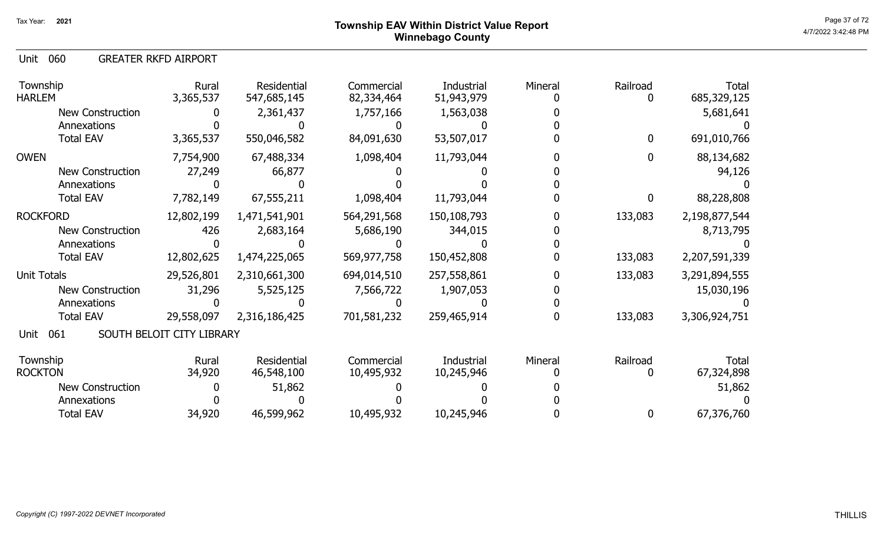# Township EAV Within District Value Report
## Winnebago County

Tax Year: 2021

### Unit 060 GREATER RKFD AIRPORT

| Township | Rural | Residential | Commercial | Industrial | Mineral | Railroad | Total |
|---|---|---|---|---|---|---|---|
| HARLEM | 3,365,537 | 547,685,145 | 82,334,464 | 51,943,979 | 0 | 0 | 685,329,125 |
| New Construction | 0 | 2,361,437 | 1,757,166 | 1,563,038 | 0 | | 5,681,641 |
| Annexations | 0 | 0 | 0 | 0 | 0 | | 0 |
| Total EAV | 3,365,537 | 550,046,582 | 84,091,630 | 53,507,017 | 0 | 0 | 691,010,766 |
| OWEN | 7,754,900 | 67,488,334 | 1,098,404 | 11,793,044 | 0 | 0 | 88,134,682 |
| New Construction | 27,249 | 66,877 | 0 | 0 | 0 | | 94,126 |
| Annexations | 0 | 0 | 0 | 0 | 0 | | 0 |
| Total EAV | 7,782,149 | 67,555,211 | 1,098,404 | 11,793,044 | 0 | 0 | 88,228,808 |
| ROCKFORD | 12,802,199 | 1,471,541,901 | 564,291,568 | 150,108,793 | 0 | 133,083 | 2,198,877,544 |
| New Construction | 426 | 2,683,164 | 5,686,190 | 344,015 | 0 | | 8,713,795 |
| Annexations | 0 | 0 | 0 | 0 | 0 | | 0 |
| Total EAV | 12,802,625 | 1,474,225,065 | 569,977,758 | 150,452,808 | 0 | 133,083 | 2,207,591,339 |
| Unit Totals | 29,526,801 | 2,310,661,300 | 694,014,510 | 257,558,861 | 0 | 133,083 | 3,291,894,555 |
| New Construction | 31,296 | 5,525,125 | 7,566,722 | 1,907,053 | 0 | | 15,030,196 |
| Annexations | 0 | 0 | 0 | 0 | 0 | | 0 |
| Total EAV | 29,558,097 | 2,316,186,425 | 701,581,232 | 259,465,914 | 0 | 133,083 | 3,306,924,751 |

### Unit 061 SOUTH BELOIT CITY LIBRARY

| Township | Rural | Residential | Commercial | Industrial | Mineral | Railroad | Total |
|---|---|---|---|---|---|---|---|
| ROCKTON | 34,920 | 46,548,100 | 10,495,932 | 10,245,946 | 0 | 0 | 67,324,898 |
| New Construction | 0 | 51,862 | 0 | 0 | 0 | | 51,862 |
| Annexations | 0 | 0 | 0 | 0 | 0 | | 0 |
| Total EAV | 34,920 | 46,599,962 | 10,495,932 | 10,245,946 | 0 | 0 | 67,376,760 |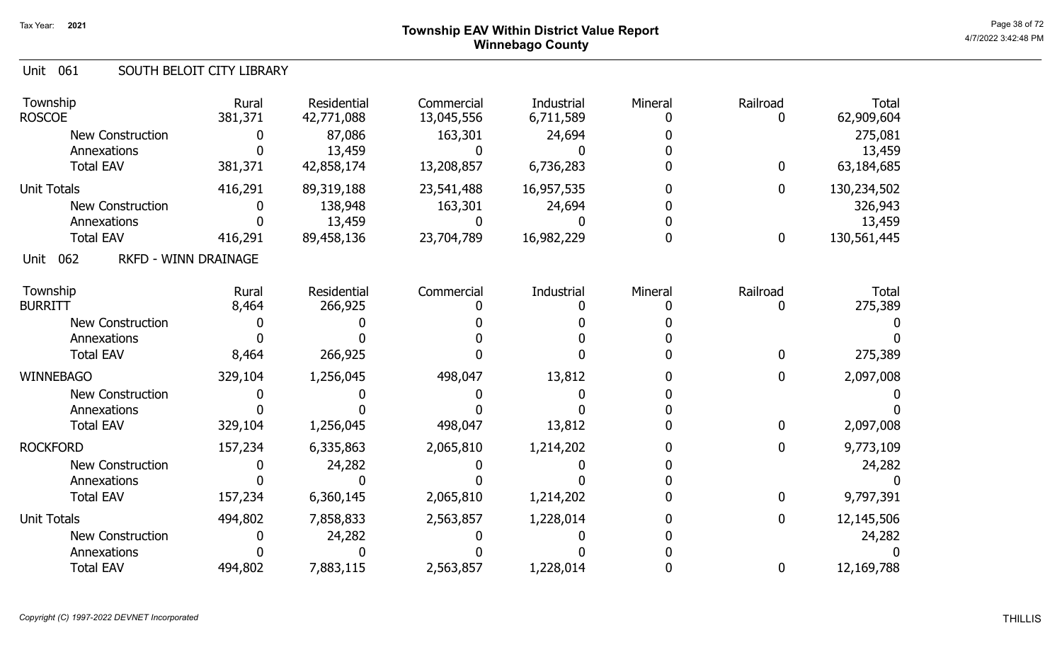# Township EAV Within District Value Report
## Winnebago County

Tax Year: 2021

### Unit 061 SOUTH BELOIT CITY LIBRARY

| Township | Rural | Residential | Commercial | Industrial | Mineral | Railroad | Total |
|---|---|---|---|---|---|---|---|
| ROSCOE | 381,371 | 42,771,088 | 13,045,556 | 6,711,589 | 0 | 0 | 62,909,604 |
| New Construction | 0 | 87,086 | 163,301 | 24,694 | 0 | | 275,081 |
| Annexations | 0 | 13,459 | 0 | 0 | 0 | | 13,459 |
| Total EAV | 381,371 | 42,858,174 | 13,208,857 | 6,736,283 | 0 | 0 | 63,184,685 |
| Unit Totals | 416,291 | 89,319,188 | 23,541,488 | 16,957,535 | 0 | 0 | 130,234,502 |
| New Construction | 0 | 138,948 | 163,301 | 24,694 | 0 | | 326,943 |
| Annexations | 0 | 13,459 | 0 | 0 | 0 | | 13,459 |
| Total EAV | 416,291 | 89,458,136 | 23,704,789 | 16,982,229 | 0 | 0 | 130,561,445 |

### Unit 062 RKFD - WINN DRAINAGE

| Township | Rural | Residential | Commercial | Industrial | Mineral | Railroad | Total |
|---|---|---|---|---|---|---|---|
| BURRITT | 8,464 | 266,925 | 0 | 0 | 0 | 0 | 275,389 |
| New Construction | 0 | 0 | 0 | 0 | 0 | | 0 |
| Annexations | 0 | 0 | 0 | 0 | 0 | | 0 |
| Total EAV | 8,464 | 266,925 | 0 | 0 | 0 | 0 | 275,389 |
| WINNEBAGO | 329,104 | 1,256,045 | 498,047 | 13,812 | 0 | 0 | 2,097,008 |
| New Construction | 0 | 0 | 0 | 0 | 0 | | 0 |
| Annexations | 0 | 0 | 0 | 0 | 0 | | 0 |
| Total EAV | 329,104 | 1,256,045 | 498,047 | 13,812 | 0 | 0 | 2,097,008 |
| ROCKFORD | 157,234 | 6,335,863 | 2,065,810 | 1,214,202 | 0 | 0 | 9,773,109 |
| New Construction | 0 | 24,282 | 0 | 0 | 0 | | 24,282 |
| Annexations | 0 | 0 | 0 | 0 | 0 | | 0 |
| Total EAV | 157,234 | 6,360,145 | 2,065,810 | 1,214,202 | 0 | 0 | 9,797,391 |
| Unit Totals | 494,802 | 7,858,833 | 2,563,857 | 1,228,014 | 0 | 0 | 12,145,506 |
| New Construction | 0 | 24,282 | 0 | 0 | 0 | | 24,282 |
| Annexations | 0 | 0 | 0 | 0 | 0 | | 0 |
| Total EAV | 494,802 | 7,883,115 | 2,563,857 | 1,228,014 | 0 | 0 | 12,169,788 |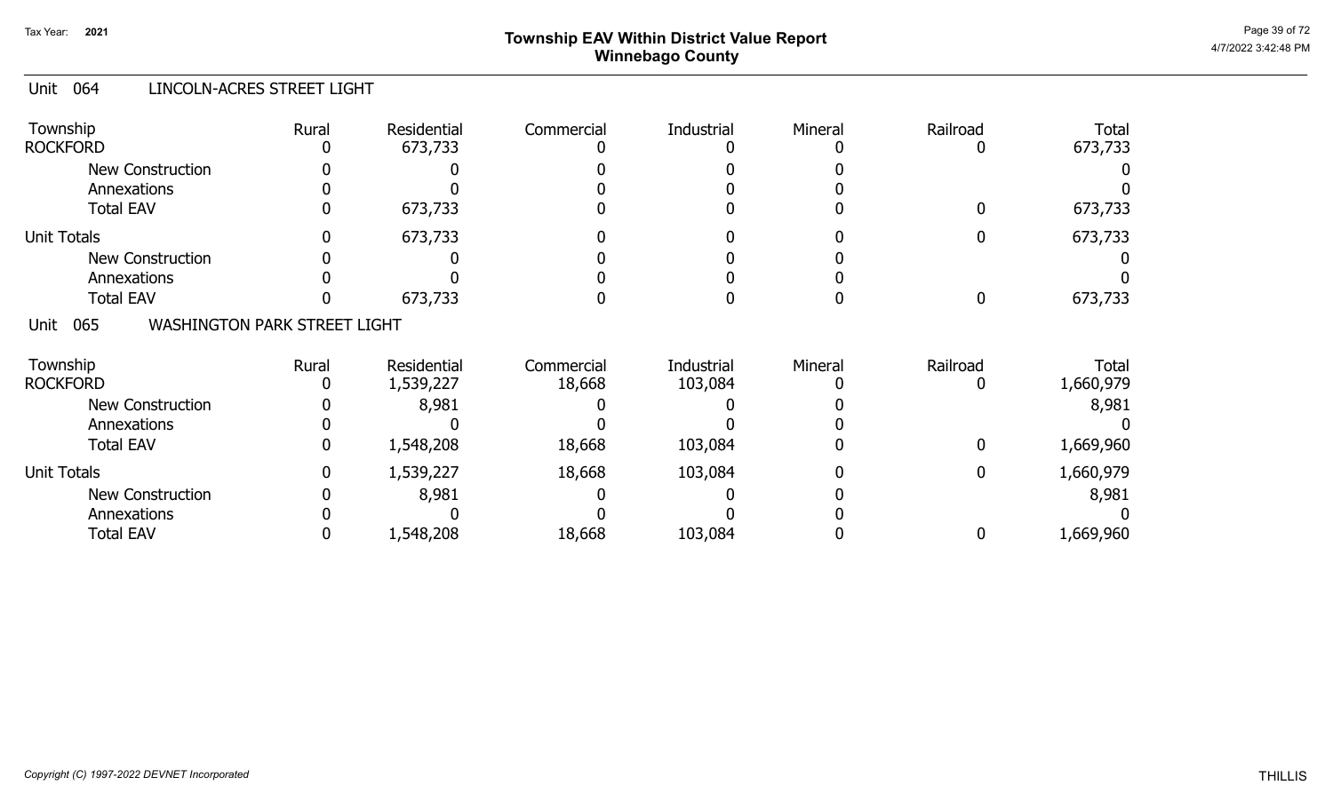# Township EAV Within District Value Report
## Winnebago County

Tax Year: 2021

### Unit 064 LINCOLN-ACRES STREET LIGHT

| Township | Rural | Residential | Commercial | Industrial | Mineral | Railroad | Total |
|---|---|---|---|---|---|---|---|
| ROCKFORD | 0 | 673,733 | 0 | 0 | 0 | 0 | 673,733 |
| New Construction | 0 | 0 | 0 | 0 | 0 | | 0 |
| Annexations | 0 | 0 | 0 | 0 | 0 | | 0 |
| Total EAV | 0 | 673,733 | 0 | 0 | 0 | 0 | 673,733 |
| Unit Totals | 0 | 673,733 | 0 | 0 | 0 | 0 | 673,733 |
| New Construction | 0 | 0 | 0 | 0 | 0 | | 0 |
| Annexations | 0 | 0 | 0 | 0 | 0 | | 0 |
| Total EAV | 0 | 673,733 | 0 | 0 | 0 | 0 | 673,733 |

### Unit 065 WASHINGTON PARK STREET LIGHT

| Township | Rural | Residential | Commercial | Industrial | Mineral | Railroad | Total |
|---|---|---|---|---|---|---|---|
| ROCKFORD | 0 | 1,539,227 | 18,668 | 103,084 | 0 | 0 | 1,660,979 |
| New Construction | 0 | 8,981 | 0 | 0 | 0 | | 8,981 |
| Annexations | 0 | 0 | 0 | 0 | 0 | | 0 |
| Total EAV | 0 | 1,548,208 | 18,668 | 103,084 | 0 | 0 | 1,669,960 |
| Unit Totals | 0 | 1,539,227 | 18,668 | 103,084 | 0 | 0 | 1,660,979 |
| New Construction | 0 | 8,981 | 0 | 0 | 0 | | 8,981 |
| Annexations | 0 | 0 | 0 | 0 | 0 | | 0 |
| Total EAV | 0 | 1,548,208 | 18,668 | 103,084 | 0 | 0 | 1,669,960 |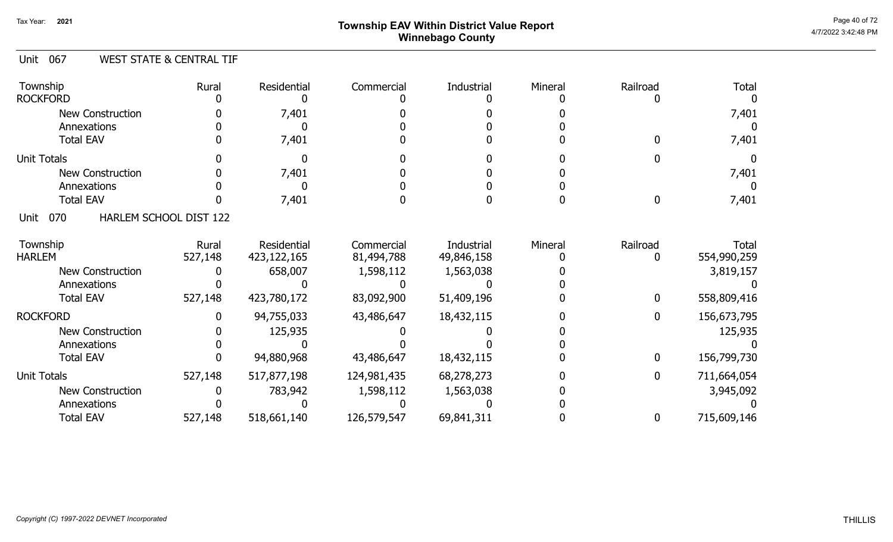# Township EAV Within District Value Report
## Winnebago County

Tax Year: 2021

### Unit 067 WEST STATE & CENTRAL TIF

| Township | Rural | Residential | Commercial | Industrial | Mineral | Railroad | Total |
|---|---|---|---|---|---|---|---|
| ROCKFORD | 0 | 0 | 0 | 0 | 0 | 0 | 0 |
| New Construction | 0 | 7,401 | 0 | 0 | 0 | | 7,401 |
| Annexations | 0 | 0 | 0 | 0 | 0 | | 0 |
| Total EAV | 0 | 7,401 | 0 | 0 | 0 | 0 | 7,401 |
| Unit Totals | 0 | 0 | 0 | 0 | 0 | 0 | 0 |
| New Construction | 0 | 7,401 | 0 | 0 | 0 | | 7,401 |
| Annexations | 0 | 0 | 0 | 0 | 0 | | 0 |
| Total EAV | 0 | 7,401 | 0 | 0 | 0 | 0 | 7,401 |

### Unit 070 HARLEM SCHOOL DIST 122

| Township | Rural | Residential | Commercial | Industrial | Mineral | Railroad | Total |
|---|---|---|---|---|---|---|---|
| HARLEM | 527,148 | 423,122,165 | 81,494,788 | 49,846,158 | 0 | 0 | 554,990,259 |
| New Construction | 0 | 658,007 | 1,598,112 | 1,563,038 | 0 | | 3,819,157 |
| Annexations | 0 | 0 | 0 | 0 | 0 | | 0 |
| Total EAV | 527,148 | 423,780,172 | 83,092,900 | 51,409,196 | 0 | 0 | 558,809,416 |
| ROCKFORD | 0 | 94,755,033 | 43,486,647 | 18,432,115 | 0 | 0 | 156,673,795 |
| New Construction | 0 | 125,935 | 0 | 0 | 0 | | 125,935 |
| Annexations | 0 | 0 | 0 | 0 | 0 | | 0 |
| Total EAV | 0 | 94,880,968 | 43,486,647 | 18,432,115 | 0 | 0 | 156,799,730 |
| Unit Totals | 527,148 | 517,877,198 | 124,981,435 | 68,278,273 | 0 | 0 | 711,664,054 |
| New Construction | 0 | 783,942 | 1,598,112 | 1,563,038 | 0 | | 3,945,092 |
| Annexations | 0 | 0 | 0 | 0 | 0 | | 0 |
| Total EAV | 527,148 | 518,661,140 | 126,579,547 | 69,841,311 | 0 | 0 | 715,609,146 |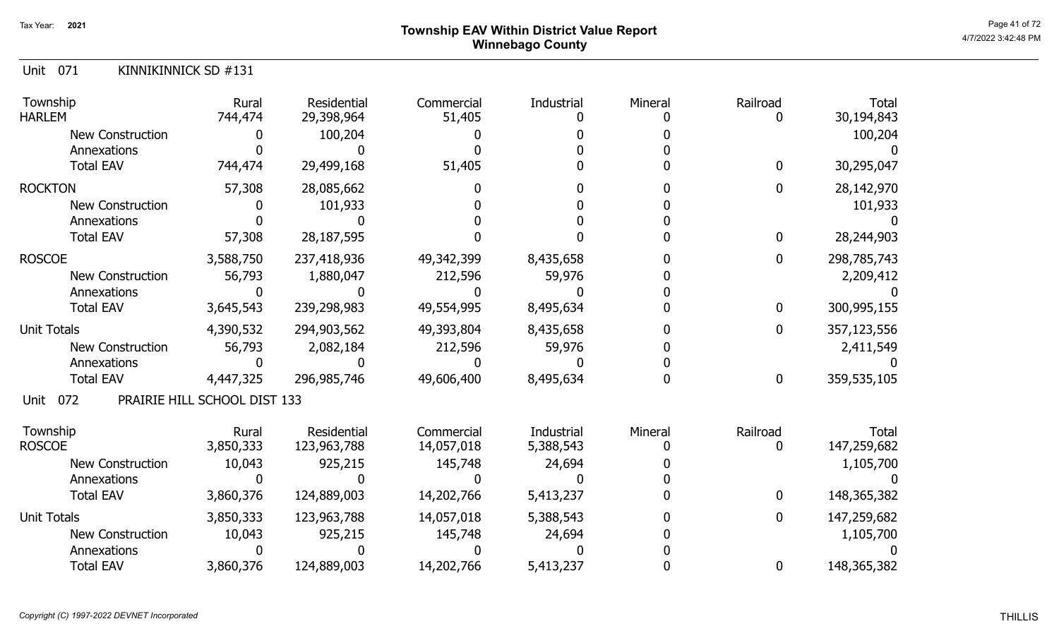# Township EAV Within District Value Report
## Winnebago County

Tax Year: 2021

### Unit 071 KINNIKINNICK SD #131

| Township | Rural | Residential | Commercial | Industrial | Mineral | Railroad | Total |
|---|---|---|---|---|---|---|---|
| HARLEM | 744,474 | 29,398,964 | 51,405 | 0 | 0 | 0 | 30,194,843 |
| New Construction | 0 | 100,204 | 0 | 0 | 0 | | 100,204 |
| Annexations | 0 | 0 | 0 | 0 | 0 | | 0 |
| Total EAV | 744,474 | 29,499,168 | 51,405 | 0 | 0 | 0 | 30,295,047 |
| ROCKTON | 57,308 | 28,085,662 | 0 | 0 | 0 | 0 | 28,142,970 |
| New Construction | 0 | 101,933 | 0 | 0 | 0 | | 101,933 |
| Annexations | 0 | 0 | 0 | 0 | 0 | | 0 |
| Total EAV | 57,308 | 28,187,595 | 0 | 0 | 0 | 0 | 28,244,903 |
| ROSCOE | 3,588,750 | 237,418,936 | 49,342,399 | 8,435,658 | 0 | 0 | 298,785,743 |
| New Construction | 56,793 | 1,880,047 | 212,596 | 59,976 | 0 | | 2,209,412 |
| Annexations | 0 | 0 | 0 | 0 | 0 | | 0 |
| Total EAV | 3,645,543 | 239,298,983 | 49,554,995 | 8,495,634 | 0 | 0 | 300,995,155 |
| Unit Totals | 4,390,532 | 294,903,562 | 49,393,804 | 8,435,658 | 0 | 0 | 357,123,556 |
| New Construction | 56,793 | 2,082,184 | 212,596 | 59,976 | 0 | | 2,411,549 |
| Annexations | 0 | 0 | 0 | 0 | 0 | | 0 |
| Total EAV | 4,447,325 | 296,985,746 | 49,606,400 | 8,495,634 | 0 | 0 | 359,535,105 |

### Unit 072 PRAIRIE HILL SCHOOL DIST 133

| Township | Rural | Residential | Commercial | Industrial | Mineral | Railroad | Total |
|---|---|---|---|---|---|---|---|
| ROSCOE | 3,850,333 | 123,963,788 | 14,057,018 | 5,388,543 | 0 | 0 | 147,259,682 |
| New Construction | 10,043 | 925,215 | 145,748 | 24,694 | 0 | | 1,105,700 |
| Annexations | 0 | 0 | 0 | 0 | 0 | | 0 |
| Total EAV | 3,860,376 | 124,889,003 | 14,202,766 | 5,413,237 | 0 | 0 | 148,365,382 |
| Unit Totals | 3,850,333 | 123,963,788 | 14,057,018 | 5,388,543 | 0 | 0 | 147,259,682 |
| New Construction | 10,043 | 925,215 | 145,748 | 24,694 | 0 | | 1,105,700 |
| Annexations | 0 | 0 | 0 | 0 | 0 | | 0 |
| Total EAV | 3,860,376 | 124,889,003 | 14,202,766 | 5,413,237 | 0 | 0 | 148,365,382 |

*Copyright (C) 1997-2022 DEVNET Incorporated*

THILLIS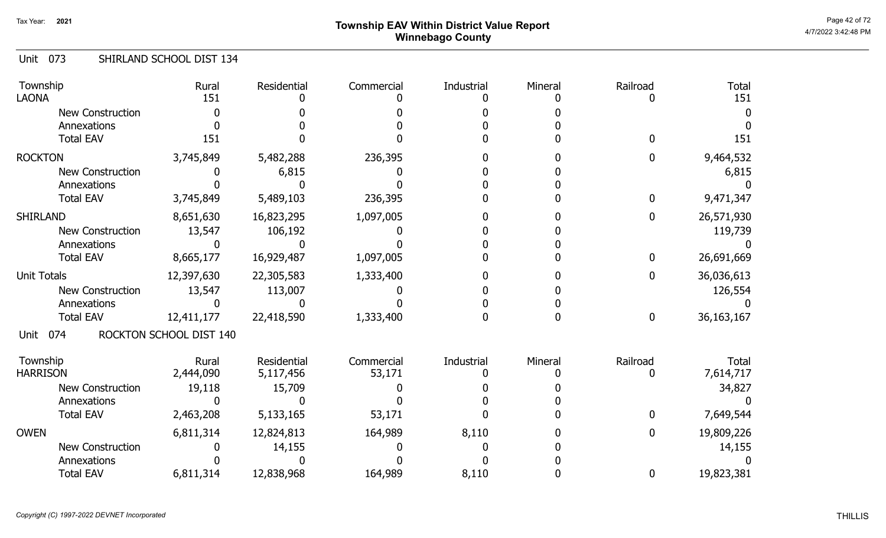# Township EAV Within District Value Report
## Winnebago County

Tax Year: 2021

### Unit 073 SHIRLAND SCHOOL DIST 134

| Township | Rural | Residential | Commercial | Industrial | Mineral | Railroad | Total |
|---|---|---|---|---|---|---|---|
| LAONA | 151 | 0 | 0 | 0 | 0 | 0 | 151 |
| New Construction | 0 | 0 | 0 | 0 | 0 | | 0 |
| Annexations | 0 | 0 | 0 | 0 | 0 | | 0 |
| Total EAV | 151 | 0 | 0 | 0 | 0 | 0 | 151 |
| ROCKTON | 3,745,849 | 5,482,288 | 236,395 | 0 | 0 | 0 | 9,464,532 |
| New Construction | 0 | 6,815 | 0 | 0 | 0 | | 6,815 |
| Annexations | 0 | 0 | 0 | 0 | 0 | | 0 |
| Total EAV | 3,745,849 | 5,489,103 | 236,395 | 0 | 0 | 0 | 9,471,347 |
| SHIRLAND | 8,651,630 | 16,823,295 | 1,097,005 | 0 | 0 | 0 | 26,571,930 |
| New Construction | 13,547 | 106,192 | 0 | 0 | 0 | | 119,739 |
| Annexations | 0 | 0 | 0 | 0 | 0 | | 0 |
| Total EAV | 8,665,177 | 16,929,487 | 1,097,005 | 0 | 0 | 0 | 26,691,669 |
| Unit Totals | 12,397,630 | 22,305,583 | 1,333,400 | 0 | 0 | 0 | 36,036,613 |
| New Construction | 13,547 | 113,007 | 0 | 0 | 0 | | 126,554 |
| Annexations | 0 | 0 | 0 | 0 | 0 | | 0 |
| Total EAV | 12,411,177 | 22,418,590 | 1,333,400 | 0 | 0 | 0 | 36,163,167 |

### Unit 074 ROCKTON SCHOOL DIST 140

| Township | Rural | Residential | Commercial | Industrial | Mineral | Railroad | Total |
|---|---|---|---|---|---|---|---|
| HARRISON | 2,444,090 | 5,117,456 | 53,171 | 0 | 0 | 0 | 7,614,717 |
| New Construction | 19,118 | 15,709 | 0 | 0 | 0 | | 34,827 |
| Annexations | 0 | 0 | 0 | 0 | 0 | | 0 |
| Total EAV | 2,463,208 | 5,133,165 | 53,171 | 0 | 0 | 0 | 7,649,544 |
| OWEN | 6,811,314 | 12,824,813 | 164,989 | 8,110 | 0 | 0 | 19,809,226 |
| New Construction | 0 | 14,155 | 0 | 0 | 0 | | 14,155 |
| Annexations | 0 | 0 | 0 | 0 | 0 | | 0 |
| Total EAV | 6,811,314 | 12,838,968 | 164,989 | 8,110 | 0 | 0 | 19,823,381 |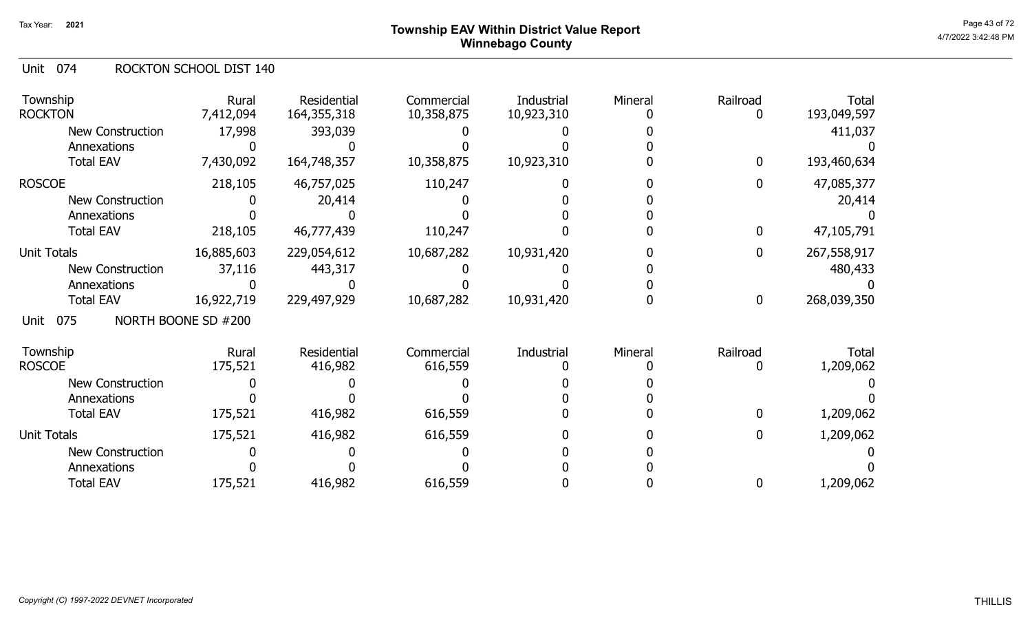Tax Year: 2021

# Township EAV Within District Value Report
## Winnebago County

Unit 074 ROCKTON SCHOOL DIST 140

| Township | Rural | Residential | Commercial | Industrial | Mineral | Railroad | Total |
|---|---|---|---|---|---|---|---|
| ROCKTON | 7,412,094 | 164,355,318 | 10,358,875 | 10,923,310 | 0 | 0 | 193,049,597 |
| New Construction | 17,998 | 393,039 | 0 | 0 | 0 | | 411,037 |
| Annexations | 0 | 0 | 0 | 0 | 0 | | 0 |
| Total EAV | 7,430,092 | 164,748,357 | 10,358,875 | 10,923,310 | 0 | 0 | 193,460,634 |
| ROSCOE | 218,105 | 46,757,025 | 110,247 | 0 | 0 | 0 | 47,085,377 |
| New Construction | 0 | 20,414 | 0 | 0 | 0 | | 20,414 |
| Annexations | 0 | 0 | 0 | 0 | 0 | | 0 |
| Total EAV | 218,105 | 46,777,439 | 110,247 | 0 | 0 | 0 | 47,105,791 |
| Unit Totals | 16,885,603 | 229,054,612 | 10,687,282 | 10,931,420 | 0 | 0 | 267,558,917 |
| New Construction | 37,116 | 443,317 | 0 | 0 | 0 | | 480,433 |
| Annexations | 0 | 0 | 0 | 0 | 0 | | 0 |
| Total EAV | 16,922,719 | 229,497,929 | 10,687,282 | 10,931,420 | 0 | 0 | 268,039,350 |

Unit 075 NORTH BOONE SD #200

| Township | Rural | Residential | Commercial | Industrial | Mineral | Railroad | Total |
|---|---|---|---|---|---|---|---|
| ROSCOE | 175,521 | 416,982 | 616,559 | 0 | 0 | 0 | 1,209,062 |
| New Construction | 0 | 0 | 0 | 0 | 0 | | 0 |
| Annexations | 0 | 0 | 0 | 0 | 0 | | 0 |
| Total EAV | 175,521 | 416,982 | 616,559 | 0 | 0 | 0 | 1,209,062 |
| Unit Totals | 175,521 | 416,982 | 616,559 | 0 | 0 | 0 | 1,209,062 |
| New Construction | 0 | 0 | 0 | 0 | 0 | | 0 |
| Annexations | 0 | 0 | 0 | 0 | 0 | | 0 |
| Total EAV | 175,521 | 416,982 | 616,559 | 0 | 0 | 0 | 1,209,062 |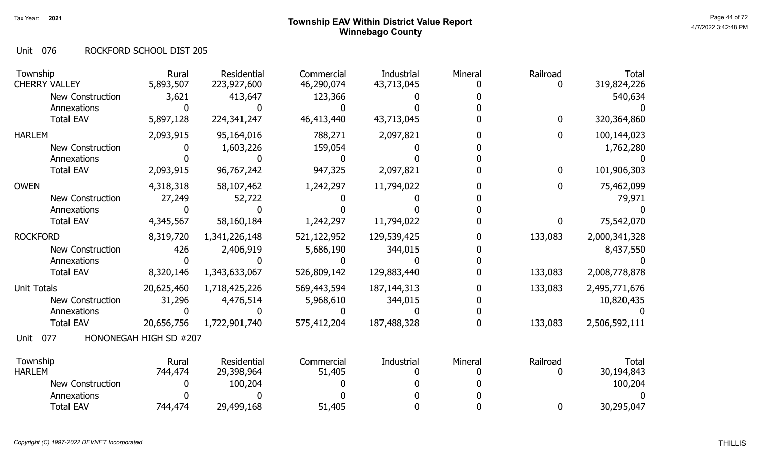# Township EAV Within District Value Report
## Winnebago County

Tax Year: 2021

### Unit 076 ROCKFORD SCHOOL DIST 205

| Township | Rural | Residential | Commercial | Industrial | Mineral | Railroad | Total |
|---|---|---|---|---|---|---|---|
| CHERRY VALLEY | 5,893,507 | 223,927,600 | 46,290,074 | 43,713,045 | 0 | 0 | 319,824,226 |
| New Construction | 3,621 | 413,647 | 123,366 | 0 | 0 | | 540,634 |
| Annexations | 0 | 0 | 0 | 0 | 0 | | 0 |
| Total EAV | 5,897,128 | 224,341,247 | 46,413,440 | 43,713,045 | 0 | 0 | 320,364,860 |
| HARLEM | 2,093,915 | 95,164,016 | 788,271 | 2,097,821 | 0 | 0 | 100,144,023 |
| New Construction | 0 | 1,603,226 | 159,054 | 0 | 0 | | 1,762,280 |
| Annexations | 0 | 0 | 0 | 0 | 0 | | 0 |
| Total EAV | 2,093,915 | 96,767,242 | 947,325 | 2,097,821 | 0 | 0 | 101,906,303 |
| OWEN | 4,318,318 | 58,107,462 | 1,242,297 | 11,794,022 | 0 | 0 | 75,462,099 |
| New Construction | 27,249 | 52,722 | 0 | 0 | 0 | | 79,971 |
| Annexations | 0 | 0 | 0 | 0 | 0 | | 0 |
| Total EAV | 4,345,567 | 58,160,184 | 1,242,297 | 11,794,022 | 0 | 0 | 75,542,070 |
| ROCKFORD | 8,319,720 | 1,341,226,148 | 521,122,952 | 129,539,425 | 0 | 133,083 | 2,000,341,328 |
| New Construction | 426 | 2,406,919 | 5,686,190 | 344,015 | 0 | | 8,437,550 |
| Annexations | 0 | 0 | 0 | 0 | 0 | | 0 |
| Total EAV | 8,320,146 | 1,343,633,067 | 526,809,142 | 129,883,440 | 0 | 133,083 | 2,008,778,878 |
| Unit Totals | 20,625,460 | 1,718,425,226 | 569,443,594 | 187,144,313 | 0 | 133,083 | 2,495,771,676 |
| New Construction | 31,296 | 4,476,514 | 5,968,610 | 344,015 | 0 | | 10,820,435 |
| Annexations | 0 | 0 | 0 | 0 | 0 | | 0 |
| Total EAV | 20,656,756 | 1,722,901,740 | 575,412,204 | 187,488,328 | 0 | 133,083 | 2,506,592,111 |

### Unit 077 HONONEGAH HIGH SD #207

| Township | Rural | Residential | Commercial | Industrial | Mineral | Railroad | Total |
|---|---|---|---|---|---|---|---|
| HARLEM | 744,474 | 29,398,964 | 51,405 | 0 | 0 | 0 | 30,194,843 |
| New Construction | 0 | 100,204 | 0 | 0 | 0 | | 100,204 |
| Annexations | 0 | 0 | 0 | 0 | 0 | | 0 |
| Total EAV | 744,474 | 29,499,168 | 51,405 | 0 | 0 | 0 | 30,295,047 |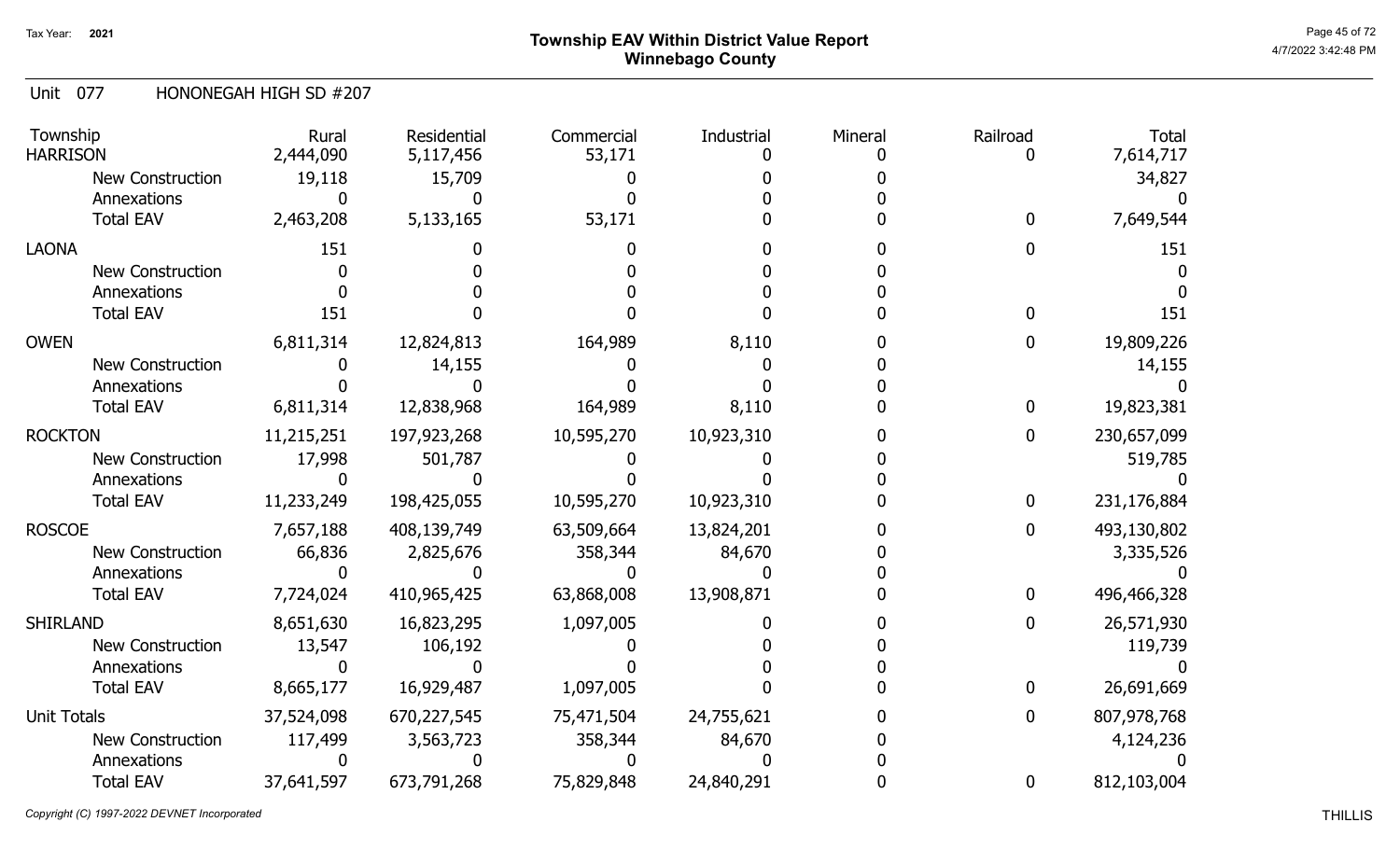# Township EAV Within District Value Report
## Winnebago County

Tax Year: 2021

Unit 077 HONONEGAH HIGH SD #207

| Township | Rural | Residential | Commercial | Industrial | Mineral | Railroad | Total |
|---|---|---|---|---|---|---|---|
| HARRISON | 2,444,090 | 5,117,456 | 53,171 | 0 | 0 | 0 | 7,614,717 |
| New Construction | 19,118 | 15,709 | 0 | 0 | 0 | | 34,827 |
| Annexations | 0 | 0 | 0 | 0 | 0 | | 0 |
| Total EAV | 2,463,208 | 5,133,165 | 53,171 | 0 | 0 | 0 | 7,649,544 |
| LAONA | 151 | 0 | 0 | 0 | 0 | 0 | 151 |
| New Construction | 0 | 0 | 0 | 0 | 0 | | 0 |
| Annexations | 0 | 0 | 0 | 0 | 0 | | 0 |
| Total EAV | 151 | 0 | 0 | 0 | 0 | 0 | 151 |
| OWEN | 6,811,314 | 12,824,813 | 164,989 | 8,110 | 0 | 0 | 19,809,226 |
| New Construction | 0 | 14,155 | 0 | 0 | 0 | | 14,155 |
| Annexations | 0 | 0 | 0 | 0 | 0 | | 0 |
| Total EAV | 6,811,314 | 12,838,968 | 164,989 | 8,110 | 0 | 0 | 19,823,381 |
| ROCKTON | 11,215,251 | 197,923,268 | 10,595,270 | 10,923,310 | 0 | 0 | 230,657,099 |
| New Construction | 17,998 | 501,787 | 0 | 0 | 0 | | 519,785 |
| Annexations | 0 | 0 | 0 | 0 | 0 | | 0 |
| Total EAV | 11,233,249 | 198,425,055 | 10,595,270 | 10,923,310 | 0 | 0 | 231,176,884 |
| ROSCOE | 7,657,188 | 408,139,749 | 63,509,664 | 13,824,201 | 0 | 0 | 493,130,802 |
| New Construction | 66,836 | 2,825,676 | 358,344 | 84,670 | 0 | | 3,335,526 |
| Annexations | 0 | 0 | 0 | 0 | 0 | | 0 |
| Total EAV | 7,724,024 | 410,965,425 | 63,868,008 | 13,908,871 | 0 | 0 | 496,466,328 |
| SHIRLAND | 8,651,630 | 16,823,295 | 1,097,005 | 0 | 0 | 0 | 26,571,930 |
| New Construction | 13,547 | 106,192 | 0 | 0 | 0 | | 119,739 |
| Annexations | 0 | 0 | 0 | 0 | 0 | | 0 |
| Total EAV | 8,665,177 | 16,929,487 | 1,097,005 | 0 | 0 | 0 | 26,691,669 |
| Unit Totals | 37,524,098 | 670,227,545 | 75,471,504 | 24,755,621 | 0 | 0 | 807,978,768 |
| New Construction | 117,499 | 3,563,723 | 358,344 | 84,670 | 0 | | 4,124,236 |
| Annexations | 0 | 0 | 0 | 0 | 0 | | 0 |
| Total EAV | 37,641,597 | 673,791,268 | 75,829,848 | 24,840,291 | 0 | 0 | 812,103,004 |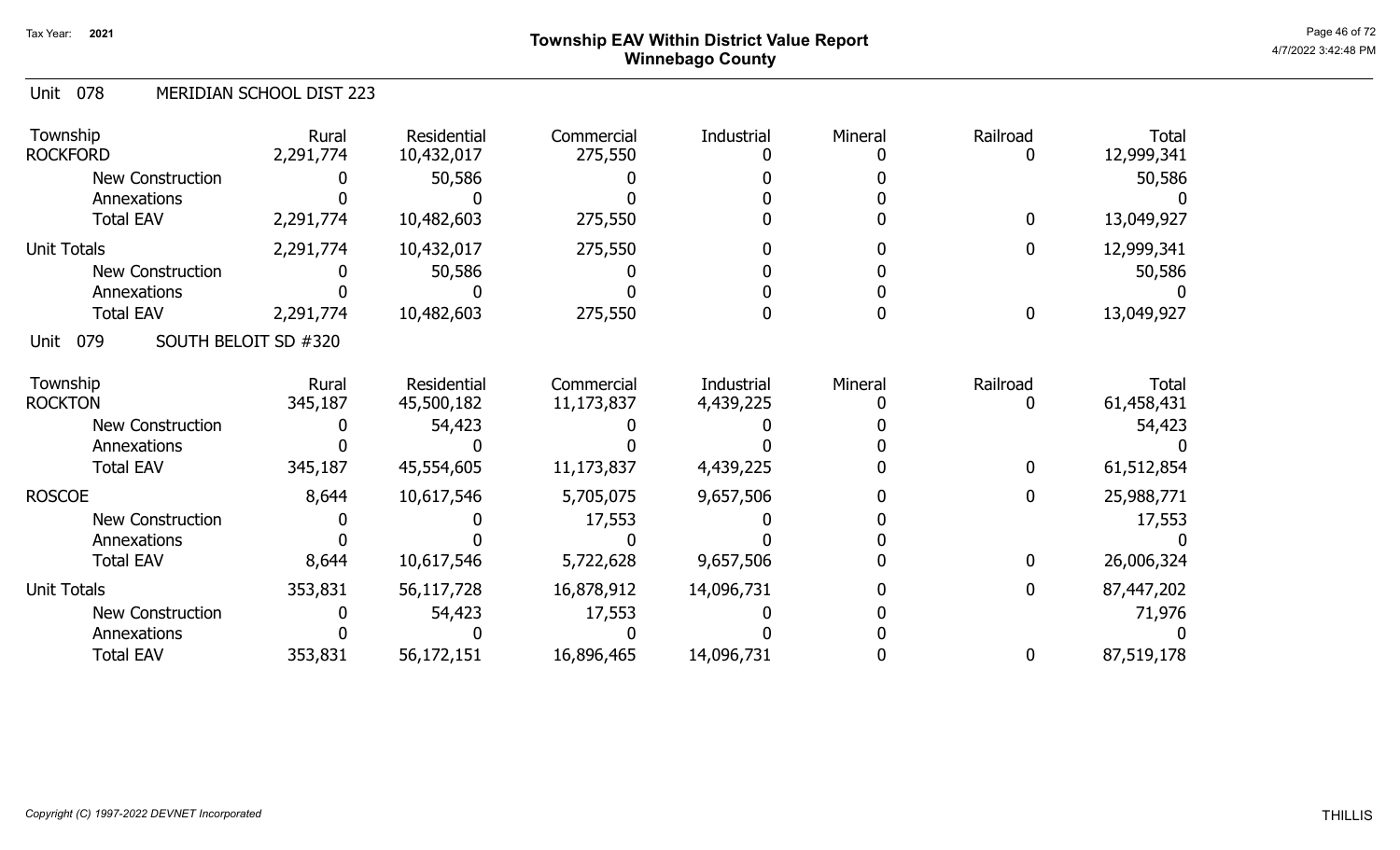# Township EAV Within District Value Report
## Winnebago County

Tax Year: 2021

4/7/2022 3:42:48 PM

### Unit 078 MERIDIAN SCHOOL DIST 223

| Township | Rural | Residential | Commercial | Industrial | Mineral | Railroad | Total |
|---|---|---|---|---|---|---|---|
| ROCKFORD | 2,291,774 | 10,432,017 | 275,550 | 0 | 0 | 0 | 12,999,341 |
| New Construction | 0 | 50,586 | 0 | 0 | 0 | | 50,586 |
| Annexations | 0 | 0 | 0 | 0 | 0 | | 0 |
| Total EAV | 2,291,774 | 10,482,603 | 275,550 | 0 | 0 | 0 | 13,049,927 |
| Unit Totals | 2,291,774 | 10,432,017 | 275,550 | 0 | 0 | 0 | 12,999,341 |
| New Construction | 0 | 50,586 | 0 | 0 | 0 | | 50,586 |
| Annexations | 0 | 0 | 0 | 0 | 0 | | 0 |
| Total EAV | 2,291,774 | 10,482,603 | 275,550 | 0 | 0 | 0 | 13,049,927 |

### Unit 079 SOUTH BELOIT SD #320

| Township | Rural | Residential | Commercial | Industrial | Mineral | Railroad | Total |
|---|---|---|---|---|---|---|---|
| ROCKTON | 345,187 | 45,500,182 | 11,173,837 | 4,439,225 | 0 | 0 | 61,458,431 |
| New Construction | 0 | 54,423 | 0 | 0 | 0 | | 54,423 |
| Annexations | 0 | 0 | 0 | 0 | 0 | | 0 |
| Total EAV | 345,187 | 45,554,605 | 11,173,837 | 4,439,225 | 0 | 0 | 61,512,854 |
| ROSCOE | 8,644 | 10,617,546 | 5,705,075 | 9,657,506 | 0 | 0 | 25,988,771 |
| New Construction | 0 | 0 | 17,553 | 0 | 0 | | 17,553 |
| Annexations | 0 | 0 | 0 | 0 | 0 | | 0 |
| Total EAV | 8,644 | 10,617,546 | 5,722,628 | 9,657,506 | 0 | 0 | 26,006,324 |
| Unit Totals | 353,831 | 56,117,728 | 16,878,912 | 14,096,731 | 0 | 0 | 87,447,202 |
| New Construction | 0 | 54,423 | 17,553 | 0 | 0 | | 71,976 |
| Annexations | 0 | 0 | 0 | 0 | 0 | | 0 |
| Total EAV | 353,831 | 56,172,151 | 16,896,465 | 14,096,731 | 0 | 0 | 87,519,178 |

*Copyright (C) 1997-2022 DEVNET Incorporated*

THILLIS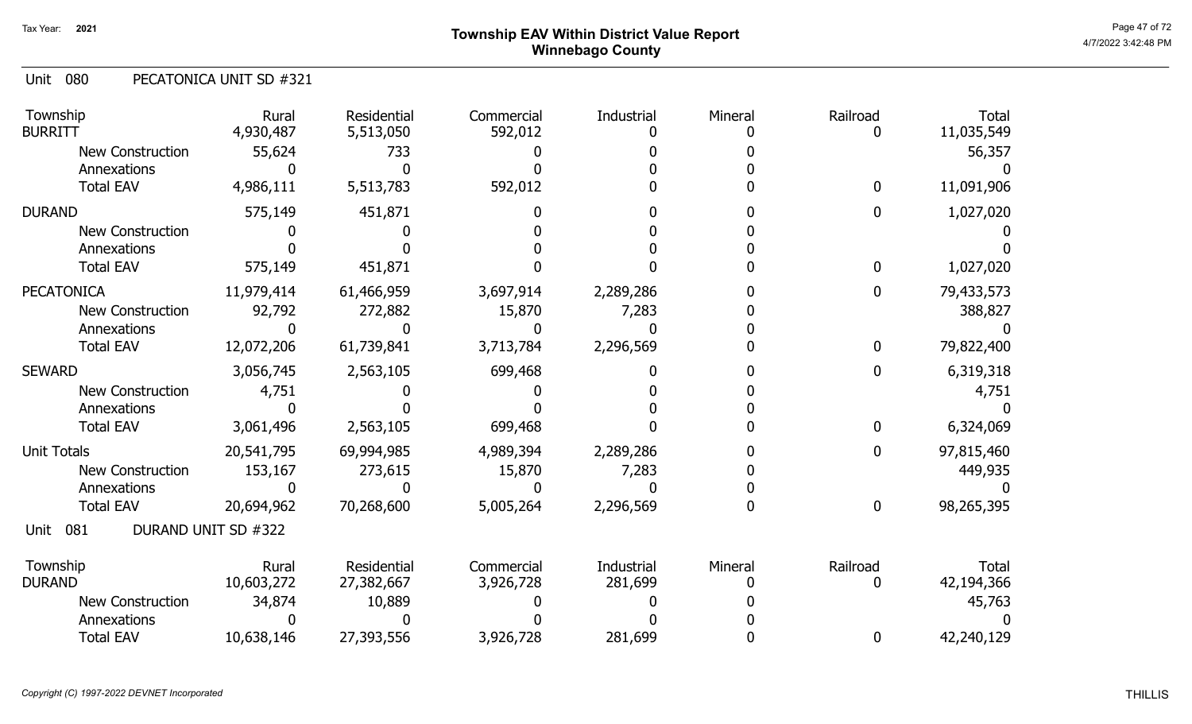# Township EAV Within District Value Report
## Winnebago County

Tax Year: 2021

### Unit 080 PECATONICA UNIT SD #321

| Township | Rural | Residential | Commercial | Industrial | Mineral | Railroad | Total |
|---|---|---|---|---|---|---|---|
| BURRITT | 4,930,487 | 5,513,050 | 592,012 | 0 | 0 | 0 | 11,035,549 |
| New Construction | 55,624 | 733 | 0 | 0 | 0 | | 56,357 |
| Annexations | 0 | 0 | 0 | 0 | 0 | | 0 |
| Total EAV | 4,986,111 | 5,513,783 | 592,012 | 0 | 0 | 0 | 11,091,906 |
| DURAND | 575,149 | 451,871 | 0 | 0 | 0 | 0 | 1,027,020 |
| New Construction | 0 | 0 | 0 | 0 | 0 | | 0 |
| Annexations | 0 | 0 | 0 | 0 | 0 | | 0 |
| Total EAV | 575,149 | 451,871 | 0 | 0 | 0 | 0 | 1,027,020 |
| PECATONICA | 11,979,414 | 61,466,959 | 3,697,914 | 2,289,286 | 0 | 0 | 79,433,573 |
| New Construction | 92,792 | 272,882 | 15,870 | 7,283 | 0 | | 388,827 |
| Annexations | 0 | 0 | 0 | 0 | 0 | | 0 |
| Total EAV | 12,072,206 | 61,739,841 | 3,713,784 | 2,296,569 | 0 | 0 | 79,822,400 |
| SEWARD | 3,056,745 | 2,563,105 | 699,468 | 0 | 0 | 0 | 6,319,318 |
| New Construction | 4,751 | 0 | 0 | 0 | 0 | | 4,751 |
| Annexations | 0 | 0 | 0 | 0 | 0 | | 0 |
| Total EAV | 3,061,496 | 2,563,105 | 699,468 | 0 | 0 | 0 | 6,324,069 |
| Unit Totals | 20,541,795 | 69,994,985 | 4,989,394 | 2,289,286 | 0 | 0 | 97,815,460 |
| New Construction | 153,167 | 273,615 | 15,870 | 7,283 | 0 | | 449,935 |
| Annexations | 0 | 0 | 0 | 0 | 0 | | 0 |
| Total EAV | 20,694,962 | 70,268,600 | 5,005,264 | 2,296,569 | 0 | 0 | 98,265,395 |

### Unit 081 DURAND UNIT SD #322

| Township | Rural | Residential | Commercial | Industrial | Mineral | Railroad | Total |
|---|---|---|---|---|---|---|---|
| DURAND | 10,603,272 | 27,382,667 | 3,926,728 | 281,699 | 0 | 0 | 42,194,366 |
| New Construction | 34,874 | 10,889 | 0 | 0 | 0 | | 45,763 |
| Annexations | 0 | 0 | 0 | 0 | 0 | | 0 |
| Total EAV | 10,638,146 | 27,393,556 | 3,926,728 | 281,699 | 0 | 0 | 42,240,129 |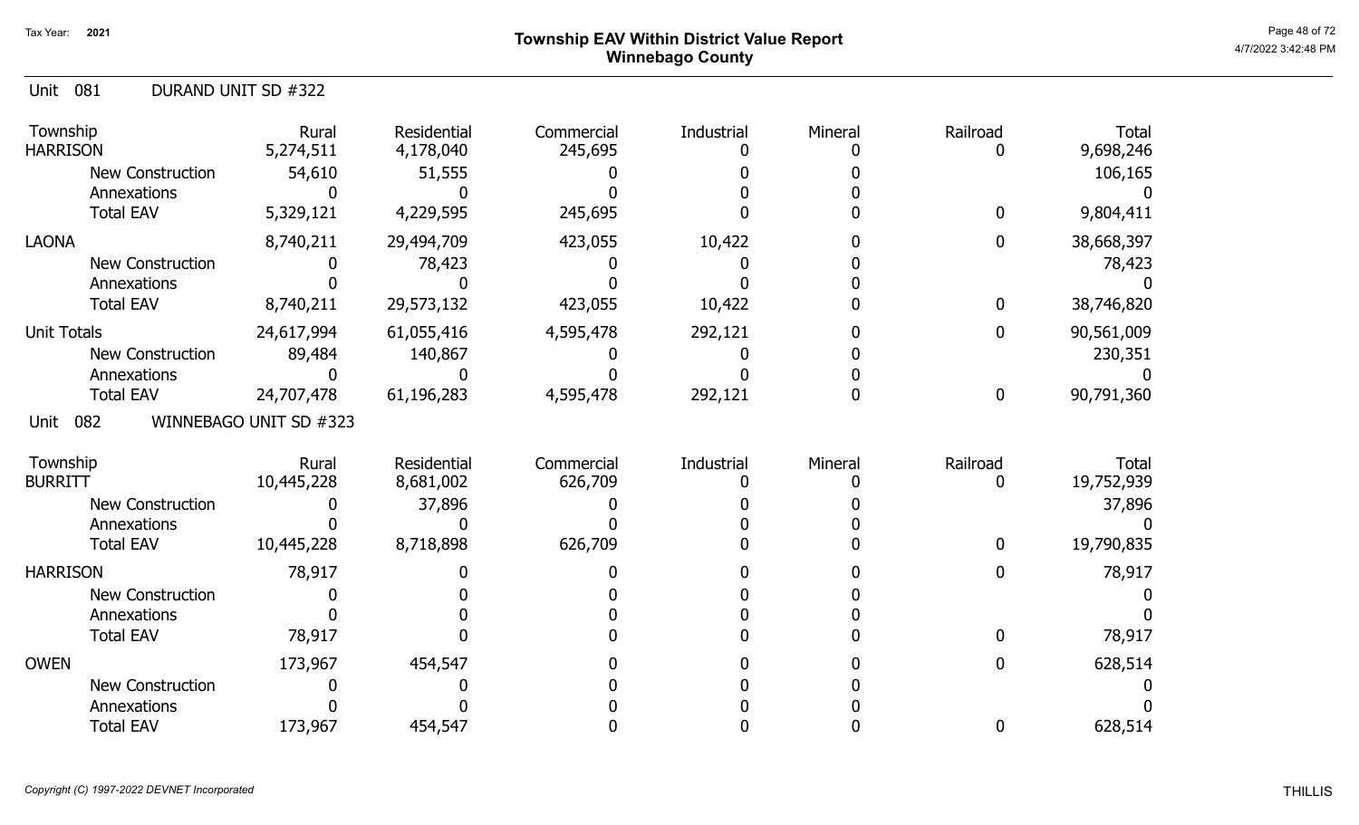## Township EAV Within District Value Report
## Winnebago County

Tax Year: 2021

### Unit 081 DURAND UNIT SD #322

| Township | Rural | Residential | Commercial | Industrial | Mineral | Railroad | Total |
|---|---|---|---|---|---|---|---|
| HARRISON | 5,274,511 | 4,178,040 | 245,695 | 0 | 0 | 0 | 9,698,246 |
| New Construction | 54,610 | 51,555 | 0 | 0 | 0 | | 106,165 |
| Annexations | 0 | 0 | 0 | 0 | 0 | | 0 |
| Total EAV | 5,329,121 | 4,229,595 | 245,695 | 0 | 0 | 0 | 9,804,411 |
| LAONA | 8,740,211 | 29,494,709 | 423,055 | 10,422 | 0 | 0 | 38,668,397 |
| New Construction | 0 | 78,423 | 0 | 0 | 0 | | 78,423 |
| Annexations | 0 | 0 | 0 | 0 | 0 | | 0 |
| Total EAV | 8,740,211 | 29,573,132 | 423,055 | 10,422 | 0 | 0 | 38,746,820 |
| Unit Totals | 24,617,994 | 61,055,416 | 4,595,478 | 292,121 | 0 | 0 | 90,561,009 |
| New Construction | 89,484 | 140,867 | 0 | 0 | 0 | | 230,351 |
| Annexations | 0 | 0 | 0 | 0 | 0 | | 0 |
| Total EAV | 24,707,478 | 61,196,283 | 4,595,478 | 292,121 | 0 | 0 | 90,791,360 |

### Unit 082 WINNEBAGO UNIT SD #323

| Township | Rural | Residential | Commercial | Industrial | Mineral | Railroad | Total |
|---|---|---|---|---|---|---|---|
| BURRITT | 10,445,228 | 8,681,002 | 626,709 | 0 | 0 | 0 | 19,752,939 |
| New Construction | 0 | 37,896 | 0 | 0 | 0 | | 37,896 |
| Annexations | 0 | 0 | 0 | 0 | 0 | | 0 |
| Total EAV | 10,445,228 | 8,718,898 | 626,709 | 0 | 0 | 0 | 19,790,835 |
| HARRISON | 78,917 | 0 | 0 | 0 | 0 | 0 | 78,917 |
| New Construction | 0 | 0 | 0 | 0 | 0 | | 0 |
| Annexations | 0 | 0 | 0 | 0 | 0 | | 0 |
| Total EAV | 78,917 | 0 | 0 | 0 | 0 | 0 | 78,917 |
| OWEN | 173,967 | 454,547 | 0 | 0 | 0 | 0 | 628,514 |
| New Construction | 0 | 0 | 0 | 0 | 0 | | 0 |
| Annexations | 0 | 0 | 0 | 0 | 0 | | 0 |
| Total EAV | 173,967 | 454,547 | 0 | 0 | 0 | 0 | 628,514 |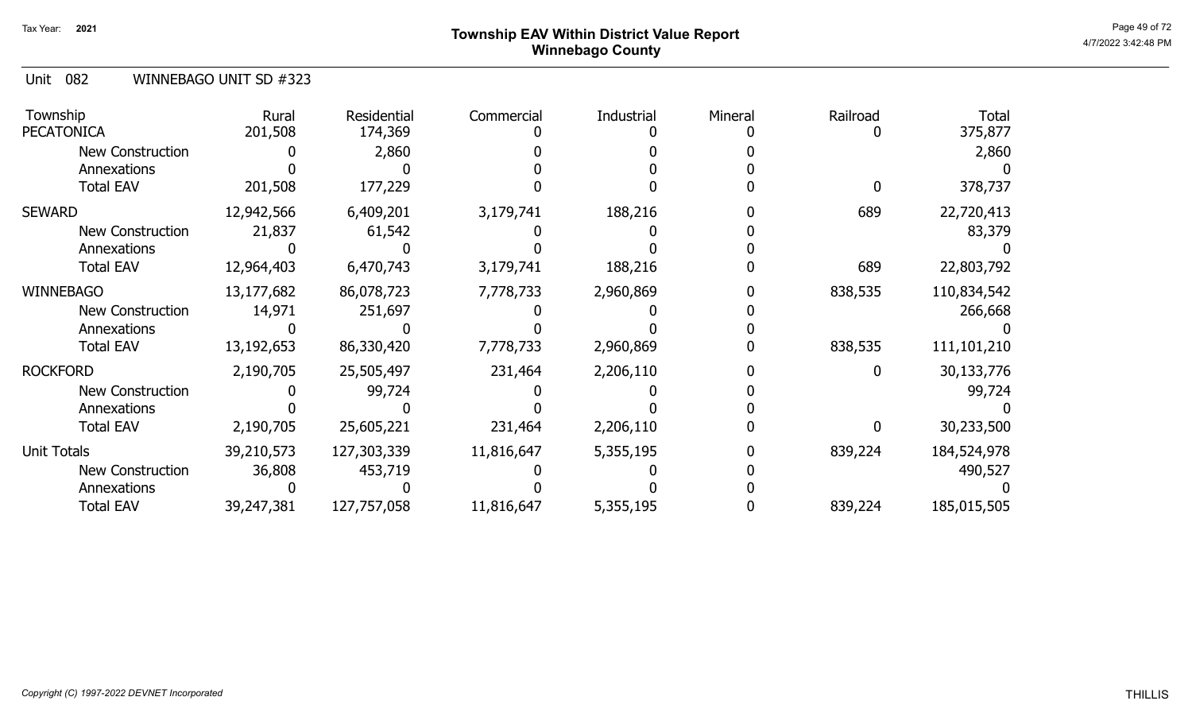Tax Year: **2021**

# Township EAV Within District Value Report
## Winnebago County

Unit 082 WINNEBAGO UNIT SD #323

| Township | Rural | Residential | Commercial | Industrial | Mineral | Railroad | Total |
|---|---|---|---|---|---|---|---|
| PECATONICA | 201,508 | 174,369 | 0 | 0 | 0 | 0 | 375,877 |
| New Construction | 0 | 2,860 | 0 | 0 | 0 | | 2,860 |
| Annexations | 0 | 0 | 0 | 0 | 0 | | 0 |
| Total EAV | 201,508 | 177,229 | 0 | 0 | 0 | 0 | 378,737 |
| SEWARD | 12,942,566 | 6,409,201 | 3,179,741 | 188,216 | 0 | 689 | 22,720,413 |
| New Construction | 21,837 | 61,542 | 0 | 0 | 0 | | 83,379 |
| Annexations | 0 | 0 | 0 | 0 | 0 | | 0 |
| Total EAV | 12,964,403 | 6,470,743 | 3,179,741 | 188,216 | 0 | 689 | 22,803,792 |
| WINNEBAGO | 13,177,682 | 86,078,723 | 7,778,733 | 2,960,869 | 0 | 838,535 | 110,834,542 |
| New Construction | 14,971 | 251,697 | 0 | 0 | 0 | | 266,668 |
| Annexations | 0 | 0 | 0 | 0 | 0 | | 0 |
| Total EAV | 13,192,653 | 86,330,420 | 7,778,733 | 2,960,869 | 0 | 838,535 | 111,101,210 |
| ROCKFORD | 2,190,705 | 25,505,497 | 231,464 | 2,206,110 | 0 | 0 | 30,133,776 |
| New Construction | 0 | 99,724 | 0 | 0 | 0 | | 99,724 |
| Annexations | 0 | 0 | 0 | 0 | 0 | | 0 |
| Total EAV | 2,190,705 | 25,605,221 | 231,464 | 2,206,110 | 0 | 0 | 30,233,500 |
| Unit Totals | 39,210,573 | 127,303,339 | 11,816,647 | 5,355,195 | 0 | 839,224 | 184,524,978 |
| New Construction | 36,808 | 453,719 | 0 | 0 | 0 | | 490,527 |
| Annexations | 0 | 0 | 0 | 0 | 0 | | 0 |
| Total EAV | 39,247,381 | 127,757,058 | 11,816,647 | 5,355,195 | 0 | 839,224 | 185,015,505 |

*Copyright (C) 1997-2022 DEVNET Incorporated*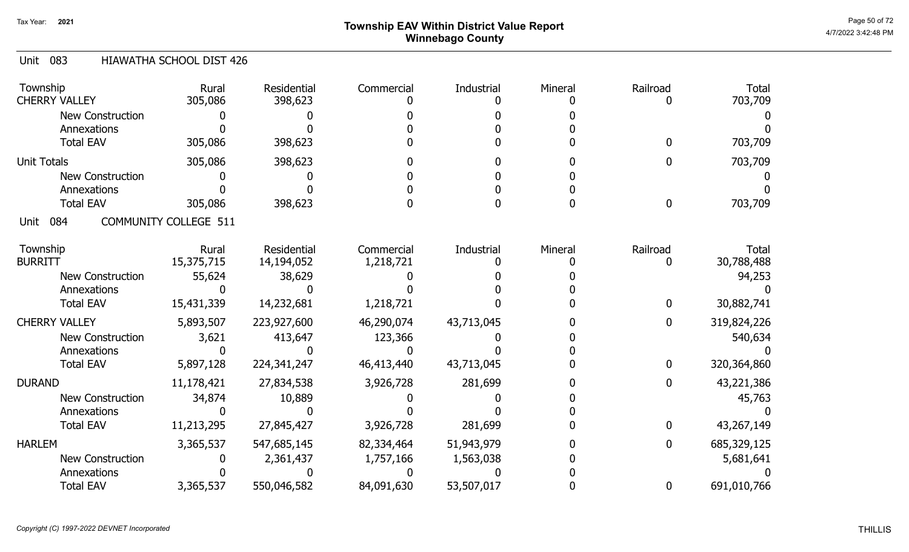## Township EAV Within District Value Report
## Winnebago County

Tax Year: 2021

### Unit 083 HIAWATHA SCHOOL DIST 426

| Township | Rural | Residential | Commercial | Industrial | Mineral | Railroad | Total |
|---|---|---|---|---|---|---|---|
| CHERRY VALLEY | 305,086 | 398,623 | 0 | 0 | 0 | 0 | 703,709 |
| New Construction | 0 | 0 | 0 | 0 | 0 | | 0 |
| Annexations | 0 | 0 | 0 | 0 | 0 | | 0 |
| Total EAV | 305,086 | 398,623 | 0 | 0 | 0 | 0 | 703,709 |
| Unit Totals | 305,086 | 398,623 | 0 | 0 | 0 | 0 | 703,709 |
| New Construction | 0 | 0 | 0 | 0 | 0 | | 0 |
| Annexations | 0 | 0 | 0 | 0 | 0 | | 0 |
| Total EAV | 305,086 | 398,623 | 0 | 0 | 0 | 0 | 703,709 |

### Unit 084 COMMUNITY COLLEGE 511

| Township | Rural | Residential | Commercial | Industrial | Mineral | Railroad | Total |
|---|---|---|---|---|---|---|---|
| BURRITT | 15,375,715 | 14,194,052 | 1,218,721 | 0 | 0 | 0 | 30,788,488 |
| New Construction | 55,624 | 38,629 | 0 | 0 | 0 | | 94,253 |
| Annexations | 0 | 0 | 0 | 0 | 0 | | 0 |
| Total EAV | 15,431,339 | 14,232,681 | 1,218,721 | 0 | 0 | 0 | 30,882,741 |
| CHERRY VALLEY | 5,893,507 | 223,927,600 | 46,290,074 | 43,713,045 | 0 | 0 | 319,824,226 |
| New Construction | 3,621 | 413,647 | 123,366 | 0 | 0 | | 540,634 |
| Annexations | 0 | 0 | 0 | 0 | 0 | | 0 |
| Total EAV | 5,897,128 | 224,341,247 | 46,413,440 | 43,713,045 | 0 | 0 | 320,364,860 |
| DURAND | 11,178,421 | 27,834,538 | 3,926,728 | 281,699 | 0 | 0 | 43,221,386 |
| New Construction | 34,874 | 10,889 | 0 | 0 | 0 | | 45,763 |
| Annexations | 0 | 0 | 0 | 0 | 0 | | 0 |
| Total EAV | 11,213,295 | 27,845,427 | 3,926,728 | 281,699 | 0 | 0 | 43,267,149 |
| HARLEM | 3,365,537 | 547,685,145 | 82,334,464 | 51,943,979 | 0 | 0 | 685,329,125 |
| New Construction | 0 | 2,361,437 | 1,757,166 | 1,563,038 | 0 | | 5,681,641 |
| Annexations | 0 | 0 | 0 | 0 | 0 | | 0 |
| Total EAV | 3,365,537 | 550,046,582 | 84,091,630 | 53,507,017 | 0 | 0 | 691,010,766 |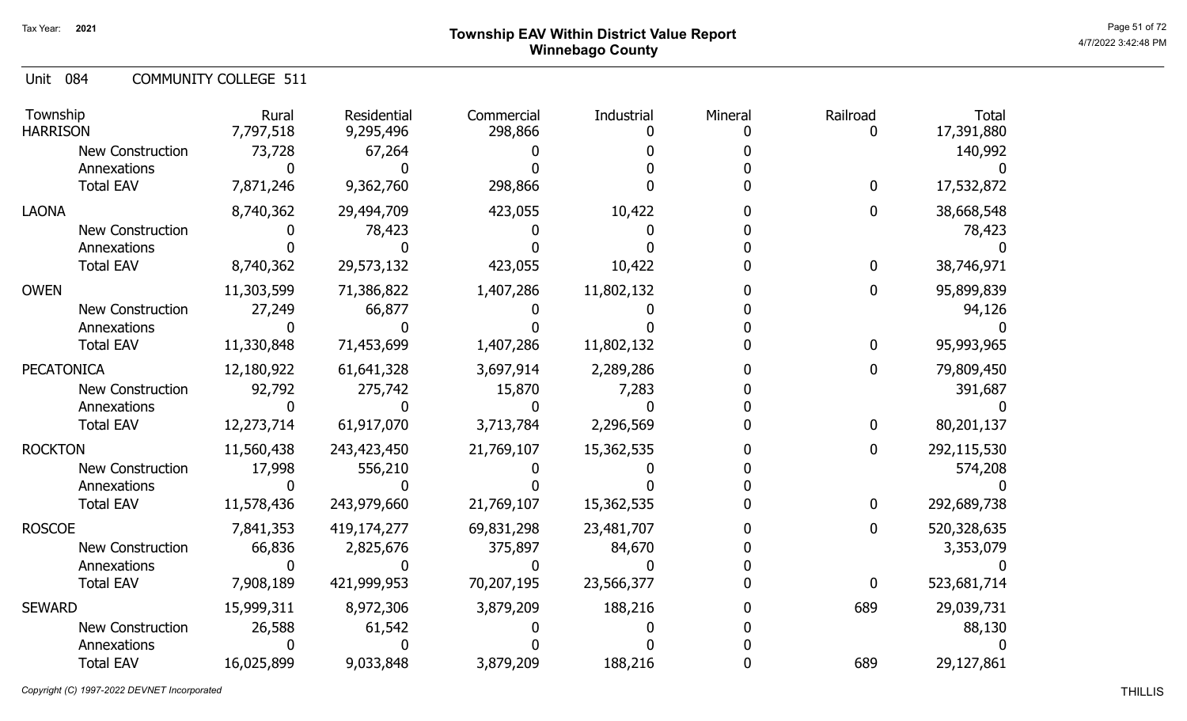Tax Year: 2021

# Township EAV Within District Value Report
## Winnebago County

Unit 084 COMMUNITY COLLEGE 511

| Township | Rural | Residential | Commercial | Industrial | Mineral | Railroad | Total |
|---|---|---|---|---|---|---|---|
| HARRISON | 7,797,518 | 9,295,496 | 298,866 | 0 | 0 | 0 | 17,391,880 |
| New Construction | 73,728 | 67,264 | 0 | 0 | 0 | | 140,992 |
| Annexations | 0 | 0 | 0 | 0 | 0 | | 0 |
| Total EAV | 7,871,246 | 9,362,760 | 298,866 | 0 | 0 | 0 | 17,532,872 |
| LAONA | 8,740,362 | 29,494,709 | 423,055 | 10,422 | 0 | 0 | 38,668,548 |
| New Construction | 0 | 78,423 | 0 | 0 | 0 | | 78,423 |
| Annexations | 0 | 0 | 0 | 0 | 0 | | 0 |
| Total EAV | 8,740,362 | 29,573,132 | 423,055 | 10,422 | 0 | 0 | 38,746,971 |
| OWEN | 11,303,599 | 71,386,822 | 1,407,286 | 11,802,132 | 0 | 0 | 95,899,839 |
| New Construction | 27,249 | 66,877 | 0 | 0 | 0 | | 94,126 |
| Annexations | 0 | 0 | 0 | 0 | 0 | | 0 |
| Total EAV | 11,330,848 | 71,453,699 | 1,407,286 | 11,802,132 | 0 | 0 | 95,993,965 |
| PECATONICA | 12,180,922 | 61,641,328 | 3,697,914 | 2,289,286 | 0 | 0 | 79,809,450 |
| New Construction | 92,792 | 275,742 | 15,870 | 7,283 | 0 | | 391,687 |
| Annexations | 0 | 0 | 0 | 0 | 0 | | 0 |
| Total EAV | 12,273,714 | 61,917,070 | 3,713,784 | 2,296,569 | 0 | 0 | 80,201,137 |
| ROCKTON | 11,560,438 | 243,423,450 | 21,769,107 | 15,362,535 | 0 | 0 | 292,115,530 |
| New Construction | 17,998 | 556,210 | 0 | 0 | 0 | | 574,208 |
| Annexations | 0 | 0 | 0 | 0 | 0 | | 0 |
| Total EAV | 11,578,436 | 243,979,660 | 21,769,107 | 15,362,535 | 0 | 0 | 292,689,738 |
| ROSCOE | 7,841,353 | 419,174,277 | 69,831,298 | 23,481,707 | 0 | 0 | 520,328,635 |
| New Construction | 66,836 | 2,825,676 | 375,897 | 84,670 | 0 | | 3,353,079 |
| Annexations | 0 | 0 | 0 | 0 | 0 | | 0 |
| Total EAV | 7,908,189 | 421,999,953 | 70,207,195 | 23,566,377 | 0 | 0 | 523,681,714 |
| SEWARD | 15,999,311 | 8,972,306 | 3,879,209 | 188,216 | 0 | 689 | 29,039,731 |
| New Construction | 26,588 | 61,542 | 0 | 0 | 0 | | 88,130 |
| Annexations | 0 | 0 | 0 | 0 | 0 | | 0 |
| Total EAV | 16,025,899 | 9,033,848 | 3,879,209 | 188,216 | 0 | 689 | 29,127,861 |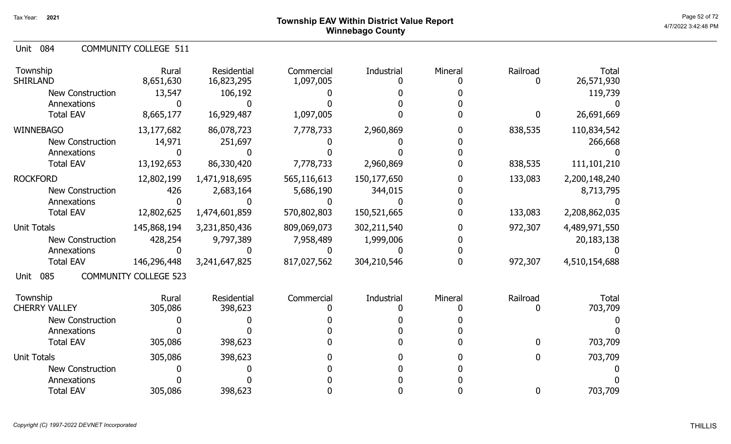# Township EAV Within District Value Report
## Winnebago County

Tax Year: 2021

4/7/2022 3:42:48 PM

### Unit 084 COMMUNITY COLLEGE 511

| Township | Rural | Residential | Commercial | Industrial | Mineral | Railroad | Total |
|---|---|---|---|---|---|---|---|
| SHIRLAND | 8,651,630 | 16,823,295 | 1,097,005 | 0 | 0 | 0 | 26,571,930 |
| New Construction | 13,547 | 106,192 | 0 | 0 | 0 | | 119,739 |
| Annexations | 0 | 0 | 0 | 0 | 0 | | 0 |
| Total EAV | 8,665,177 | 16,929,487 | 1,097,005 | 0 | 0 | 0 | 26,691,669 |
| WINNEBAGO | 13,177,682 | 86,078,723 | 7,778,733 | 2,960,869 | 0 | 838,535 | 110,834,542 |
| New Construction | 14,971 | 251,697 | 0 | 0 | 0 | | 266,668 |
| Annexations | 0 | 0 | 0 | 0 | 0 | | 0 |
| Total EAV | 13,192,653 | 86,330,420 | 7,778,733 | 2,960,869 | 0 | 838,535 | 111,101,210 |
| ROCKFORD | 12,802,199 | 1,471,918,695 | 565,116,613 | 150,177,650 | 0 | 133,083 | 2,200,148,240 |
| New Construction | 426 | 2,683,164 | 5,686,190 | 344,015 | 0 | | 8,713,795 |
| Annexations | 0 | 0 | 0 | 0 | 0 | | 0 |
| Total EAV | 12,802,625 | 1,474,601,859 | 570,802,803 | 150,521,665 | 0 | 133,083 | 2,208,862,035 |
| Unit Totals | 145,868,194 | 3,231,850,436 | 809,069,073 | 302,211,540 | 0 | 972,307 | 4,489,971,550 |
| New Construction | 428,254 | 9,797,389 | 7,958,489 | 1,999,006 | 0 | | 20,183,138 |
| Annexations | 0 | 0 | 0 | 0 | 0 | | 0 |
| Total EAV | 146,296,448 | 3,241,647,825 | 817,027,562 | 304,210,546 | 0 | 972,307 | 4,510,154,688 |

### Unit 085 COMMUNITY COLLEGE 523

| Township | Rural | Residential | Commercial | Industrial | Mineral | Railroad | Total |
|---|---|---|---|---|---|---|---|
| CHERRY VALLEY | 305,086 | 398,623 | 0 | 0 | 0 | 0 | 703,709 |
| New Construction | 0 | 0 | 0 | 0 | 0 | | 0 |
| Annexations | 0 | 0 | 0 | 0 | 0 | | 0 |
| Total EAV | 305,086 | 398,623 | 0 | 0 | 0 | 0 | 703,709 |
| Unit Totals | 305,086 | 398,623 | 0 | 0 | 0 | 0 | 703,709 |
| New Construction | 0 | 0 | 0 | 0 | 0 | | 0 |
| Annexations | 0 | 0 | 0 | 0 | 0 | | 0 |
| Total EAV | 305,086 | 398,623 | 0 | 0 | 0 | 0 | 703,709 |

*Copyright (C) 1997-2022 DEVNET Incorporated* THILLIS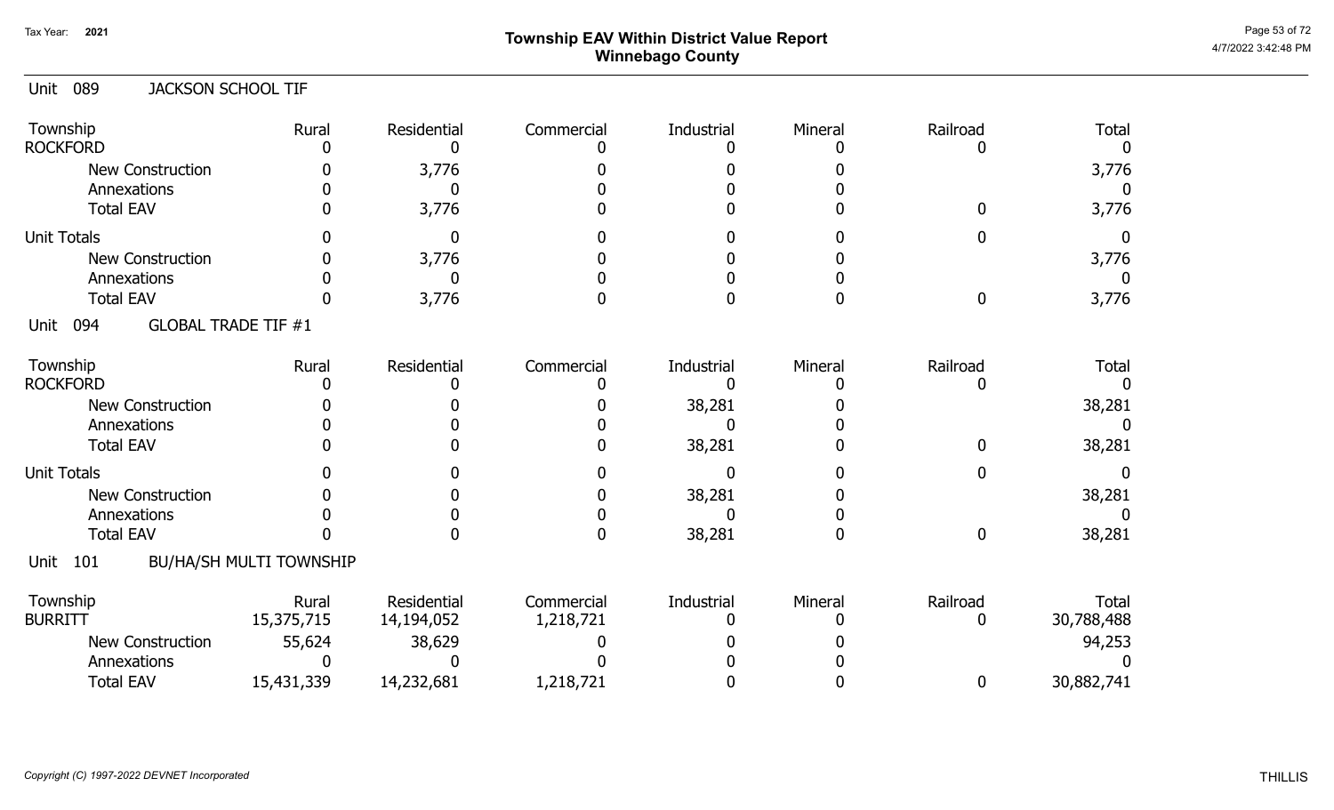# Township EAV Within District Value Report
## Winnebago County

Tax Year: 2021

### Unit 089 JACKSON SCHOOL TIF

| Township | Rural | Residential | Commercial | Industrial | Mineral | Railroad | Total |
|---|---|---|---|---|---|---|---|
| ROCKFORD | 0 | 0 | 0 | 0 | 0 | 0 | 0 |
| New Construction | 0 | 3,776 | 0 | 0 | 0 | | 3,776 |
| Annexations | 0 | 0 | 0 | 0 | 0 | | 0 |
| Total EAV | 0 | 3,776 | 0 | 0 | 0 | 0 | 3,776 |
| Unit Totals | 0 | 0 | 0 | 0 | 0 | 0 | 0 |
| New Construction | 0 | 3,776 | 0 | 0 | 0 | | 3,776 |
| Annexations | 0 | 0 | 0 | 0 | 0 | | 0 |
| Total EAV | 0 | 3,776 | 0 | 0 | 0 | 0 | 3,776 |

### Unit 094 GLOBAL TRADE TIF #1

| Township | Rural | Residential | Commercial | Industrial | Mineral | Railroad | Total |
|---|---|---|---|---|---|---|---|
| ROCKFORD | 0 | 0 | 0 | 0 | 0 | 0 | 0 |
| New Construction | 0 | 0 | 0 | 38,281 | 0 | | 38,281 |
| Annexations | 0 | 0 | 0 | 0 | 0 | | 0 |
| Total EAV | 0 | 0 | 0 | 38,281 | 0 | 0 | 38,281 |
| Unit Totals | 0 | 0 | 0 | 0 | 0 | 0 | 0 |
| New Construction | 0 | 0 | 0 | 38,281 | 0 | | 38,281 |
| Annexations | 0 | 0 | 0 | 0 | 0 | | 0 |
| Total EAV | 0 | 0 | 0 | 38,281 | 0 | 0 | 38,281 |

### Unit 101 BU/HA/SH MULTI TOWNSHIP

| Township | Rural | Residential | Commercial | Industrial | Mineral | Railroad | Total |
|---|---|---|---|---|---|---|---|
| BURRITT | 15,375,715 | 14,194,052 | 1,218,721 | 0 | 0 | 0 | 30,788,488 |
| New Construction | 55,624 | 38,629 | 0 | 0 | 0 | | 94,253 |
| Annexations | 0 | 0 | 0 | 0 | 0 | | 0 |
| Total EAV | 15,431,339 | 14,232,681 | 1,218,721 | 0 | 0 | 0 | 30,882,741 |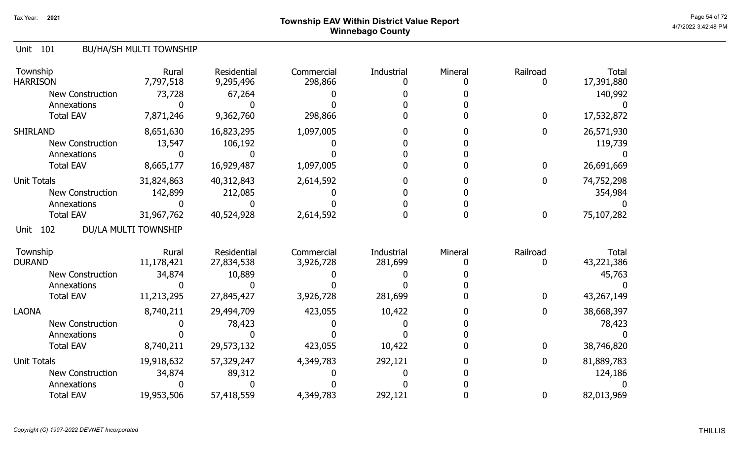Tax Year: 2021

# Township EAV Within District Value Report
## Winnebago County

### Unit 101 BU/HA/SH MULTI TOWNSHIP

| Township | Rural | Residential | Commercial | Industrial | Mineral | Railroad | Total |
|---|---|---|---|---|---|---|---|
| HARRISON | 7,797,518 | 9,295,496 | 298,866 | 0 | 0 | 0 | 17,391,880 |
| New Construction | 73,728 | 67,264 | 0 | 0 | 0 | | 140,992 |
| Annexations | 0 | 0 | 0 | 0 | 0 | | 0 |
| Total EAV | 7,871,246 | 9,362,760 | 298,866 | 0 | 0 | 0 | 17,532,872 |
| SHIRLAND | 8,651,630 | 16,823,295 | 1,097,005 | 0 | 0 | 0 | 26,571,930 |
| New Construction | 13,547 | 106,192 | 0 | 0 | 0 | | 119,739 |
| Annexations | 0 | 0 | 0 | 0 | 0 | | 0 |
| Total EAV | 8,665,177 | 16,929,487 | 1,097,005 | 0 | 0 | 0 | 26,691,669 |
| Unit Totals | 31,824,863 | 40,312,843 | 2,614,592 | 0 | 0 | 0 | 74,752,298 |
| New Construction | 142,899 | 212,085 | 0 | 0 | 0 | | 354,984 |
| Annexations | 0 | 0 | 0 | 0 | 0 | | 0 |
| Total EAV | 31,967,762 | 40,524,928 | 2,614,592 | 0 | 0 | 0 | 75,107,282 |

### Unit 102 DU/LA MULTI TOWNSHIP

| Township | Rural | Residential | Commercial | Industrial | Mineral | Railroad | Total |
|---|---|---|---|---|---|---|---|
| DURAND | 11,178,421 | 27,834,538 | 3,926,728 | 281,699 | 0 | 0 | 43,221,386 |
| New Construction | 34,874 | 10,889 | 0 | 0 | 0 | | 45,763 |
| Annexations | 0 | 0 | 0 | 0 | 0 | | 0 |
| Total EAV | 11,213,295 | 27,845,427 | 3,926,728 | 281,699 | 0 | 0 | 43,267,149 |
| LAONA | 8,740,211 | 29,494,709 | 423,055 | 10,422 | 0 | 0 | 38,668,397 |
| New Construction | 0 | 78,423 | 0 | 0 | 0 | | 78,423 |
| Annexations | 0 | 0 | 0 | 0 | 0 | | 0 |
| Total EAV | 8,740,211 | 29,573,132 | 423,055 | 10,422 | 0 | 0 | 38,746,820 |
| Unit Totals | 19,918,632 | 57,329,247 | 4,349,783 | 292,121 | 0 | 0 | 81,889,783 |
| New Construction | 34,874 | 89,312 | 0 | 0 | 0 | | 124,186 |
| Annexations | 0 | 0 | 0 | 0 | 0 | | 0 |
| Total EAV | 19,953,506 | 57,418,559 | 4,349,783 | 292,121 | 0 | 0 | 82,013,969 |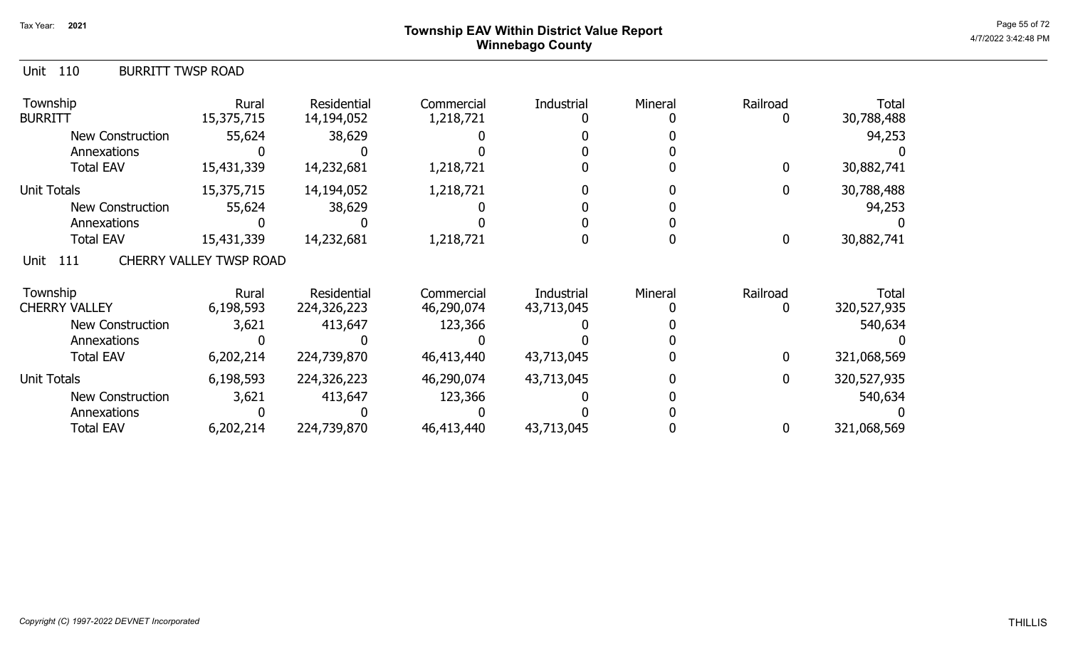# Township EAV Within District Value Report
## Winnebago County

Tax Year: 2021

### Unit 110 BURRITT TWSP ROAD

| Township | Rural | Residential | Commercial | Industrial | Mineral | Railroad | Total |
|---|---|---|---|---|---|---|---|
| BURRITT | 15,375,715 | 14,194,052 | 1,218,721 | 0 | 0 | 0 | 30,788,488 |
| New Construction | 55,624 | 38,629 | 0 | 0 | 0 | | 94,253 |
| Annexations | 0 | 0 | 0 | 0 | 0 | | 0 |
| Total EAV | 15,431,339 | 14,232,681 | 1,218,721 | 0 | 0 | 0 | 30,882,741 |
| Unit Totals | 15,375,715 | 14,194,052 | 1,218,721 | 0 | 0 | 0 | 30,788,488 |
| New Construction | 55,624 | 38,629 | 0 | 0 | 0 | | 94,253 |
| Annexations | 0 | 0 | 0 | 0 | 0 | | 0 |
| Total EAV | 15,431,339 | 14,232,681 | 1,218,721 | 0 | 0 | 0 | 30,882,741 |

### Unit 111 CHERRY VALLEY TWSP ROAD

| Township | Rural | Residential | Commercial | Industrial | Mineral | Railroad | Total |
|---|---|---|---|---|---|---|---|
| CHERRY VALLEY | 6,198,593 | 224,326,223 | 46,290,074 | 43,713,045 | 0 | 0 | 320,527,935 |
| New Construction | 3,621 | 413,647 | 123,366 | 0 | 0 | | 540,634 |
| Annexations | 0 | 0 | 0 | 0 | 0 | | 0 |
| Total EAV | 6,202,214 | 224,739,870 | 46,413,440 | 43,713,045 | 0 | 0 | 321,068,569 |
| Unit Totals | 6,198,593 | 224,326,223 | 46,290,074 | 43,713,045 | 0 | 0 | 320,527,935 |
| New Construction | 3,621 | 413,647 | 123,366 | 0 | 0 | | 540,634 |
| Annexations | 0 | 0 | 0 | 0 | 0 | | 0 |
| Total EAV | 6,202,214 | 224,739,870 | 46,413,440 | 43,713,045 | 0 | 0 | 321,068,569 |

*Copyright (C) 1997-2022 DEVNET Incorporated*

THILLIS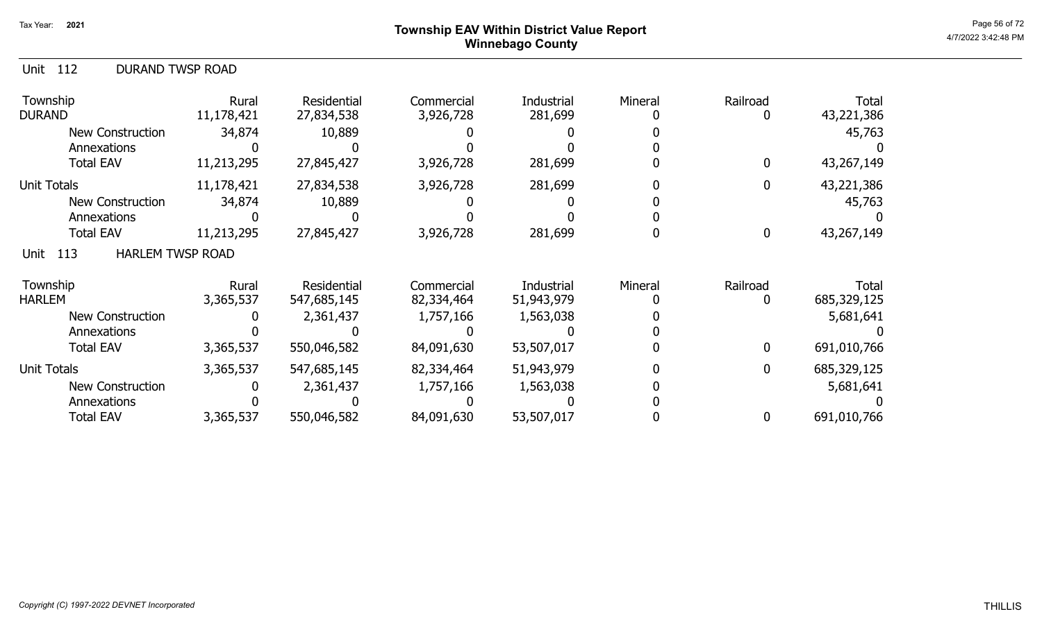Tax Year: 2021

# Township EAV Within District Value Report
## Winnebago County

Unit 112 DURAND TWSP ROAD

| Township | Rural | Residential | Commercial | Industrial | Mineral | Railroad | Total |
|---|---|---|---|---|---|---|---|
| DURAND | 11,178,421 | 27,834,538 | 3,926,728 | 281,699 | 0 | 0 | 43,221,386 |
| New Construction | 34,874 | 10,889 | 0 | 0 | 0 | | 45,763 |
| Annexations | 0 | 0 | 0 | 0 | 0 | | 0 |
| Total EAV | 11,213,295 | 27,845,427 | 3,926,728 | 281,699 | 0 | 0 | 43,267,149 |
| Unit Totals | 11,178,421 | 27,834,538 | 3,926,728 | 281,699 | 0 | 0 | 43,221,386 |
| New Construction | 34,874 | 10,889 | 0 | 0 | 0 | | 45,763 |
| Annexations | 0 | 0 | 0 | 0 | 0 | | 0 |
| Total EAV | 11,213,295 | 27,845,427 | 3,926,728 | 281,699 | 0 | 0 | 43,267,149 |

Unit 113 HARLEM TWSP ROAD

| Township | Rural | Residential | Commercial | Industrial | Mineral | Railroad | Total |
|---|---|---|---|---|---|---|---|
| HARLEM | 3,365,537 | 547,685,145 | 82,334,464 | 51,943,979 | 0 | 0 | 685,329,125 |
| New Construction | 0 | 2,361,437 | 1,757,166 | 1,563,038 | 0 | | 5,681,641 |
| Annexations | 0 | 0 | 0 | 0 | 0 | | 0 |
| Total EAV | 3,365,537 | 550,046,582 | 84,091,630 | 53,507,017 | 0 | 0 | 691,010,766 |
| Unit Totals | 3,365,537 | 547,685,145 | 82,334,464 | 51,943,979 | 0 | 0 | 685,329,125 |
| New Construction | 0 | 2,361,437 | 1,757,166 | 1,563,038 | 0 | | 5,681,641 |
| Annexations | 0 | 0 | 0 | 0 | 0 | | 0 |
| Total EAV | 3,365,537 | 550,046,582 | 84,091,630 | 53,507,017 | 0 | 0 | 691,010,766 |

*Copyright (C) 1997-2022 DEVNET Incorporated*

THILLIS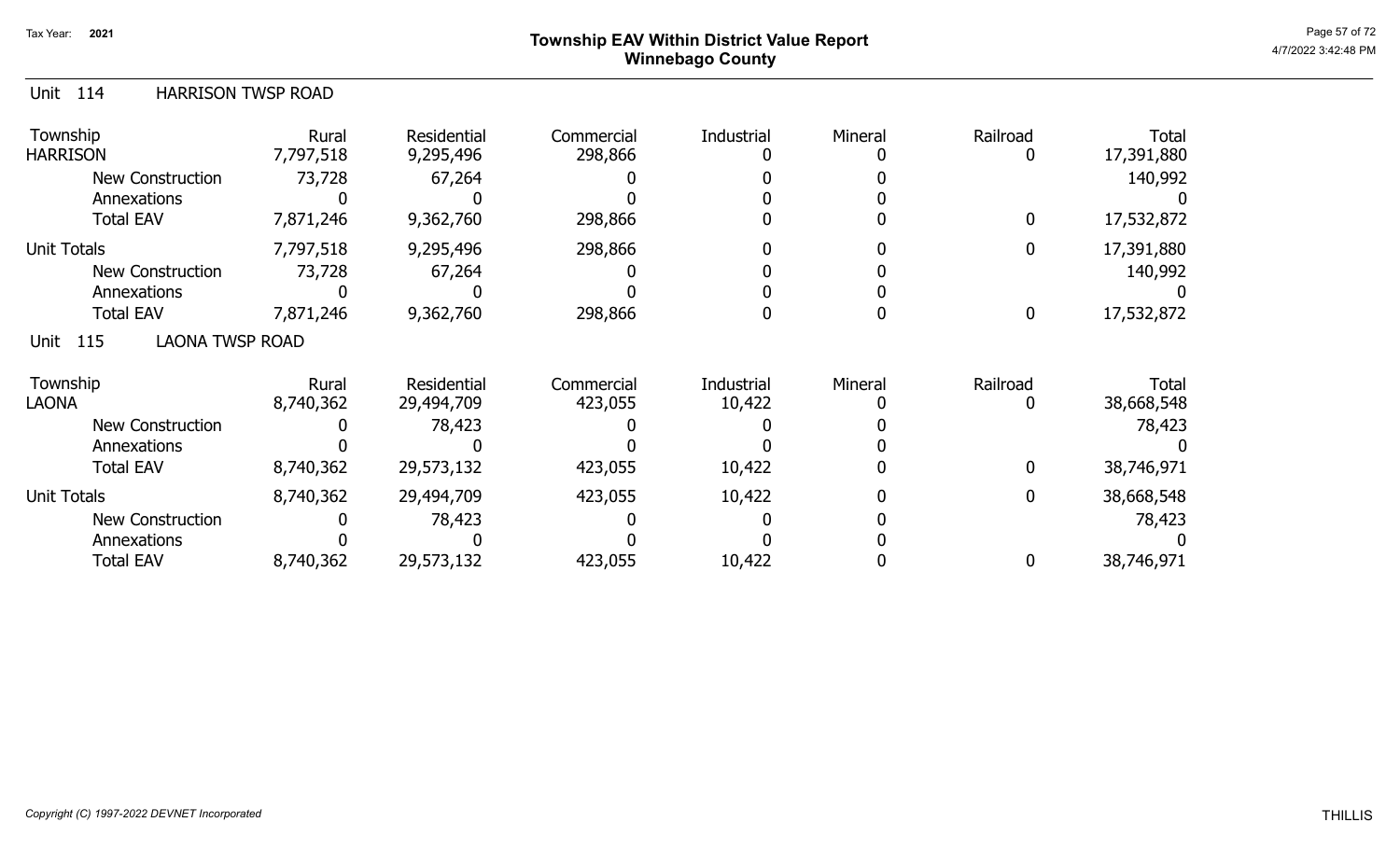# Township EAV Within District Value Report
## Winnebago County

Tax Year: 2021

### Unit 114 HARRISON TWSP ROAD

| Township | Rural | Residential | Commercial | Industrial | Mineral | Railroad | Total |
|---|---|---|---|---|---|---|---|
| HARRISON | 7,797,518 | 9,295,496 | 298,866 | 0 | 0 | 0 | 17,391,880 |
| New Construction | 73,728 | 67,264 | 0 | 0 | 0 | | 140,992 |
| Annexations | 0 | 0 | 0 | 0 | 0 | | 0 |
| Total EAV | 7,871,246 | 9,362,760 | 298,866 | 0 | 0 | 0 | 17,532,872 |
| Unit Totals | 7,797,518 | 9,295,496 | 298,866 | 0 | 0 | 0 | 17,391,880 |
| New Construction | 73,728 | 67,264 | 0 | 0 | 0 | | 140,992 |
| Annexations | 0 | 0 | 0 | 0 | 0 | | 0 |
| Total EAV | 7,871,246 | 9,362,760 | 298,866 | 0 | 0 | 0 | 17,532,872 |

### Unit 115 LAONA TWSP ROAD

| Township | Rural | Residential | Commercial | Industrial | Mineral | Railroad | Total |
|---|---|---|---|---|---|---|---|
| LAONA | 8,740,362 | 29,494,709 | 423,055 | 10,422 | 0 | 0 | 38,668,548 |
| New Construction | 0 | 78,423 | 0 | 0 | 0 | | 78,423 |
| Annexations | 0 | 0 | 0 | 0 | 0 | | 0 |
| Total EAV | 8,740,362 | 29,573,132 | 423,055 | 10,422 | 0 | 0 | 38,746,971 |
| Unit Totals | 8,740,362 | 29,494,709 | 423,055 | 10,422 | 0 | 0 | 38,668,548 |
| New Construction | 0 | 78,423 | 0 | 0 | 0 | | 78,423 |
| Annexations | 0 | 0 | 0 | 0 | 0 | | 0 |
| Total EAV | 8,740,362 | 29,573,132 | 423,055 | 10,422 | 0 | 0 | 38,746,971 |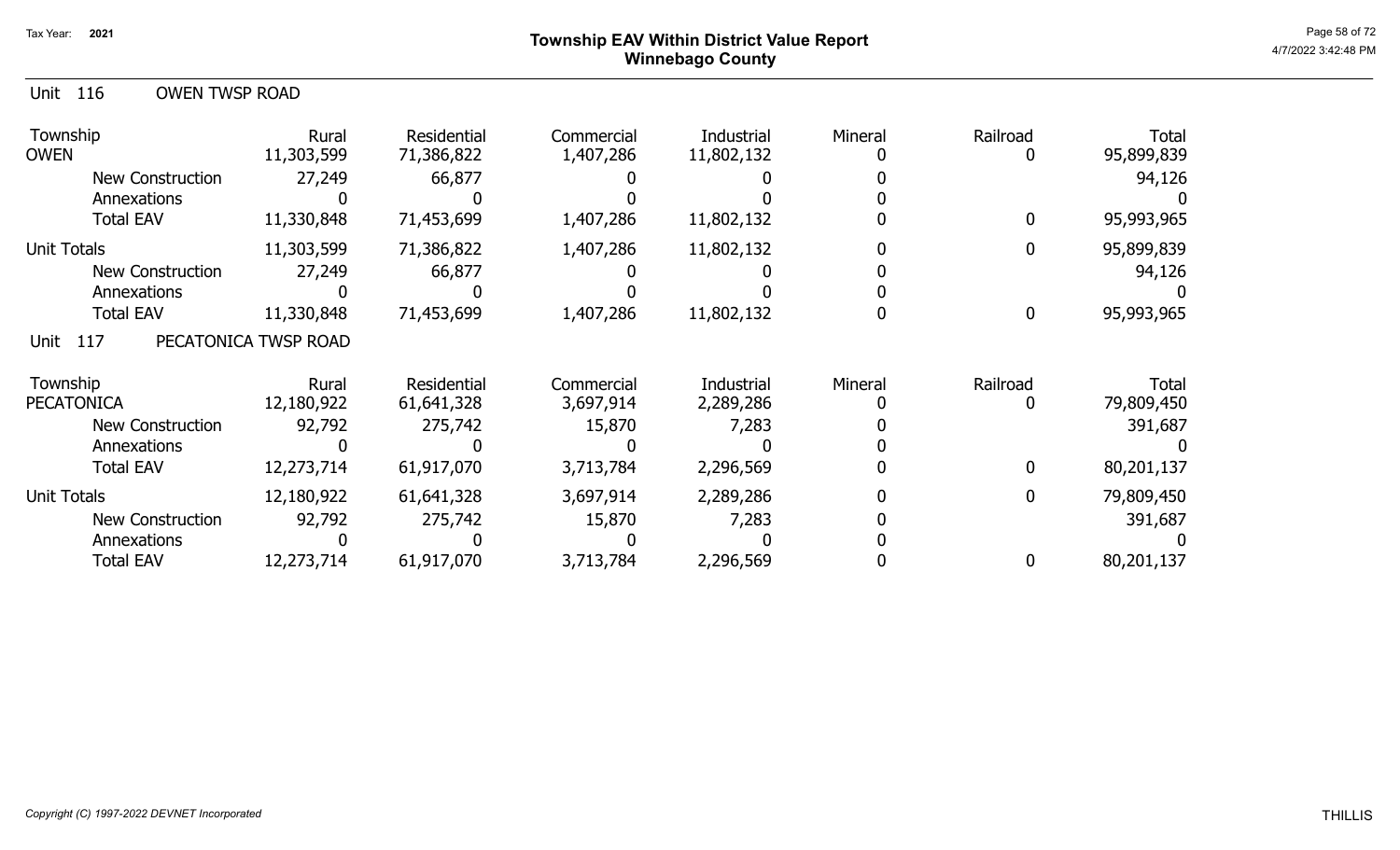# Township EAV Within District Value Report
## Winnebago County

Tax Year: 2021

Unit 116 OWEN TWSP ROAD

| Township | Rural | Residential | Commercial | Industrial | Mineral | Railroad | Total |
|---|---|---|---|---|---|---|---|
| OWEN | 11,303,599 | 71,386,822 | 1,407,286 | 11,802,132 | 0 | 0 | 95,899,839 |
| New Construction | 27,249 | 66,877 | 0 | 0 | 0 | | 94,126 |
| Annexations | 0 | 0 | 0 | 0 | 0 | | 0 |
| Total EAV | 11,330,848 | 71,453,699 | 1,407,286 | 11,802,132 | 0 | 0 | 95,993,965 |
| Unit Totals | 11,303,599 | 71,386,822 | 1,407,286 | 11,802,132 | 0 | 0 | 95,899,839 |
| New Construction | 27,249 | 66,877 | 0 | 0 | 0 | | 94,126 |
| Annexations | 0 | 0 | 0 | 0 | 0 | | 0 |
| Total EAV | 11,330,848 | 71,453,699 | 1,407,286 | 11,802,132 | 0 | 0 | 95,993,965 |

Unit 117 PECATONICA TWSP ROAD

| Township | Rural | Residential | Commercial | Industrial | Mineral | Railroad | Total |
|---|---|---|---|---|---|---|---|
| PECATONICA | 12,180,922 | 61,641,328 | 3,697,914 | 2,289,286 | 0 | 0 | 79,809,450 |
| New Construction | 92,792 | 275,742 | 15,870 | 7,283 | 0 | | 391,687 |
| Annexations | 0 | 0 | 0 | 0 | 0 | | 0 |
| Total EAV | 12,273,714 | 61,917,070 | 3,713,784 | 2,296,569 | 0 | 0 | 80,201,137 |
| Unit Totals | 12,180,922 | 61,641,328 | 3,697,914 | 2,289,286 | 0 | 0 | 79,809,450 |
| New Construction | 92,792 | 275,742 | 15,870 | 7,283 | 0 | | 391,687 |
| Annexations | 0 | 0 | 0 | 0 | 0 | | 0 |
| Total EAV | 12,273,714 | 61,917,070 | 3,713,784 | 2,296,569 | 0 | 0 | 80,201,137 |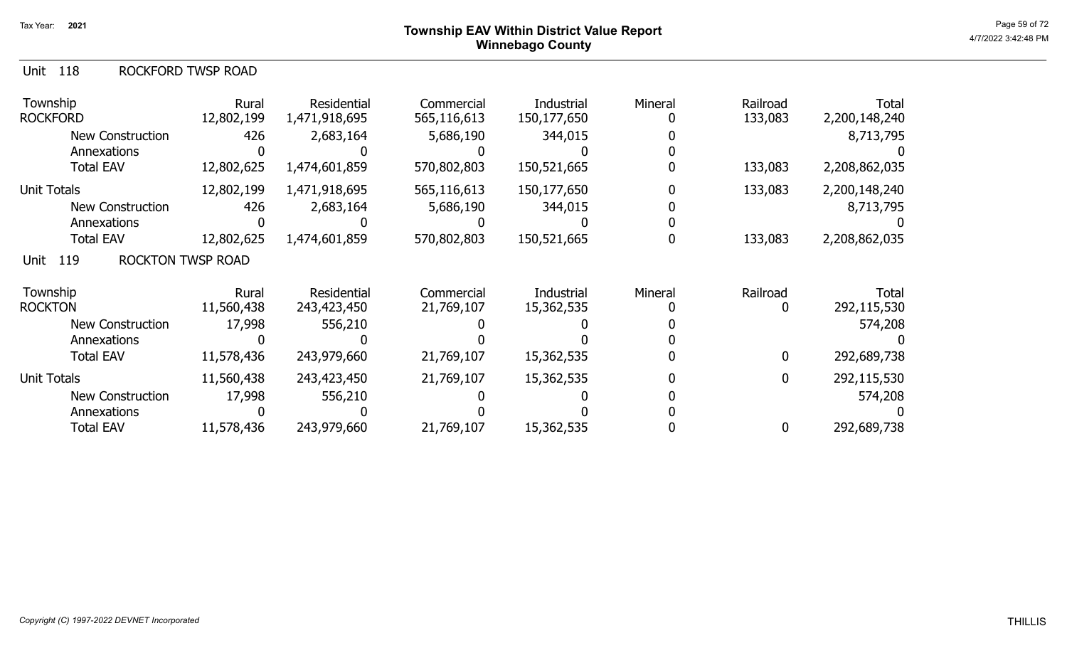# Township EAV Within District Value Report
## Winnebago County

Tax Year: 2021

### Unit 118 ROCKFORD TWSP ROAD

| Township | Rural | Residential | Commercial | Industrial | Mineral | Railroad | Total |
|---|---|---|---|---|---|---|---|
| ROCKFORD | 12,802,199 | 1,471,918,695 | 565,116,613 | 150,177,650 | 0 | 133,083 | 2,200,148,240 |
| New Construction | 426 | 2,683,164 | 5,686,190 | 344,015 | 0 | | 8,713,795 |
| Annexations | 0 | 0 | 0 | 0 | 0 | | 0 |
| Total EAV | 12,802,625 | 1,474,601,859 | 570,802,803 | 150,521,665 | 0 | 133,083 | 2,208,862,035 |
| Unit Totals | 12,802,199 | 1,471,918,695 | 565,116,613 | 150,177,650 | 0 | 133,083 | 2,200,148,240 |
| New Construction | 426 | 2,683,164 | 5,686,190 | 344,015 | 0 | | 8,713,795 |
| Annexations | 0 | 0 | 0 | 0 | 0 | | 0 |
| Total EAV | 12,802,625 | 1,474,601,859 | 570,802,803 | 150,521,665 | 0 | 133,083 | 2,208,862,035 |

### Unit 119 ROCKTON TWSP ROAD

| Township | Rural | Residential | Commercial | Industrial | Mineral | Railroad | Total |
|---|---|---|---|---|---|---|---|
| ROCKTON | 11,560,438 | 243,423,450 | 21,769,107 | 15,362,535 | 0 | 0 | 292,115,530 |
| New Construction | 17,998 | 556,210 | 0 | 0 | 0 | | 574,208 |
| Annexations | 0 | 0 | 0 | 0 | 0 | | 0 |
| Total EAV | 11,578,436 | 243,979,660 | 21,769,107 | 15,362,535 | 0 | 0 | 292,689,738 |
| Unit Totals | 11,560,438 | 243,423,450 | 21,769,107 | 15,362,535 | 0 | 0 | 292,115,530 |
| New Construction | 17,998 | 556,210 | 0 | 0 | 0 | | 574,208 |
| Annexations | 0 | 0 | 0 | 0 | 0 | | 0 |
| Total EAV | 11,578,436 | 243,979,660 | 21,769,107 | 15,362,535 | 0 | 0 | 292,689,738 |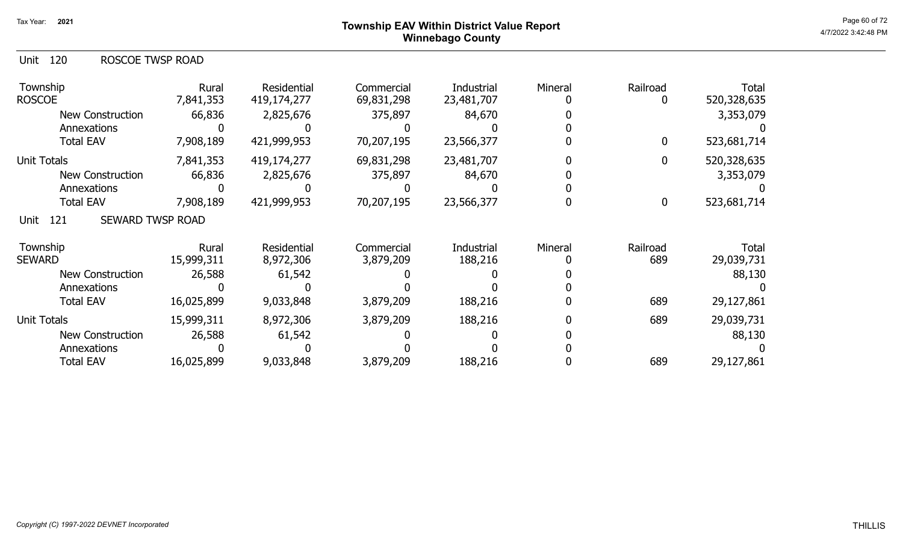# Township EAV Within District Value Report
## Winnebago County

Tax Year: 2021

### Unit 120 ROSCOE TWSP ROAD

| Township | Rural | Residential | Commercial | Industrial | Mineral | Railroad | Total |
|---|---|---|---|---|---|---|---|
| ROSCOE | 7,841,353 | 419,174,277 | 69,831,298 | 23,481,707 | 0 | 0 | 520,328,635 |
| New Construction | 66,836 | 2,825,676 | 375,897 | 84,670 | 0 | | 3,353,079 |
| Annexations | 0 | 0 | 0 | 0 | 0 | | 0 |
| Total EAV | 7,908,189 | 421,999,953 | 70,207,195 | 23,566,377 | 0 | 0 | 523,681,714 |
| Unit Totals | 7,841,353 | 419,174,277 | 69,831,298 | 23,481,707 | 0 | 0 | 520,328,635 |
| New Construction | 66,836 | 2,825,676 | 375,897 | 84,670 | 0 | | 3,353,079 |
| Annexations | 0 | 0 | 0 | 0 | 0 | | 0 |
| Total EAV | 7,908,189 | 421,999,953 | 70,207,195 | 23,566,377 | 0 | 0 | 523,681,714 |

### Unit 121 SEWARD TWSP ROAD

| Township | Rural | Residential | Commercial | Industrial | Mineral | Railroad | Total |
|---|---|---|---|---|---|---|---|
| SEWARD | 15,999,311 | 8,972,306 | 3,879,209 | 188,216 | 0 | 689 | 29,039,731 |
| New Construction | 26,588 | 61,542 | 0 | 0 | 0 | | 88,130 |
| Annexations | 0 | 0 | 0 | 0 | 0 | | 0 |
| Total EAV | 16,025,899 | 9,033,848 | 3,879,209 | 188,216 | 0 | 689 | 29,127,861 |
| Unit Totals | 15,999,311 | 8,972,306 | 3,879,209 | 188,216 | 0 | 689 | 29,039,731 |
| New Construction | 26,588 | 61,542 | 0 | 0 | 0 | | 88,130 |
| Annexations | 0 | 0 | 0 | 0 | 0 | | 0 |
| Total EAV | 16,025,899 | 9,033,848 | 3,879,209 | 188,216 | 0 | 689 | 29,127,861 |

*Copyright (C) 1997-2022 DEVNET Incorporated*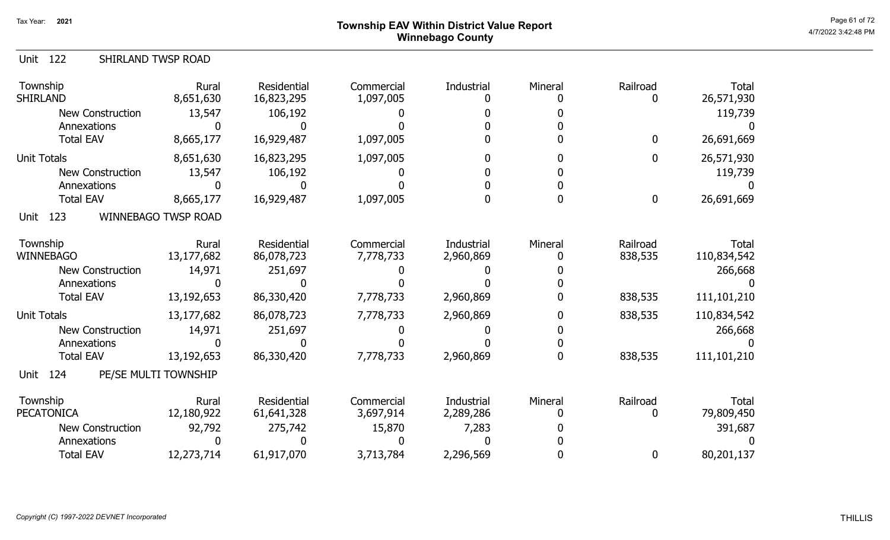# Township EAV Within District Value Report
## Winnebago County

Tax Year: 2021

### Unit 122 SHIRLAND TWSP ROAD

| Township | Rural | Residential | Commercial | Industrial | Mineral | Railroad | Total |
|---|---|---|---|---|---|---|---|
| SHIRLAND | 8,651,630 | 16,823,295 | 1,097,005 | 0 | 0 | 0 | 26,571,930 |
| New Construction | 13,547 | 106,192 | 0 | 0 | 0 | | 119,739 |
| Annexations | 0 | 0 | 0 | 0 | 0 | | 0 |
| Total EAV | 8,665,177 | 16,929,487 | 1,097,005 | 0 | 0 | 0 | 26,691,669 |
| Unit Totals | 8,651,630 | 16,823,295 | 1,097,005 | 0 | 0 | 0 | 26,571,930 |
| New Construction | 13,547 | 106,192 | 0 | 0 | 0 | | 119,739 |
| Annexations | 0 | 0 | 0 | 0 | 0 | | 0 |
| Total EAV | 8,665,177 | 16,929,487 | 1,097,005 | 0 | 0 | 0 | 26,691,669 |

### Unit 123 WINNEBAGO TWSP ROAD

| Township | Rural | Residential | Commercial | Industrial | Mineral | Railroad | Total |
|---|---|---|---|---|---|---|---|
| WINNEBAGO | 13,177,682 | 86,078,723 | 7,778,733 | 2,960,869 | 0 | 838,535 | 110,834,542 |
| New Construction | 14,971 | 251,697 | 0 | 0 | 0 | | 266,668 |
| Annexations | 0 | 0 | 0 | 0 | 0 | | 0 |
| Total EAV | 13,192,653 | 86,330,420 | 7,778,733 | 2,960,869 | 0 | 838,535 | 111,101,210 |
| Unit Totals | 13,177,682 | 86,078,723 | 7,778,733 | 2,960,869 | 0 | 838,535 | 110,834,542 |
| New Construction | 14,971 | 251,697 | 0 | 0 | 0 | | 266,668 |
| Annexations | 0 | 0 | 0 | 0 | 0 | | 0 |
| Total EAV | 13,192,653 | 86,330,420 | 7,778,733 | 2,960,869 | 0 | 838,535 | 111,101,210 |

### Unit 124 PE/SE MULTI TOWNSHIP

| Township | Rural | Residential | Commercial | Industrial | Mineral | Railroad | Total |
|---|---|---|---|---|---|---|---|
| PECATONICA | 12,180,922 | 61,641,328 | 3,697,914 | 2,289,286 | 0 | 0 | 79,809,450 |
| New Construction | 92,792 | 275,742 | 15,870 | 7,283 | 0 | | 391,687 |
| Annexations | 0 | 0 | 0 | 0 | 0 | | 0 |
| Total EAV | 12,273,714 | 61,917,070 | 3,713,784 | 2,296,569 | 0 | 0 | 80,201,137 |

*Copyright (C) 1997-2022 DEVNET Incorporated*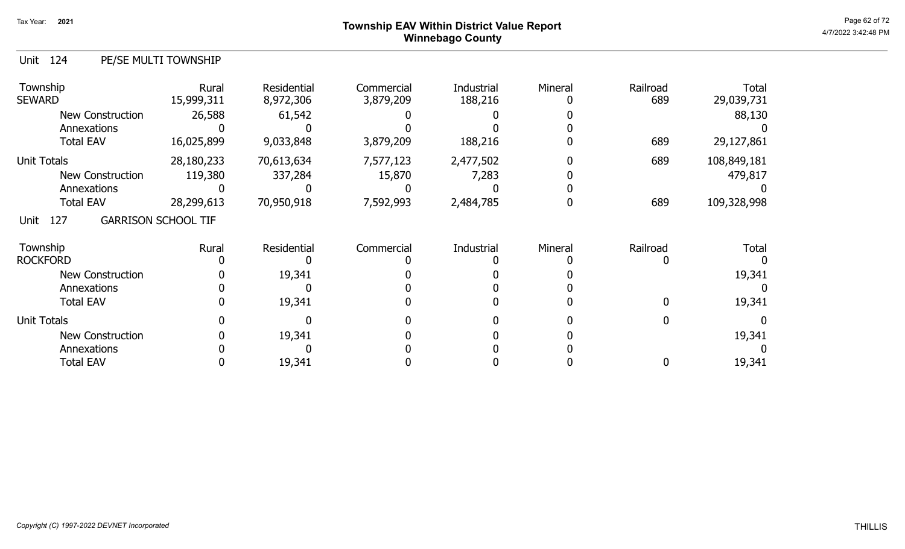## Township EAV Within District Value Report
## Winnebago County

Tax Year: 2021

### Unit 124 PE/SE MULTI TOWNSHIP

| Township | Rural | Residential | Commercial | Industrial | Mineral | Railroad | Total |
|---|---|---|---|---|---|---|---|
| SEWARD | 15,999,311 | 8,972,306 | 3,879,209 | 188,216 | 0 | 689 | 29,039,731 |
| New Construction | 26,588 | 61,542 | 0 | 0 | 0 | | 88,130 |
| Annexations | 0 | 0 | 0 | 0 | 0 | | 0 |
| Total EAV | 16,025,899 | 9,033,848 | 3,879,209 | 188,216 | 0 | 689 | 29,127,861 |
| Unit Totals | 28,180,233 | 70,613,634 | 7,577,123 | 2,477,502 | 0 | 689 | 108,849,181 |
| New Construction | 119,380 | 337,284 | 15,870 | 7,283 | 0 | | 479,817 |
| Annexations | 0 | 0 | 0 | 0 | 0 | | 0 |
| Total EAV | 28,299,613 | 70,950,918 | 7,592,993 | 2,484,785 | 0 | 689 | 109,328,998 |

### Unit 127 GARRISON SCHOOL TIF

| Township | Rural | Residential | Commercial | Industrial | Mineral | Railroad | Total |
|---|---|---|---|---|---|---|---|
| ROCKFORD | 0 | 0 | 0 | 0 | 0 | 0 | 0 |
| New Construction | 0 | 19,341 | 0 | 0 | 0 | | 19,341 |
| Annexations | 0 | 0 | 0 | 0 | 0 | | 0 |
| Total EAV | 0 | 19,341 | 0 | 0 | 0 | 0 | 19,341 |
| Unit Totals | 0 | 0 | 0 | 0 | 0 | 0 | 0 |
| New Construction | 0 | 19,341 | 0 | 0 | 0 | | 19,341 |
| Annexations | 0 | 0 | 0 | 0 | 0 | | 0 |
| Total EAV | 0 | 19,341 | 0 | 0 | 0 | 0 | 19,341 |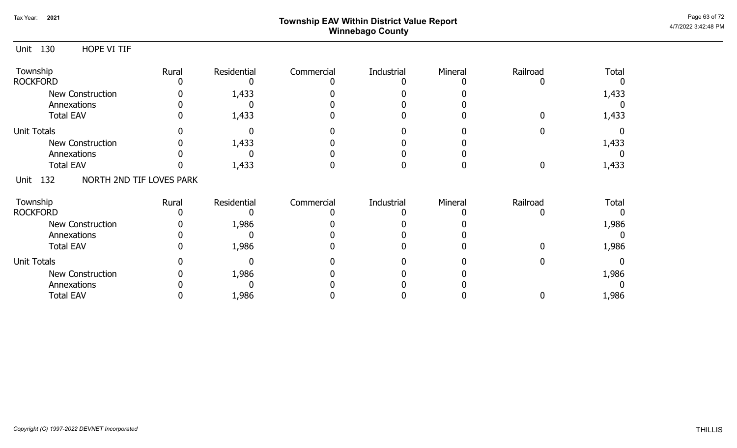# Township EAV Within District Value Report
## Winnebago County

Tax Year: 2021

### Unit 130 HOPE VI TIF

| Township | Rural | Residential | Commercial | Industrial | Mineral | Railroad | Total |
|---|---|---|---|---|---|---|---|
| ROCKFORD | 0 | 0 | 0 | 0 | 0 | 0 | 0 |
| New Construction | 0 | 1,433 | 0 | 0 | 0 | | 1,433 |
| Annexations | 0 | 0 | 0 | 0 | 0 | | 0 |
| Total EAV | 0 | 1,433 | 0 | 0 | 0 | 0 | 1,433 |
| Unit Totals | 0 | 0 | 0 | 0 | 0 | 0 | 0 |
| New Construction | 0 | 1,433 | 0 | 0 | 0 | | 1,433 |
| Annexations | 0 | 0 | 0 | 0 | 0 | | 0 |
| Total EAV | 0 | 1,433 | 0 | 0 | 0 | 0 | 1,433 |

### Unit 132 NORTH 2ND TIF LOVES PARK

| Township | Rural | Residential | Commercial | Industrial | Mineral | Railroad | Total |
|---|---|---|---|---|---|---|---|
| ROCKFORD | 0 | 0 | 0 | 0 | 0 | 0 | 0 |
| New Construction | 0 | 1,986 | 0 | 0 | 0 | | 1,986 |
| Annexations | 0 | 0 | 0 | 0 | 0 | | 0 |
| Total EAV | 0 | 1,986 | 0 | 0 | 0 | 0 | 1,986 |
| Unit Totals | 0 | 0 | 0 | 0 | 0 | 0 | 0 |
| New Construction | 0 | 1,986 | 0 | 0 | 0 | | 1,986 |
| Annexations | 0 | 0 | 0 | 0 | 0 | | 0 |
| Total EAV | 0 | 1,986 | 0 | 0 | 0 | 0 | 1,986 |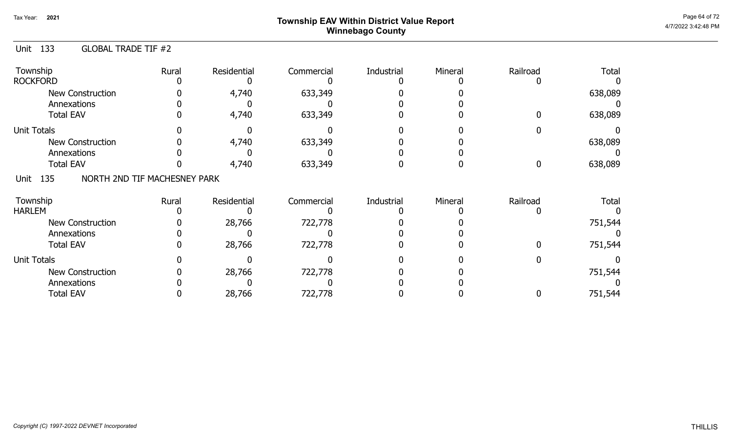# Township EAV Within District Value Report
## Winnebago County

Tax Year: 2021

### Unit 133 GLOBAL TRADE TIF #2

| Township | Rural | Residential | Commercial | Industrial | Mineral | Railroad | Total |
|---|---|---|---|---|---|---|---|
| ROCKFORD | 0 | 0 | 0 | 0 | 0 | 0 | 0 |
| New Construction | 0 | 4,740 | 633,349 | 0 | 0 | | 638,089 |
| Annexations | 0 | 0 | 0 | 0 | 0 | | 0 |
| Total EAV | 0 | 4,740 | 633,349 | 0 | 0 | 0 | 638,089 |
| Unit Totals | 0 | 0 | 0 | 0 | 0 | 0 | 0 |
| New Construction | 0 | 4,740 | 633,349 | 0 | 0 | | 638,089 |
| Annexations | 0 | 0 | 0 | 0 | 0 | | 0 |
| Total EAV | 0 | 4,740 | 633,349 | 0 | 0 | 0 | 638,089 |

### Unit 135 NORTH 2ND TIF MACHESNEY PARK

| Township | Rural | Residential | Commercial | Industrial | Mineral | Railroad | Total |
|---|---|---|---|---|---|---|---|
| HARLEM | 0 | 0 | 0 | 0 | 0 | 0 | 0 |
| New Construction | 0 | 28,766 | 722,778 | 0 | 0 | | 751,544 |
| Annexations | 0 | 0 | 0 | 0 | 0 | | 0 |
| Total EAV | 0 | 28,766 | 722,778 | 0 | 0 | 0 | 751,544 |
| Unit Totals | 0 | 0 | 0 | 0 | 0 | 0 | 0 |
| New Construction | 0 | 28,766 | 722,778 | 0 | 0 | | 751,544 |
| Annexations | 0 | 0 | 0 | 0 | 0 | | 0 |
| Total EAV | 0 | 28,766 | 722,778 | 0 | 0 | 0 | 751,544 |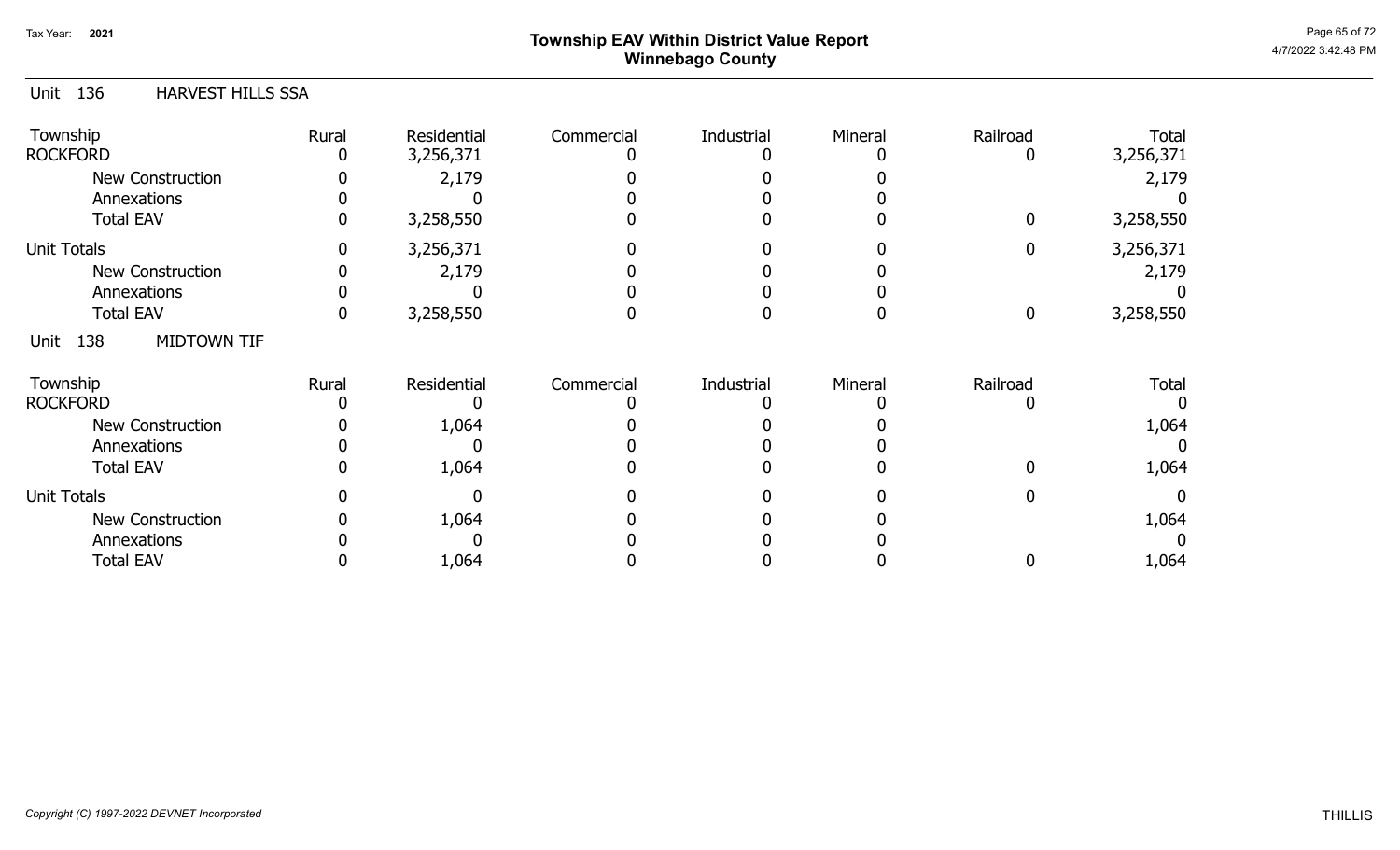## Township EAV Within District Value Report
## Winnebago County

Tax Year: 2021

### Unit 136 HARVEST HILLS SSA

| Township | Rural | Residential | Commercial | Industrial | Mineral | Railroad | Total |
|---|---|---|---|---|---|---|---|
| ROCKFORD | 0 | 3,256,371 | 0 | 0 | 0 | 0 | 3,256,371 |
| New Construction | 0 | 2,179 | 0 | 0 | 0 | | 2,179 |
| Annexations | 0 | 0 | 0 | 0 | 0 | | 0 |
| Total EAV | 0 | 3,258,550 | 0 | 0 | 0 | 0 | 3,258,550 |
| Unit Totals | 0 | 3,256,371 | 0 | 0 | 0 | 0 | 3,256,371 |
| New Construction | 0 | 2,179 | 0 | 0 | 0 | | 2,179 |
| Annexations | 0 | 0 | 0 | 0 | 0 | | 0 |
| Total EAV | 0 | 3,258,550 | 0 | 0 | 0 | 0 | 3,258,550 |

### Unit 138 MIDTOWN TIF

| Township | Rural | Residential | Commercial | Industrial | Mineral | Railroad | Total |
|---|---|---|---|---|---|---|---|
| ROCKFORD | 0 | 0 | 0 | 0 | 0 | 0 | 0 |
| New Construction | 0 | 1,064 | 0 | 0 | 0 | | 1,064 |
| Annexations | 0 | 0 | 0 | 0 | 0 | | 0 |
| Total EAV | 0 | 1,064 | 0 | 0 | 0 | 0 | 1,064 |
| Unit Totals | 0 | 0 | 0 | 0 | 0 | 0 | 0 |
| New Construction | 0 | 1,064 | 0 | 0 | 0 | | 1,064 |
| Annexations | 0 | 0 | 0 | 0 | 0 | | 0 |
| Total EAV | 0 | 1,064 | 0 | 0 | 0 | 0 | 1,064 |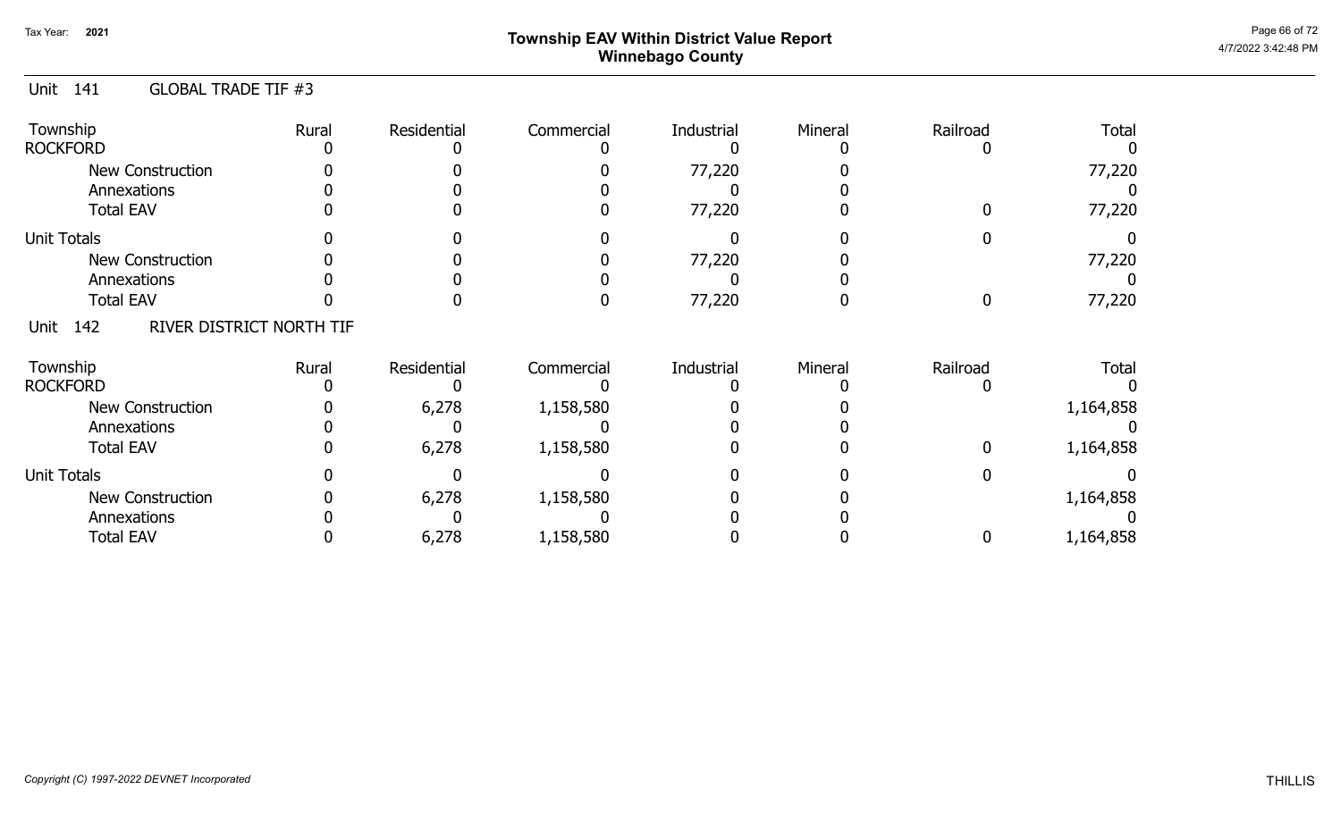# Township EAV Within District Value Report
## Winnebago County

Tax Year: 2021

### Unit 141 GLOBAL TRADE TIF #3

| Township | Rural | Residential | Commercial | Industrial | Mineral | Railroad | Total |
|---|---|---|---|---|---|---|---|
| ROCKFORD | 0 | 0 | 0 | 0 | 0 | 0 | 0 |
| New Construction | 0 | 0 | 0 | 77,220 | 0 | | 77,220 |
| Annexations | 0 | 0 | 0 | 0 | 0 | | 0 |
| Total EAV | 0 | 0 | 0 | 77,220 | 0 | 0 | 77,220 |
| Unit Totals | 0 | 0 | 0 | 0 | 0 | 0 | 0 |
| New Construction | 0 | 0 | 0 | 77,220 | 0 | | 77,220 |
| Annexations | 0 | 0 | 0 | 0 | 0 | | 0 |
| Total EAV | 0 | 0 | 0 | 77,220 | 0 | 0 | 77,220 |

### Unit 142 RIVER DISTRICT NORTH TIF

| Township | Rural | Residential | Commercial | Industrial | Mineral | Railroad | Total |
|---|---|---|---|---|---|---|---|
| ROCKFORD | 0 | 0 | 0 | 0 | 0 | 0 | 0 |
| New Construction | 0 | 6,278 | 1,158,580 | 0 | 0 | | 1,164,858 |
| Annexations | 0 | 0 | 0 | 0 | 0 | | 0 |
| Total EAV | 0 | 6,278 | 1,158,580 | 0 | 0 | 0 | 1,164,858 |
| Unit Totals | 0 | 0 | 0 | 0 | 0 | 0 | 0 |
| New Construction | 0 | 6,278 | 1,158,580 | 0 | 0 | | 1,164,858 |
| Annexations | 0 | 0 | 0 | 0 | 0 | | 0 |
| Total EAV | 0 | 6,278 | 1,158,580 | 0 | 0 | 0 | 1,164,858 |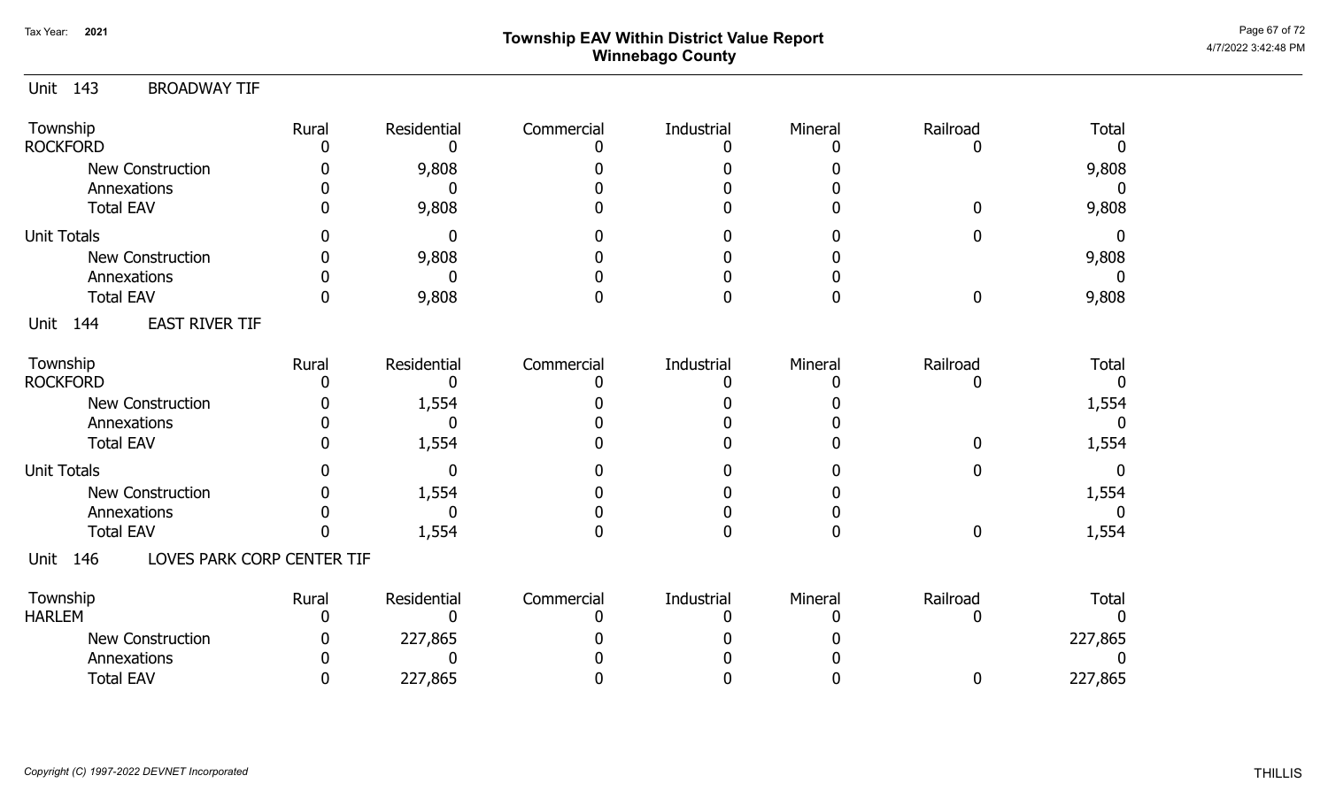# Township EAV Within District Value Report
## Winnebago County

Tax Year: 2021

4/7/2022 3:42:48 PM

### Unit 143 BROADWAY TIF

| Township | Rural | Residential | Commercial | Industrial | Mineral | Railroad | Total |
|---|---|---|---|---|---|---|---|
| ROCKFORD | 0 | 0 | 0 | 0 | 0 | 0 | 0 |
| New Construction | 0 | 9,808 | 0 | 0 | 0 | | 9,808 |
| Annexations | 0 | 0 | 0 | 0 | 0 | | 0 |
| Total EAV | 0 | 9,808 | 0 | 0 | 0 | 0 | 9,808 |
| Unit Totals | 0 | 0 | 0 | 0 | 0 | 0 | 0 |
| New Construction | 0 | 9,808 | 0 | 0 | 0 | | 9,808 |
| Annexations | 0 | 0 | 0 | 0 | 0 | | 0 |
| Total EAV | 0 | 9,808 | 0 | 0 | 0 | 0 | 9,808 |

### Unit 144 EAST RIVER TIF

| Township | Rural | Residential | Commercial | Industrial | Mineral | Railroad | Total |
|---|---|---|---|---|---|---|---|
| ROCKFORD | 0 | 0 | 0 | 0 | 0 | 0 | 0 |
| New Construction | 0 | 1,554 | 0 | 0 | 0 | | 1,554 |
| Annexations | 0 | 0 | 0 | 0 | 0 | | 0 |
| Total EAV | 0 | 1,554 | 0 | 0 | 0 | 0 | 1,554 |
| Unit Totals | 0 | 0 | 0 | 0 | 0 | 0 | 0 |
| New Construction | 0 | 1,554 | 0 | 0 | 0 | | 1,554 |
| Annexations | 0 | 0 | 0 | 0 | 0 | | 0 |
| Total EAV | 0 | 1,554 | 0 | 0 | 0 | 0 | 1,554 |

### Unit 146 LOVES PARK CORP CENTER TIF

| Township | Rural | Residential | Commercial | Industrial | Mineral | Railroad | Total |
|---|---|---|---|---|---|---|---|
| HARLEM | 0 | 0 | 0 | 0 | 0 | 0 | 0 |
| New Construction | 0 | 227,865 | 0 | 0 | 0 | | 227,865 |
| Annexations | 0 | 0 | 0 | 0 | 0 | | 0 |
| Total EAV | 0 | 227,865 | 0 | 0 | 0 | 0 | 227,865 |

*Copyright (C) 1997-2022 DEVNET Incorporated*

THILLIS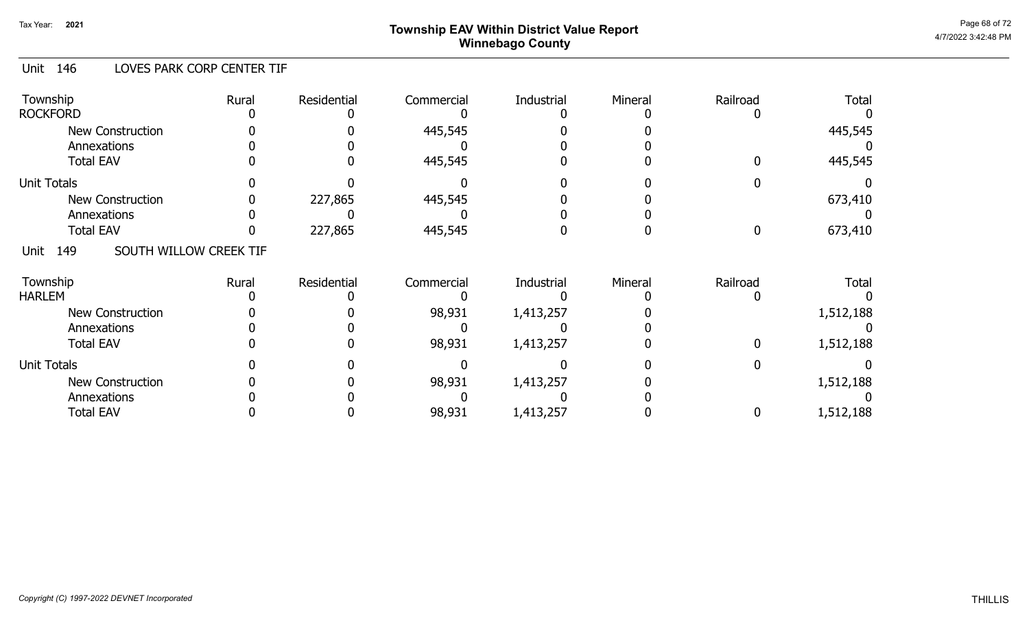## Unit 146 LOVES PARK CORP CENTER TIF

| Township | Rural | Residential | Commercial | Industrial | Mineral | Railroad | Total |
|---|---|---|---|---|---|---|---|
| ROCKFORD | 0 | 0 | 0 | 0 | 0 | 0 | 0 |
| New Construction | 0 | 0 | 445,545 | 0 | 0 | | 445,545 |
| Annexations | 0 | 0 | 0 | 0 | 0 | | 0 |
| Total EAV | 0 | 0 | 445,545 | 0 | 0 | 0 | 445,545 |
| Unit Totals | 0 | 0 | 0 | 0 | 0 | 0 | 0 |
| New Construction | 0 | 227,865 | 445,545 | 0 | 0 | | 673,410 |
| Annexations | 0 | 0 | 0 | 0 | 0 | | 0 |
| Total EAV | 0 | 227,865 | 445,545 | 0 | 0 | 0 | 673,410 |

## Unit 149 SOUTH WILLOW CREEK TIF

| Township | Rural | Residential | Commercial | Industrial | Mineral | Railroad | Total |
|---|---|---|---|---|---|---|---|
| HARLEM | 0 | 0 | 0 | 0 | 0 | 0 | 0 |
| New Construction | 0 | 0 | 98,931 | 1,413,257 | 0 | | 1,512,188 |
| Annexations | 0 | 0 | 0 | 0 | 0 | | 0 |
| Total EAV | 0 | 0 | 98,931 | 1,413,257 | 0 | 0 | 1,512,188 |
| Unit Totals | 0 | 0 | 0 | 0 | 0 | 0 | 0 |
| New Construction | 0 | 0 | 98,931 | 1,413,257 | 0 | | 1,512,188 |
| Annexations | 0 | 0 | 0 | 0 | 0 | | 0 |
| Total EAV | 0 | 0 | 98,931 | 1,413,257 | 0 | 0 | 1,512,188 |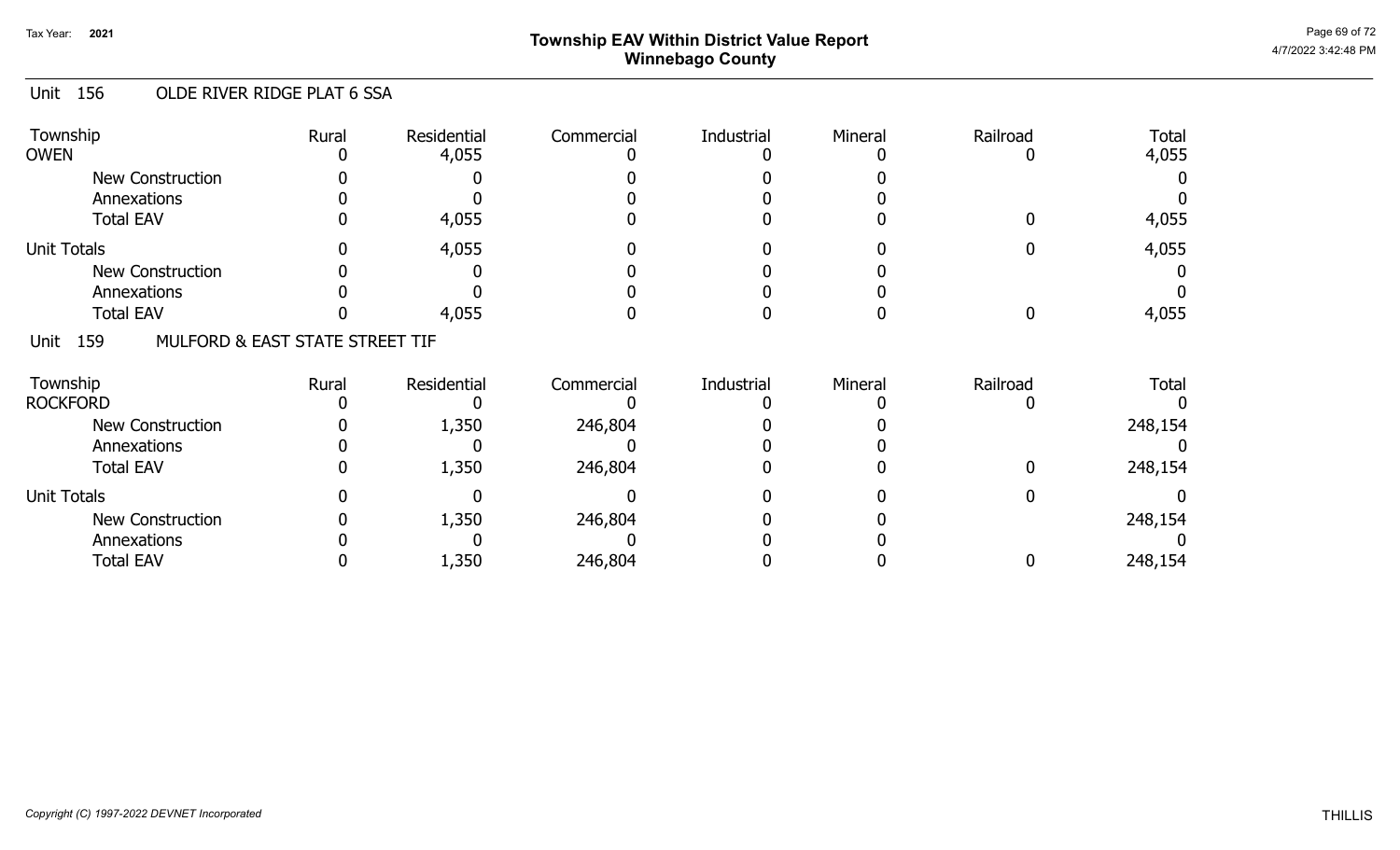# Township EAV Within District Value Report
## Winnebago County

Tax Year: 2021

### Unit 156 OLDE RIVER RIDGE PLAT 6 SSA

| Township | Rural | Residential | Commercial | Industrial | Mineral | Railroad | Total |
|---|---|---|---|---|---|---|---|
| OWEN | 0 | 4,055 | 0 | 0 | 0 | 0 | 4,055 |
| New Construction | 0 | 0 | 0 | 0 | 0 | | 0 |
| Annexations | 0 | 0 | 0 | 0 | 0 | | 0 |
| Total EAV | 0 | 4,055 | 0 | 0 | 0 | 0 | 4,055 |
| Unit Totals | 0 | 4,055 | 0 | 0 | 0 | 0 | 4,055 |
| New Construction | 0 | 0 | 0 | 0 | 0 | | 0 |
| Annexations | 0 | 0 | 0 | 0 | 0 | | 0 |
| Total EAV | 0 | 4,055 | 0 | 0 | 0 | 0 | 4,055 |

### Unit 159 MULFORD & EAST STATE STREET TIF

| Township | Rural | Residential | Commercial | Industrial | Mineral | Railroad | Total |
|---|---|---|---|---|---|---|---|
| ROCKFORD | 0 | 0 | 0 | 0 | 0 | 0 | 0 |
| New Construction | 0 | 1,350 | 246,804 | 0 | 0 | | 248,154 |
| Annexations | 0 | 0 | 0 | 0 | 0 | | 0 |
| Total EAV | 0 | 1,350 | 246,804 | 0 | 0 | 0 | 248,154 |
| Unit Totals | 0 | 0 | 0 | 0 | 0 | 0 | 0 |
| New Construction | 0 | 1,350 | 246,804 | 0 | 0 | | 248,154 |
| Annexations | 0 | 0 | 0 | 0 | 0 | | 0 |
| Total EAV | 0 | 1,350 | 246,804 | 0 | 0 | 0 | 248,154 |

*Copyright (C) 1997-2022 DEVNET Incorporated*

THILLIS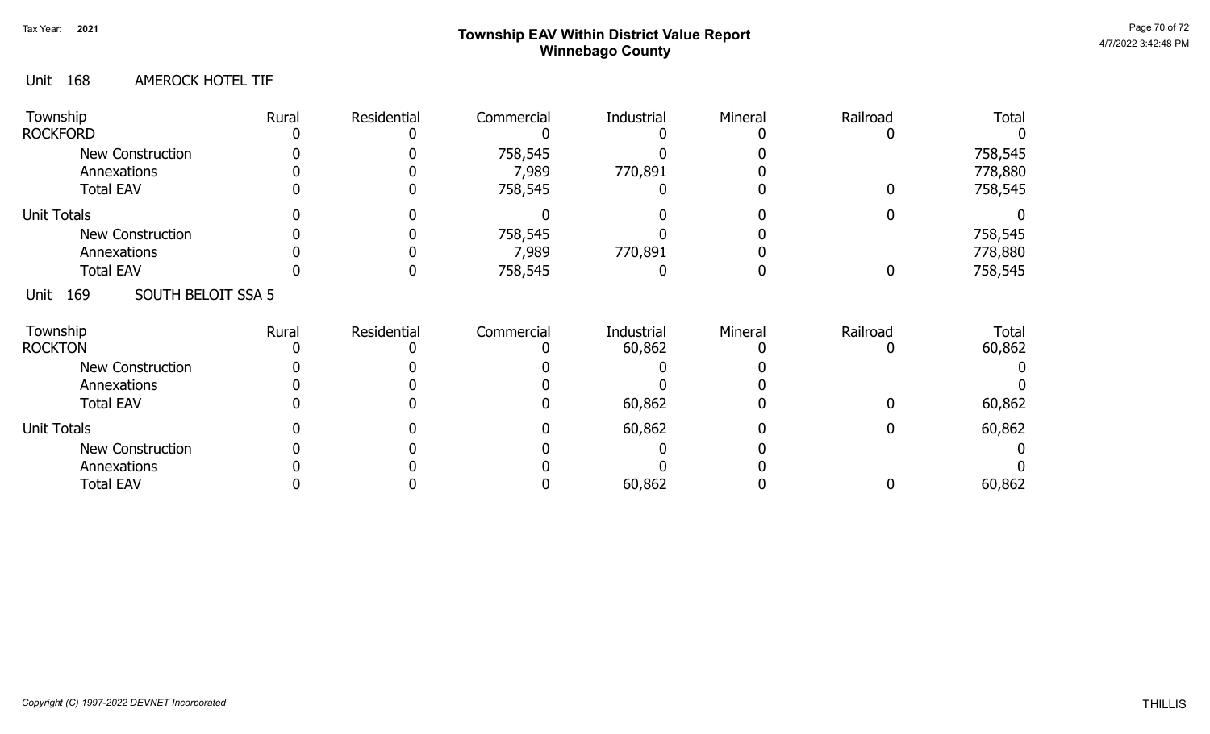## Township EAV Within District Value Report
## Winnebago County

Tax Year: 2021

### Unit 168 AMEROCK HOTEL TIF

| Township | Rural | Residential | Commercial | Industrial | Mineral | Railroad | Total |
|---|---|---|---|---|---|---|---|
| ROCKFORD | 0 | 0 | 0 | 0 | 0 | 0 | 0 |
| New Construction | 0 | 0 | 758,545 | 0 | 0 | | 758,545 |
| Annexations | 0 | 0 | 7,989 | 770,891 | 0 | | 778,880 |
| Total EAV | 0 | 0 | 758,545 | 0 | 0 | 0 | 758,545 |
| Unit Totals | 0 | 0 | 0 | 0 | 0 | 0 | 0 |
| New Construction | 0 | 0 | 758,545 | 0 | 0 | | 758,545 |
| Annexations | 0 | 0 | 7,989 | 770,891 | 0 | | 778,880 |
| Total EAV | 0 | 0 | 758,545 | 0 | 0 | 0 | 758,545 |

### Unit 169 SOUTH BELOIT SSA 5

| Township | Rural | Residential | Commercial | Industrial | Mineral | Railroad | Total |
|---|---|---|---|---|---|---|---|
| ROCKTON | 0 | 0 | 0 | 60,862 | 0 | 0 | 60,862 |
| New Construction | 0 | 0 | 0 | 0 | 0 | | 0 |
| Annexations | 0 | 0 | 0 | 0 | 0 | | 0 |
| Total EAV | 0 | 0 | 0 | 60,862 | 0 | 0 | 60,862 |
| Unit Totals | 0 | 0 | 0 | 60,862 | 0 | 0 | 60,862 |
| New Construction | 0 | 0 | 0 | 0 | 0 | | 0 |
| Annexations | 0 | 0 | 0 | 0 | 0 | | 0 |
| Total EAV | 0 | 0 | 0 | 60,862 | 0 | 0 | 60,862 |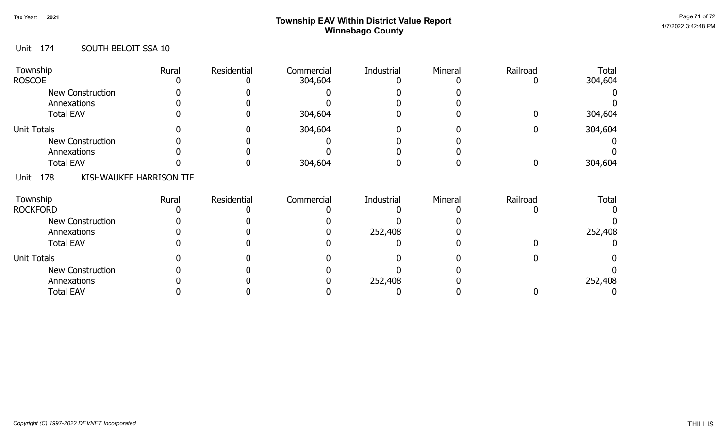# Township EAV Within District Value Report
## Winnebago County

Tax Year: 2021

### Unit 174 SOUTH BELOIT SSA 10

| Township | Rural | Residential | Commercial | Industrial | Mineral | Railroad | Total |
|---|---|---|---|---|---|---|---|
| ROSCOE | 0 | 0 | 304,604 | 0 | 0 | 0 | 304,604 |
| New Construction | 0 | 0 | 0 | 0 | 0 | | 0 |
| Annexations | 0 | 0 | 0 | 0 | 0 | | 0 |
| Total EAV | 0 | 0 | 304,604 | 0 | 0 | 0 | 304,604 |
| Unit Totals | 0 | 0 | 304,604 | 0 | 0 | 0 | 304,604 |
| New Construction | 0 | 0 | 0 | 0 | 0 | | 0 |
| Annexations | 0 | 0 | 0 | 0 | 0 | | 0 |
| Total EAV | 0 | 0 | 304,604 | 0 | 0 | 0 | 304,604 |

### Unit 178 KISHWAUKEE HARRISON TIF

| Township | Rural | Residential | Commercial | Industrial | Mineral | Railroad | Total |
|---|---|---|---|---|---|---|---|
| ROCKFORD | 0 | 0 | 0 | 0 | 0 | 0 | 0 |
| New Construction | 0 | 0 | 0 | 0 | 0 | | 0 |
| Annexations | 0 | 0 | 0 | 252,408 | 0 | | 252,408 |
| Total EAV | 0 | 0 | 0 | 0 | 0 | 0 | 0 |
| Unit Totals | 0 | 0 | 0 | 0 | 0 | 0 | 0 |
| New Construction | 0 | 0 | 0 | 0 | 0 | | 0 |
| Annexations | 0 | 0 | 0 | 252,408 | 0 | | 252,408 |
| Total EAV | 0 | 0 | 0 | 0 | 0 | 0 | 0 |

*Copyright (C) 1997-2022 DEVNET Incorporated*

THILLIS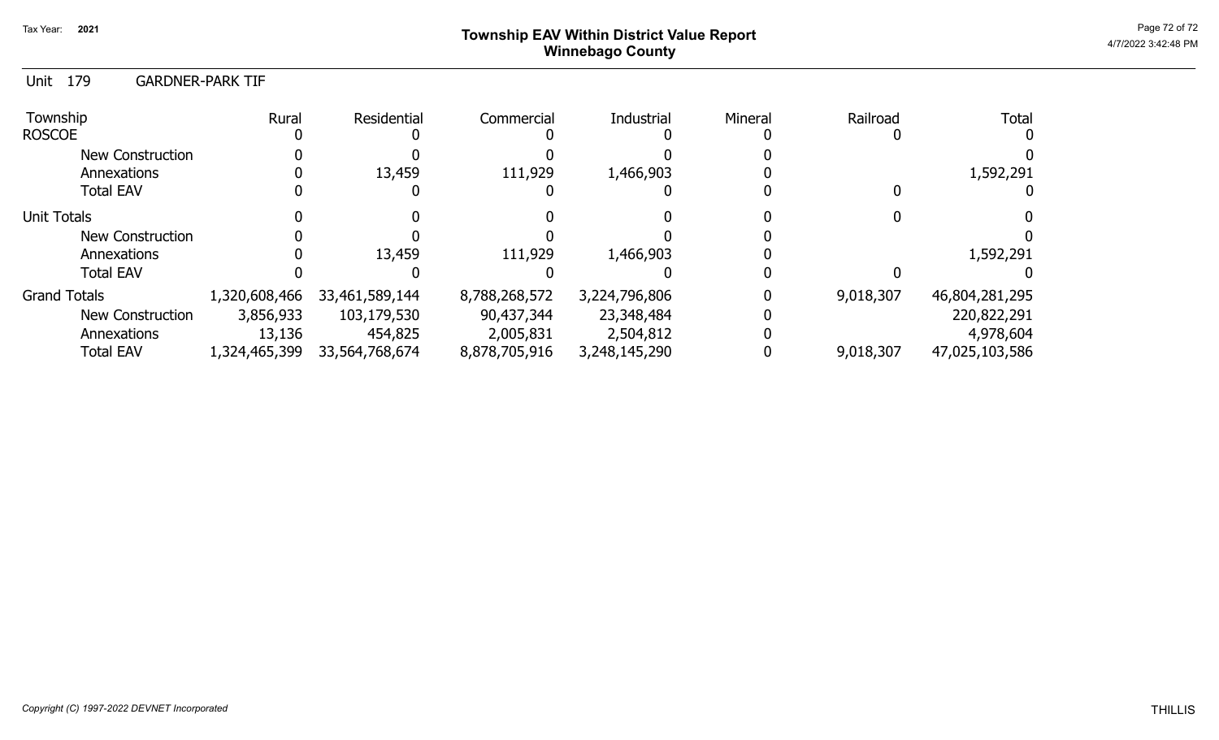# Township EAV Within District Value Report
## Winnebago County

Tax Year: 2021

Unit 179 GARDNER-PARK TIF

| Township | Rural | Residential | Commercial | Industrial | Mineral | Railroad | Total |
|---|---|---|---|---|---|---|---|
| ROSCOE | 0 | 0 | 0 | 0 | 0 | 0 | 0 |
| New Construction | 0 | 0 | 0 | 0 | 0 | | 0 |
| Annexations | 0 | 13,459 | 111,929 | 1,466,903 | 0 | | 1,592,291 |
| Total EAV | 0 | 0 | 0 | 0 | 0 | 0 | 0 |
| Unit Totals | 0 | 0 | 0 | 0 | 0 | 0 | 0 |
| New Construction | 0 | 0 | 0 | 0 | 0 | | 0 |
| Annexations | 0 | 13,459 | 111,929 | 1,466,903 | 0 | | 1,592,291 |
| Total EAV | 0 | 0 | 0 | 0 | 0 | 0 | 0 |
| Grand Totals | 1,320,608,466 | 33,461,589,144 | 8,788,268,572 | 3,224,796,806 | 0 | 9,018,307 | 46,804,281,295 |
| New Construction | 3,856,933 | 103,179,530 | 90,437,344 | 23,348,484 | 0 | | 220,822,291 |
| Annexations | 13,136 | 454,825 | 2,005,831 | 2,504,812 | 0 | | 4,978,604 |
| Total EAV | 1,324,465,399 | 33,564,768,674 | 8,878,705,916 | 3,248,145,290 | 0 | 9,018,307 | 47,025,103,586 |

*Copyright (C) 1997-2022 DEVNET Incorporated*

THILLIS